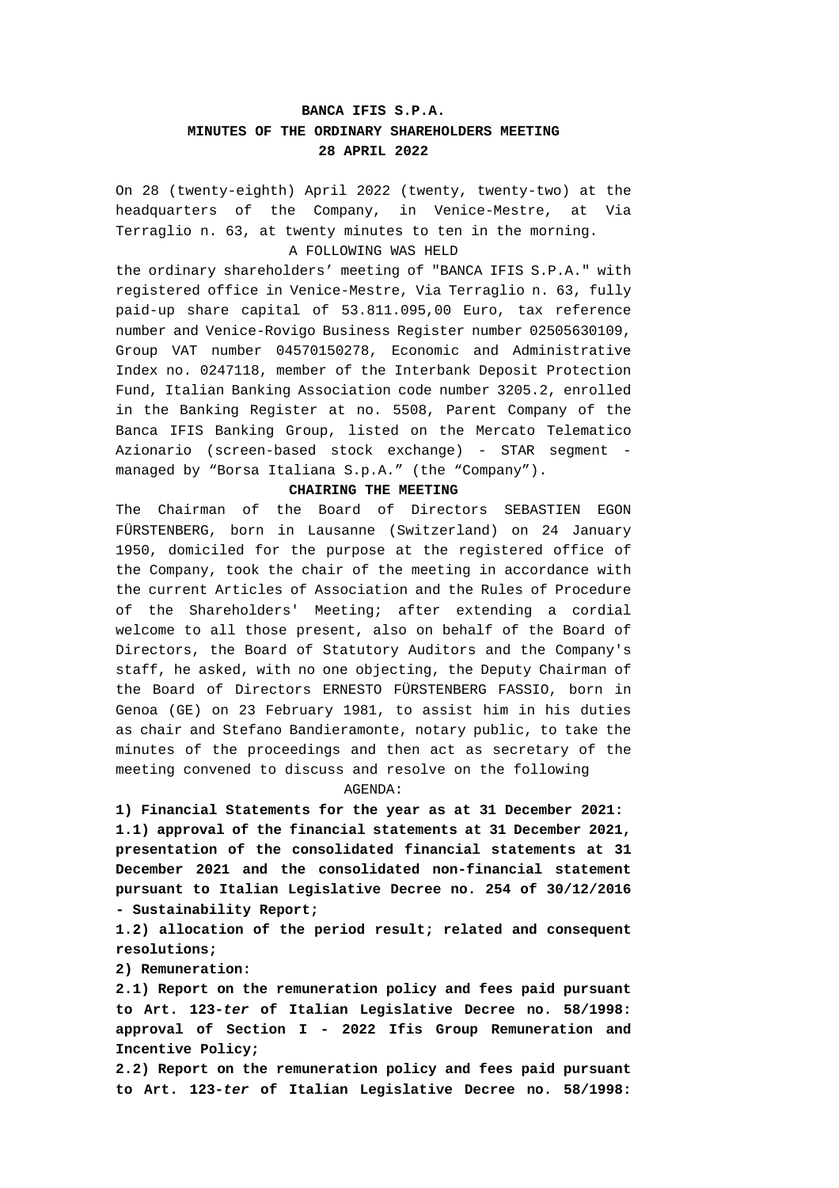**BANCA IFIS S.P.A.**
**MINUTES OF THE ORDINARY SHAREHOLDERS MEETING**
**28 APRIL 2022**

On 28 (twenty-eighth) April 2022 (twenty, twenty-two) at the headquarters of the Company, in Venice-Mestre, at Via Terraglio n. 63, at twenty minutes to ten in the morning.

A FOLLOWING WAS HELD

the ordinary shareholders' meeting of "BANCA IFIS S.P.A." with registered office in Venice-Mestre, Via Terraglio n. 63, fully paid-up share capital of 53.811.095,00 Euro, tax reference number and Venice-Rovigo Business Register number 02505630109, Group VAT number 04570150278, Economic and Administrative Index no. 0247118, member of the Interbank Deposit Protection Fund, Italian Banking Association code number 3205.2, enrolled in the Banking Register at no. 5508, Parent Company of the Banca IFIS Banking Group, listed on the Mercato Telematico Azionario (screen-based stock exchange) - STAR segment - managed by "Borsa Italiana S.p.A." (the "Company").

**CHAIRING THE MEETING**

The Chairman of the Board of Directors SEBASTIEN EGON FÜRSTENBERG, born in Lausanne (Switzerland) on 24 January 1950, domiciled for the purpose at the registered office of the Company, took the chair of the meeting in accordance with the current Articles of Association and the Rules of Procedure of the Shareholders' Meeting; after extending a cordial welcome to all those present, also on behalf of the Board of Directors, the Board of Statutory Auditors and the Company's staff, he asked, with no one objecting, the Deputy Chairman of the Board of Directors ERNESTO FÜRSTENBERG FASSIO, born in Genoa (GE) on 23 February 1981, to assist him in his duties as chair and Stefano Bandieramonte, notary public, to take the minutes of the proceedings and then act as secretary of the meeting convened to discuss and resolve on the following

AGENDA:

**1) Financial Statements for the year as at 31 December 2021:**

**1.1) approval of the financial statements at 31 December 2021, presentation of the consolidated financial statements at 31 December 2021 and the consolidated non-financial statement pursuant to Italian Legislative Decree no. 254 of 30/12/2016 - Sustainability Report;**

**1.2) allocation of the period result; related and consequent resolutions;**

**2) Remuneration:**

**2.1) Report on the remuneration policy and fees paid pursuant to Art. 123-*ter* of Italian Legislative Decree no. 58/1998: approval of Section I - 2022 Ifis Group Remuneration and Incentive Policy;**

**2.2) Report on the remuneration policy and fees paid pursuant to Art. 123-*ter* of Italian Legislative Decree no. 58/1998:**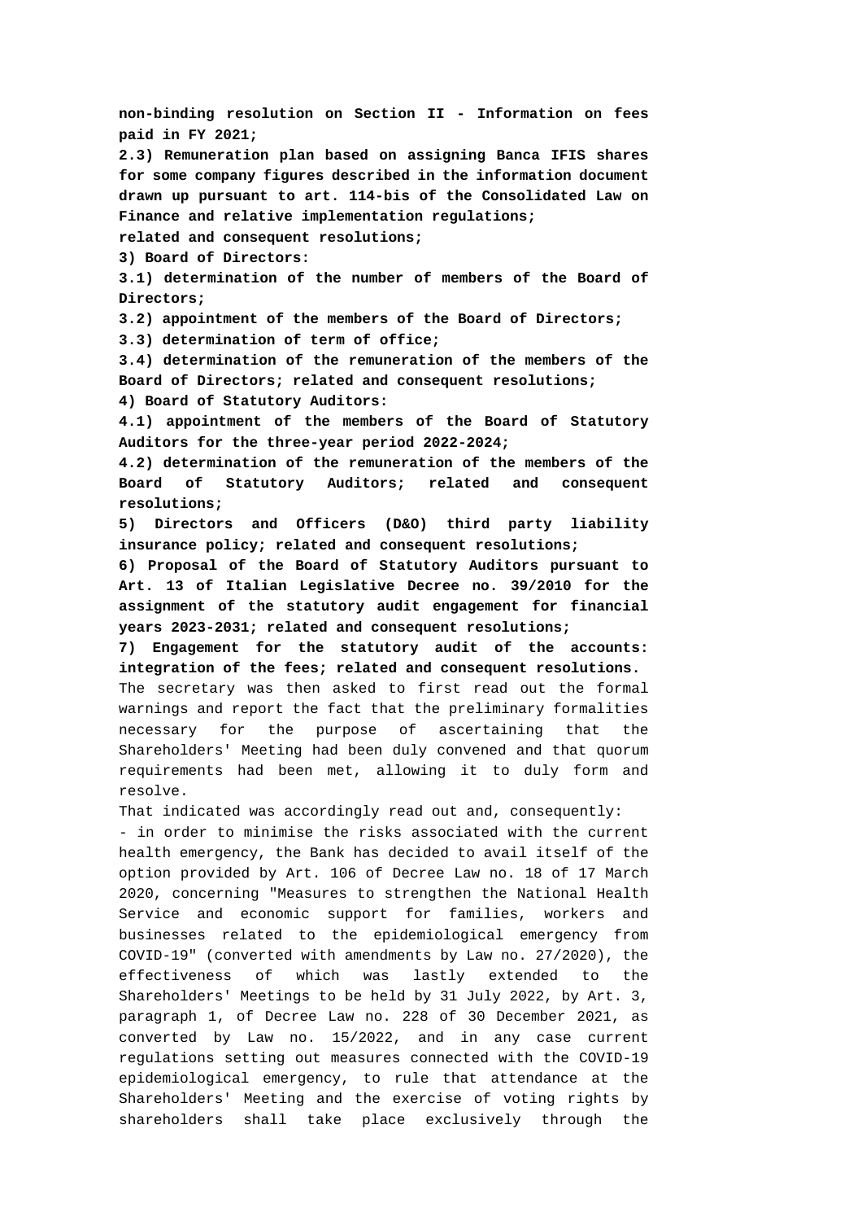**non-binding resolution on Section II - Information on fees paid in FY 2021;**

**2.3) Remuneration plan based on assigning Banca IFIS shares for some company figures described in the information document drawn up pursuant to art. 114-bis of the Consolidated Law on Finance and relative implementation regulations;**

**related and consequent resolutions;**

**3) Board of Directors:**

**3.1) determination of the number of members of the Board of Directors;**

**3.2) appointment of the members of the Board of Directors;**

**3.3) determination of term of office;**

**3.4) determination of the remuneration of the members of the Board of Directors; related and consequent resolutions;**

**4) Board of Statutory Auditors:**

**4.1) appointment of the members of the Board of Statutory Auditors for the three-year period 2022-2024;**

**4.2) determination of the remuneration of the members of the Board of Statutory Auditors; related and consequent resolutions;**

**5) Directors and Officers (D&O) third party liability insurance policy; related and consequent resolutions;**

**6) Proposal of the Board of Statutory Auditors pursuant to Art. 13 of Italian Legislative Decree no. 39/2010 for the assignment of the statutory audit engagement for financial years 2023-2031; related and consequent resolutions;**

**7) Engagement for the statutory audit of the accounts: integration of the fees; related and consequent resolutions.**

The secretary was then asked to first read out the formal warnings and report the fact that the preliminary formalities necessary for the purpose of ascertaining that the Shareholders' Meeting had been duly convened and that quorum requirements had been met, allowing it to duly form and resolve.

That indicated was accordingly read out and, consequently:

- in order to minimise the risks associated with the current health emergency, the Bank has decided to avail itself of the option provided by Art. 106 of Decree Law no. 18 of 17 March 2020, concerning "Measures to strengthen the National Health Service and economic support for families, workers and businesses related to the epidemiological emergency from COVID-19" (converted with amendments by Law no. 27/2020), the effectiveness of which was lastly extended to the Shareholders' Meetings to be held by 31 July 2022, by Art. 3, paragraph 1, of Decree Law no. 228 of 30 December 2021, as converted by Law no. 15/2022, and in any case current regulations setting out measures connected with the COVID-19 epidemiological emergency, to rule that attendance at the Shareholders' Meeting and the exercise of voting rights by shareholders shall take place exclusively through the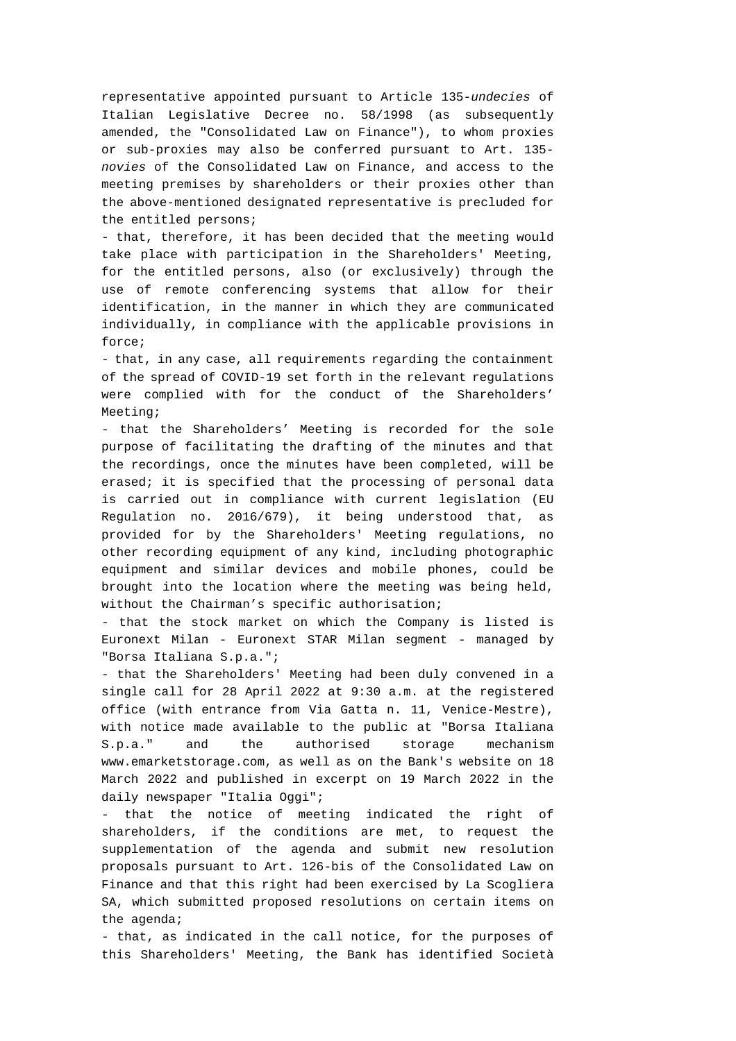representative appointed pursuant to Article 135-*undecies* of Italian Legislative Decree no. 58/1998 (as subsequently amended, the "Consolidated Law on Finance"), to whom proxies or sub-proxies may also be conferred pursuant to Art. 135-*novies* of the Consolidated Law on Finance, and access to the meeting premises by shareholders or their proxies other than the above-mentioned designated representative is precluded for the entitled persons;

- that, therefore, it has been decided that the meeting would take place with participation in the Shareholders' Meeting, for the entitled persons, also (or exclusively) through the use of remote conferencing systems that allow for their identification, in the manner in which they are communicated individually, in compliance with the applicable provisions in force;
- that, in any case, all requirements regarding the containment of the spread of COVID-19 set forth in the relevant regulations were complied with for the conduct of the Shareholders' Meeting;
- that the Shareholders' Meeting is recorded for the sole purpose of facilitating the drafting of the minutes and that the recordings, once the minutes have been completed, will be erased; it is specified that the processing of personal data is carried out in compliance with current legislation (EU Regulation no. 2016/679), it being understood that, as provided for by the Shareholders' Meeting regulations, no other recording equipment of any kind, including photographic equipment and similar devices and mobile phones, could be brought into the location where the meeting was being held, without the Chairman's specific authorisation;
- that the stock market on which the Company is listed is Euronext Milan - Euronext STAR Milan segment - managed by "Borsa Italiana S.p.a.";
- that the Shareholders' Meeting had been duly convened in a single call for 28 April 2022 at 9:30 a.m. at the registered office (with entrance from Via Gatta n. 11, Venice-Mestre), with notice made available to the public at "Borsa Italiana S.p.a." and the authorised storage mechanism www.emarketstorage.com, as well as on the Bank's website on 18 March 2022 and published in excerpt on 19 March 2022 in the daily newspaper "Italia Oggi";
- that the notice of meeting indicated the right of shareholders, if the conditions are met, to request the supplementation of the agenda and submit new resolution proposals pursuant to Art. 126-bis of the Consolidated Law on Finance and that this right had been exercised by La Scogliera SA, which submitted proposed resolutions on certain items on the agenda;
- that, as indicated in the call notice, for the purposes of this Shareholders' Meeting, the Bank has identified Società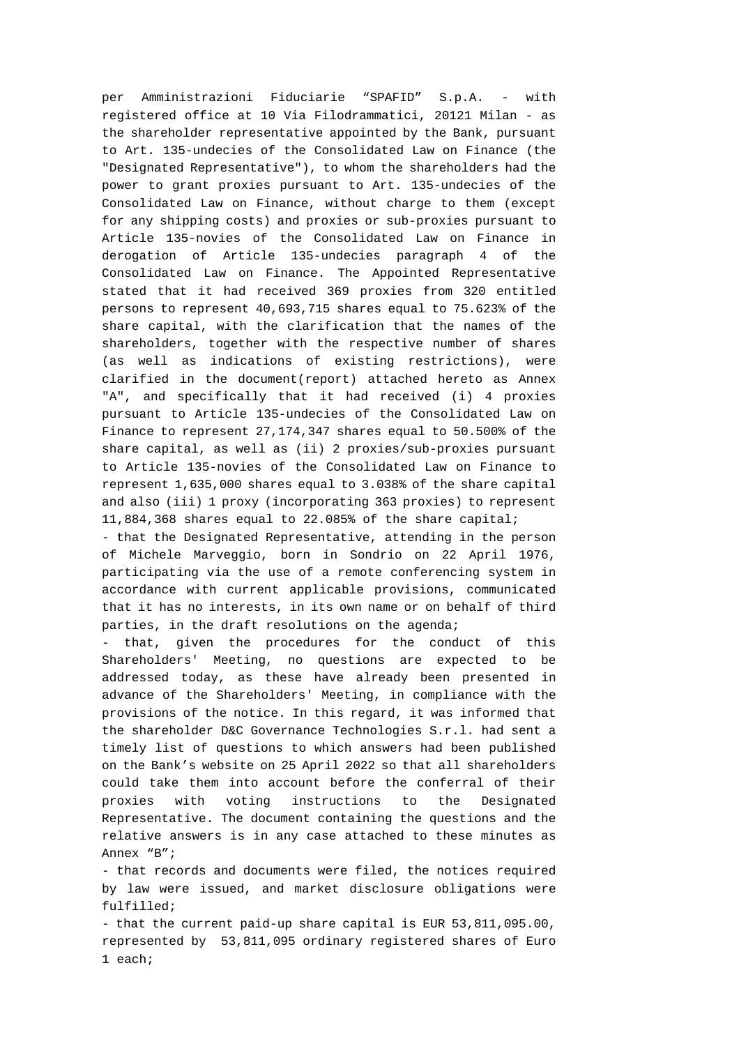per Amministrazioni Fiduciarie “SPAFID” S.p.A. - with registered office at 10 Via Filodrammatici, 20121 Milan - as the shareholder representative appointed by the Bank, pursuant to Art. 135-undecies of the Consolidated Law on Finance (the "Designated Representative"), to whom the shareholders had the power to grant proxies pursuant to Art. 135-undecies of the Consolidated Law on Finance, without charge to them (except for any shipping costs) and proxies or sub-proxies pursuant to Article 135-novies of the Consolidated Law on Finance in derogation of Article 135-undecies paragraph 4 of the Consolidated Law on Finance. The Appointed Representative stated that it had received 369 proxies from 320 entitled persons to represent 40,693,715 shares equal to 75.623% of the share capital, with the clarification that the names of the shareholders, together with the respective number of shares (as well as indications of existing restrictions), were clarified in the document(report) attached hereto as Annex "A", and specifically that it had received (i) 4 proxies pursuant to Article 135-undecies of the Consolidated Law on Finance to represent 27,174,347 shares equal to 50.500% of the share capital, as well as (ii) 2 proxies/sub-proxies pursuant to Article 135-novies of the Consolidated Law on Finance to represent 1,635,000 shares equal to 3.038% of the share capital and also (iii) 1 proxy (incorporating 363 proxies) to represent 11,884,368 shares equal to 22.085% of the share capital;

- that the Designated Representative, attending in the person of Michele Marveggio, born in Sondrio on 22 April 1976, participating via the use of a remote conferencing system in accordance with current applicable provisions, communicated that it has no interests, in its own name or on behalf of third parties, in the draft resolutions on the agenda;

- that, given the procedures for the conduct of this Shareholders' Meeting, no questions are expected to be addressed today, as these have already been presented in advance of the Shareholders' Meeting, in compliance with the provisions of the notice. In this regard, it was informed that the shareholder D&C Governance Technologies S.r.l. had sent a timely list of questions to which answers had been published on the Bank’s website on 25 April 2022 so that all shareholders could take them into account before the conferral of their proxies with voting instructions to the Designated Representative. The document containing the questions and the relative answers is in any case attached to these minutes as Annex “B”;

- that records and documents were filed, the notices required by law were issued, and market disclosure obligations were fulfilled;

- that the current paid-up share capital is EUR 53,811,095.00, represented by 53,811,095 ordinary registered shares of Euro 1 each;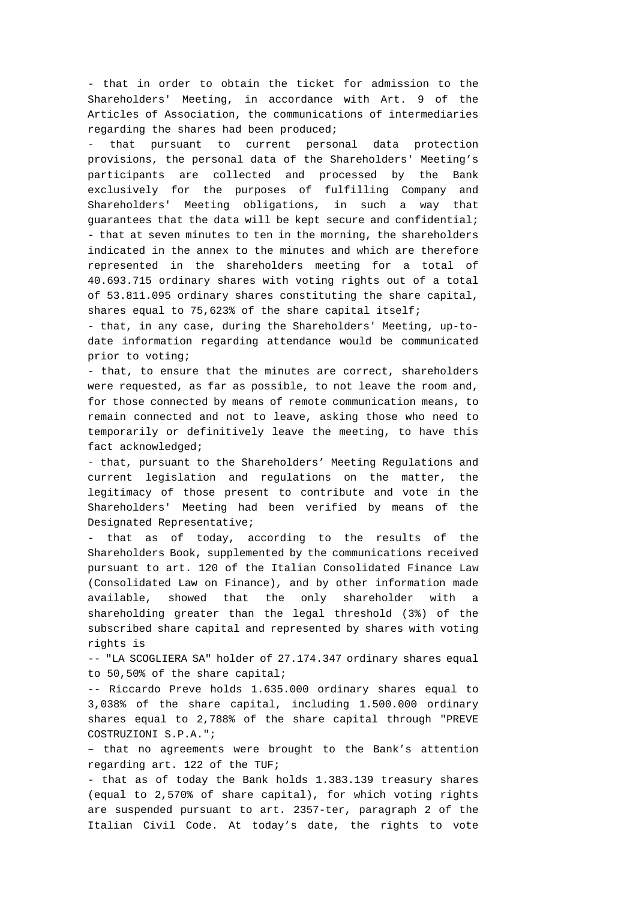- that in order to obtain the ticket for admission to the Shareholders' Meeting, in accordance with Art. 9 of the Articles of Association, the communications of intermediaries regarding the shares had been produced;

- that pursuant to current personal data protection provisions, the personal data of the Shareholders' Meeting's participants are collected and processed by the Bank exclusively for the purposes of fulfilling Company and Shareholders' Meeting obligations, in such a way that guarantees that the data will be kept secure and confidential;

- that at seven minutes to ten in the morning, the shareholders indicated in the annex to the minutes and which are therefore represented in the shareholders meeting for a total of 40.693.715 ordinary shares with voting rights out of a total of 53.811.095 ordinary shares constituting the share capital, shares equal to 75,623% of the share capital itself;

- that, in any case, during the Shareholders' Meeting, up-to-date information regarding attendance would be communicated prior to voting;

- that, to ensure that the minutes are correct, shareholders were requested, as far as possible, to not leave the room and, for those connected by means of remote communication means, to remain connected and not to leave, asking those who need to temporarily or definitively leave the meeting, to have this fact acknowledged;

- that, pursuant to the Shareholders' Meeting Regulations and current legislation and regulations on the matter, the legitimacy of those present to contribute and vote in the Shareholders' Meeting had been verified by means of the Designated Representative;

- that as of today, according to the results of the Shareholders Book, supplemented by the communications received pursuant to art. 120 of the Italian Consolidated Finance Law (Consolidated Law on Finance), and by other information made available, showed that the only shareholder with a shareholding greater than the legal threshold (3%) of the subscribed share capital and represented by shares with voting rights is

-- "LA SCOGLIERA SA" holder of 27.174.347 ordinary shares equal to 50,50% of the share capital;

-- Riccardo Preve holds 1.635.000 ordinary shares equal to 3,038% of the share capital, including 1.500.000 ordinary shares equal to 2,788% of the share capital through "PREVE COSTRUZIONI S.P.A.";

– that no agreements were brought to the Bank's attention regarding art. 122 of the TUF;

- that as of today the Bank holds 1.383.139 treasury shares (equal to 2,570% of share capital), for which voting rights are suspended pursuant to art. 2357-ter, paragraph 2 of the Italian Civil Code. At today's date, the rights to vote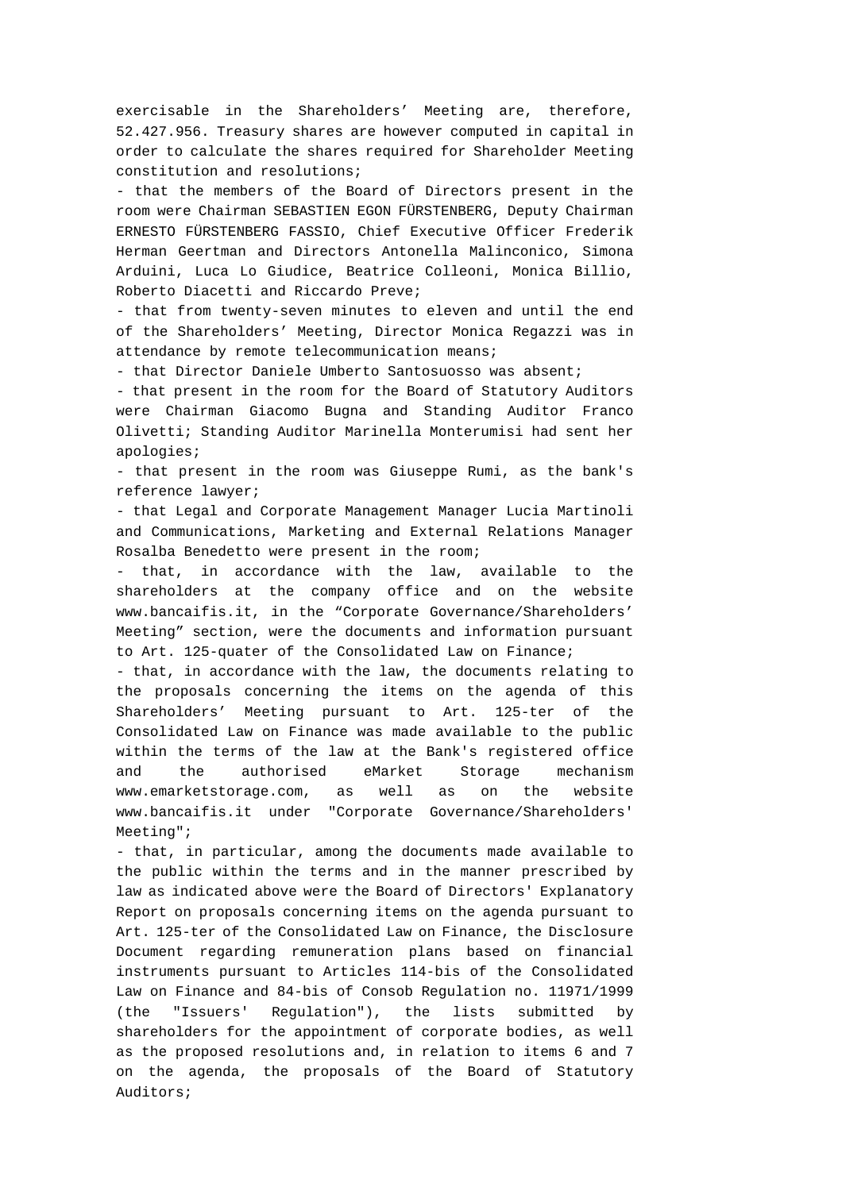exercisable in the Shareholders' Meeting are, therefore, 52.427.956. Treasury shares are however computed in capital in order to calculate the shares required for Shareholder Meeting constitution and resolutions;

- that the members of the Board of Directors present in the room were Chairman SEBASTIEN EGON FÜRSTENBERG, Deputy Chairman ERNESTO FÜRSTENBERG FASSIO, Chief Executive Officer Frederik Herman Geertman and Directors Antonella Malinconico, Simona Arduini, Luca Lo Giudice, Beatrice Colleoni, Monica Billio, Roberto Diacetti and Riccardo Preve;
- that from twenty-seven minutes to eleven and until the end of the Shareholders' Meeting, Director Monica Regazzi was in attendance by remote telecommunication means;
- that Director Daniele Umberto Santosuosso was absent;
- that present in the room for the Board of Statutory Auditors were Chairman Giacomo Bugna and Standing Auditor Franco Olivetti; Standing Auditor Marinella Monterumisi had sent her apologies;
- that present in the room was Giuseppe Rumi, as the bank's reference lawyer;
- that Legal and Corporate Management Manager Lucia Martinoli and Communications, Marketing and External Relations Manager Rosalba Benedetto were present in the room;
- that, in accordance with the law, available to the shareholders at the company office and on the website www.bancaifis.it, in the "Corporate Governance/Shareholders' Meeting" section, were the documents and information pursuant to Art. 125-quater of the Consolidated Law on Finance;
- that, in accordance with the law, the documents relating to the proposals concerning the items on the agenda of this Shareholders' Meeting pursuant to Art. 125-ter of the Consolidated Law on Finance was made available to the public within the terms of the law at the Bank's registered office and the authorised eMarket Storage mechanism www.emarketstorage.com, as well as on the website www.bancaifis.it under "Corporate Governance/Shareholders' Meeting";
- that, in particular, among the documents made available to the public within the terms and in the manner prescribed by law as indicated above were the Board of Directors' Explanatory Report on proposals concerning items on the agenda pursuant to Art. 125-ter of the Consolidated Law on Finance, the Disclosure Document regarding remuneration plans based on financial instruments pursuant to Articles 114-bis of the Consolidated Law on Finance and 84-bis of Consob Regulation no. 11971/1999 (the "Issuers' Regulation"), the lists submitted by shareholders for the appointment of corporate bodies, as well as the proposed resolutions and, in relation to items 6 and 7 on the agenda, the proposals of the Board of Statutory Auditors;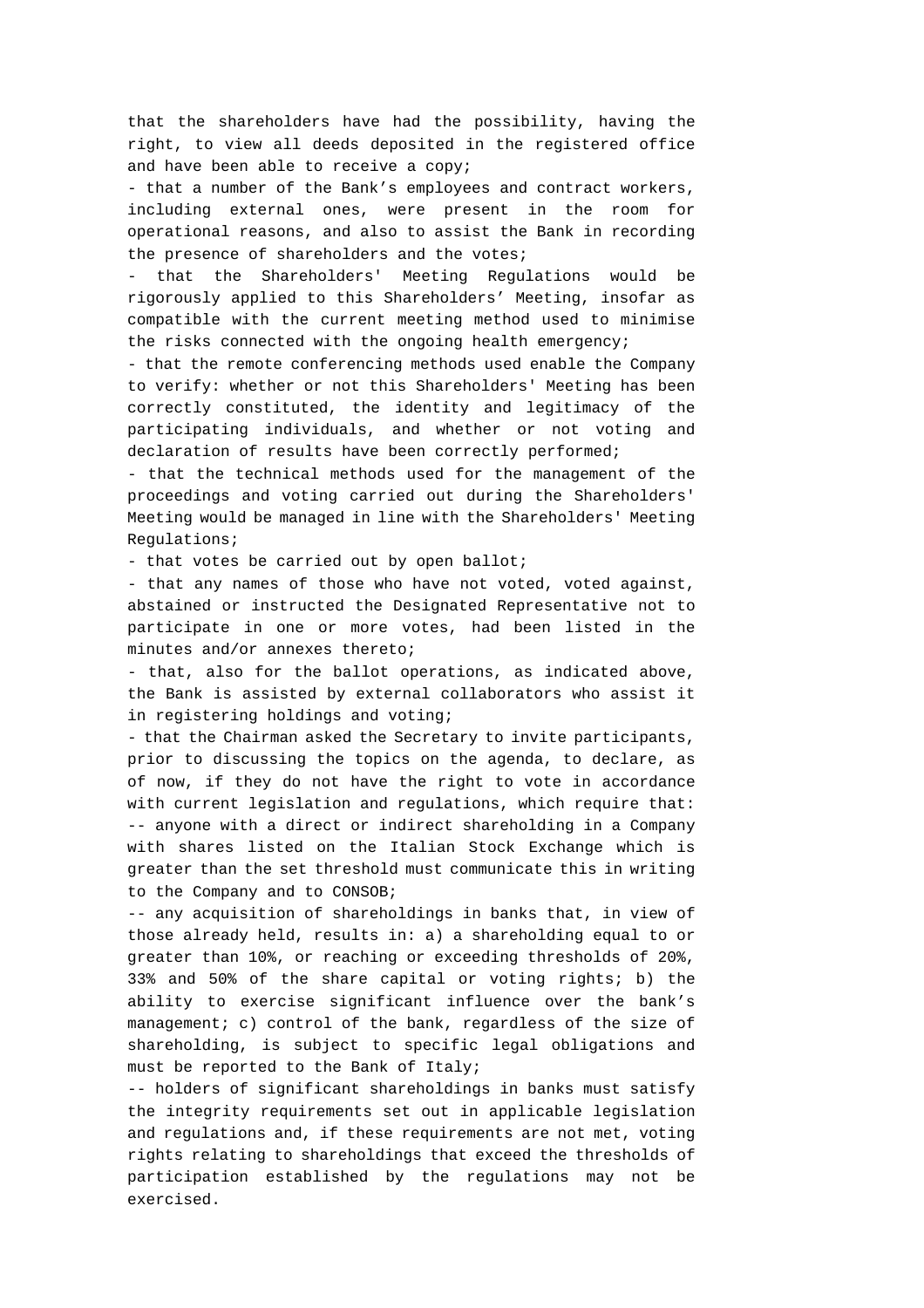that the shareholders have had the possibility, having the right, to view all deeds deposited in the registered office and have been able to receive a copy;

- that a number of the Bank's employees and contract workers, including external ones, were present in the room for operational reasons, and also to assist the Bank in recording the presence of shareholders and the votes;
- that the Shareholders' Meeting Regulations would be rigorously applied to this Shareholders' Meeting, insofar as compatible with the current meeting method used to minimise the risks connected with the ongoing health emergency;
- that the remote conferencing methods used enable the Company to verify: whether or not this Shareholders' Meeting has been correctly constituted, the identity and legitimacy of the participating individuals, and whether or not voting and declaration of results have been correctly performed;
- that the technical methods used for the management of the proceedings and voting carried out during the Shareholders' Meeting would be managed in line with the Shareholders' Meeting Regulations;
- that votes be carried out by open ballot;
- that any names of those who have not voted, voted against, abstained or instructed the Designated Representative not to participate in one or more votes, had been listed in the minutes and/or annexes thereto;
- that, also for the ballot operations, as indicated above, the Bank is assisted by external collaborators who assist it in registering holdings and voting;
- that the Chairman asked the Secretary to invite participants, prior to discussing the topics on the agenda, to declare, as of now, if they do not have the right to vote in accordance with current legislation and regulations, which require that:

-- anyone with a direct or indirect shareholding in a Company with shares listed on the Italian Stock Exchange which is greater than the set threshold must communicate this in writing to the Company and to CONSOB;

-- any acquisition of shareholdings in banks that, in view of those already held, results in: a) a shareholding equal to or greater than 10%, or reaching or exceeding thresholds of 20%, 33% and 50% of the share capital or voting rights; b) the ability to exercise significant influence over the bank's management; c) control of the bank, regardless of the size of shareholding, is subject to specific legal obligations and must be reported to the Bank of Italy;

-- holders of significant shareholdings in banks must satisfy the integrity requirements set out in applicable legislation and regulations and, if these requirements are not met, voting rights relating to shareholdings that exceed the thresholds of participation established by the regulations may not be exercised.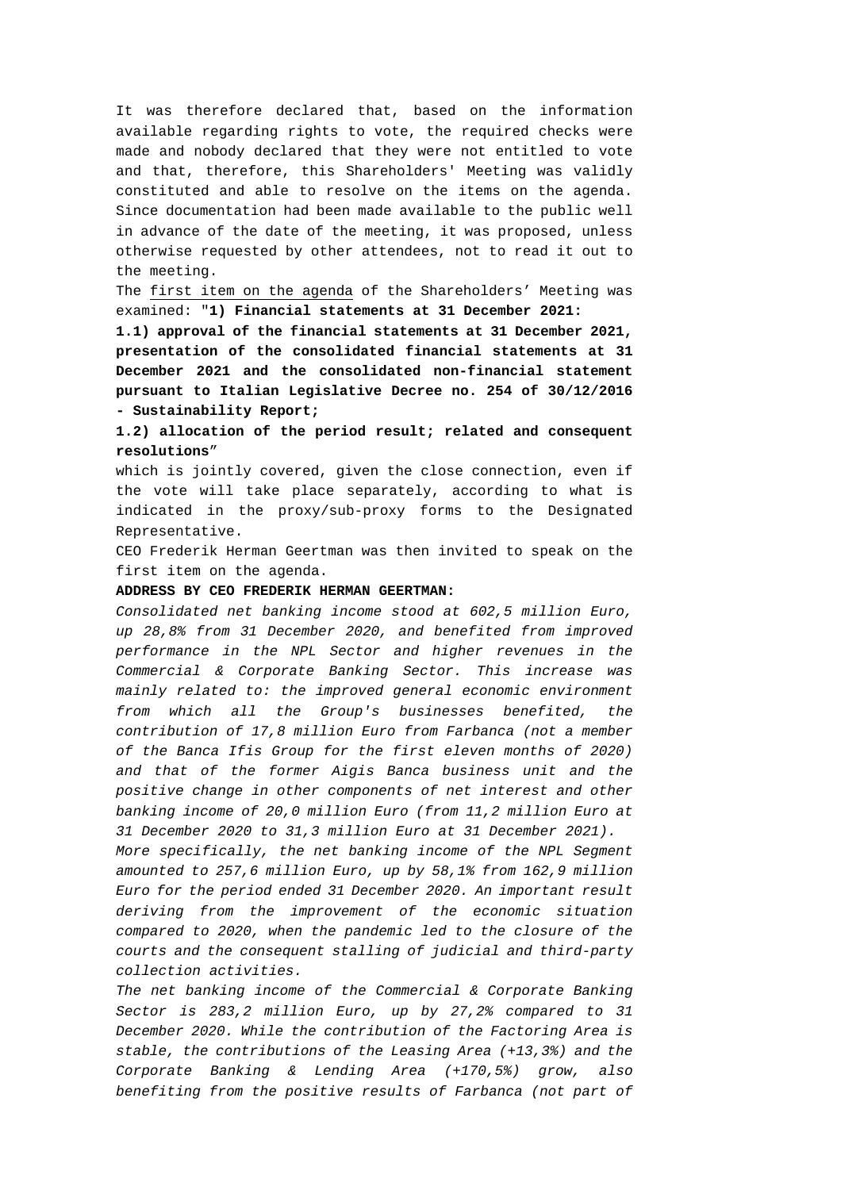It was therefore declared that, based on the information available regarding rights to vote, the required checks were made and nobody declared that they were not entitled to vote and that, therefore, this Shareholders' Meeting was validly constituted and able to resolve on the items on the agenda. Since documentation had been made available to the public well in advance of the date of the meeting, it was proposed, unless otherwise requested by other attendees, not to read it out to the meeting.

The first item on the agenda of the Shareholders' Meeting was examined: "**1) Financial statements at 31 December 2021:**

**1.1) approval of the financial statements at 31 December 2021, presentation of the consolidated financial statements at 31 December 2021 and the consolidated non-financial statement pursuant to Italian Legislative Decree no. 254 of 30/12/2016 - Sustainability Report;**

**1.2) allocation of the period result; related and consequent resolutions"**

which is jointly covered, given the close connection, even if the vote will take place separately, according to what is indicated in the proxy/sub-proxy forms to the Designated Representative.

CEO Frederik Herman Geertman was then invited to speak on the first item on the agenda.

**ADDRESS BY CEO FREDERIK HERMAN GEERTMAN:**

*Consolidated net banking income stood at 602,5 million Euro, up 28,8% from 31 December 2020, and benefited from improved performance in the NPL Sector and higher revenues in the Commercial & Corporate Banking Sector. This increase was mainly related to: the improved general economic environment from which all the Group's businesses benefited, the contribution of 17,8 million Euro from Farbanca (not a member of the Banca Ifis Group for the first eleven months of 2020) and that of the former Aigis Banca business unit and the positive change in other components of net interest and other banking income of 20,0 million Euro (from 11,2 million Euro at 31 December 2020 to 31,3 million Euro at 31 December 2021).*

*More specifically, the net banking income of the NPL Segment amounted to 257,6 million Euro, up by 58,1% from 162,9 million Euro for the period ended 31 December 2020. An important result deriving from the improvement of the economic situation compared to 2020, when the pandemic led to the closure of the courts and the consequent stalling of judicial and third-party collection activities.*

*The net banking income of the Commercial & Corporate Banking Sector is 283,2 million Euro, up by 27,2% compared to 31 December 2020. While the contribution of the Factoring Area is stable, the contributions of the Leasing Area (+13,3%) and the Corporate Banking & Lending Area (+170,5%) grow, also benefiting from the positive results of Farbanca (not part of*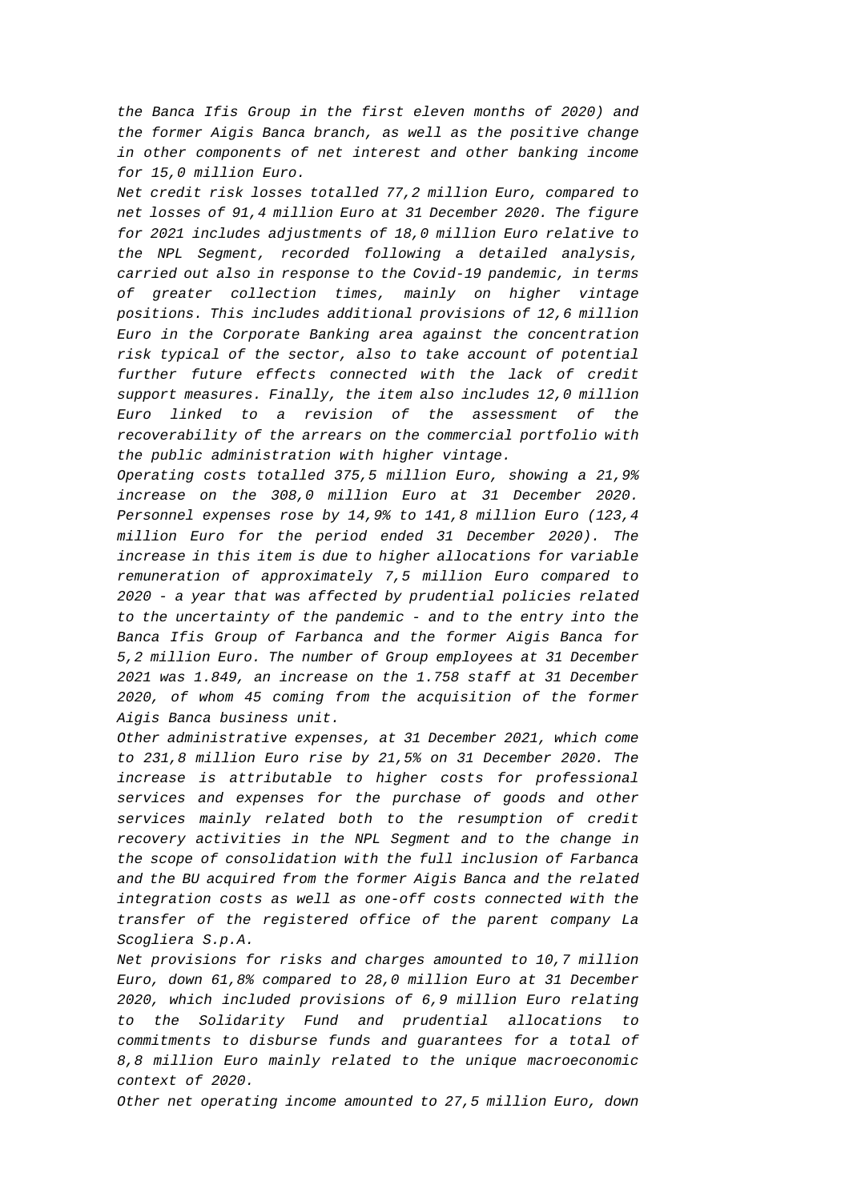*the Banca Ifis Group in the first eleven months of 2020) and the former Aigis Banca branch, as well as the positive change in other components of net interest and other banking income for 15,0 million Euro.*

*Net credit risk losses totalled 77,2 million Euro, compared to net losses of 91,4 million Euro at 31 December 2020. The figure for 2021 includes adjustments of 18,0 million Euro relative to the NPL Segment, recorded following a detailed analysis, carried out also in response to the Covid-19 pandemic, in terms of greater collection times, mainly on higher vintage positions. This includes additional provisions of 12,6 million Euro in the Corporate Banking area against the concentration risk typical of the sector, also to take account of potential further future effects connected with the lack of credit support measures. Finally, the item also includes 12,0 million Euro linked to a revision of the assessment of the recoverability of the arrears on the commercial portfolio with the public administration with higher vintage.*

*Operating costs totalled 375,5 million Euro, showing a 21,9% increase on the 308,0 million Euro at 31 December 2020. Personnel expenses rose by 14,9% to 141,8 million Euro (123,4 million Euro for the period ended 31 December 2020). The increase in this item is due to higher allocations for variable remuneration of approximately 7,5 million Euro compared to 2020 - a year that was affected by prudential policies related to the uncertainty of the pandemic - and to the entry into the Banca Ifis Group of Farbanca and the former Aigis Banca for 5,2 million Euro. The number of Group employees at 31 December 2021 was 1.849, an increase on the 1.758 staff at 31 December 2020, of whom 45 coming from the acquisition of the former Aigis Banca business unit.*

*Other administrative expenses, at 31 December 2021, which come to 231,8 million Euro rise by 21,5% on 31 December 2020. The increase is attributable to higher costs for professional services and expenses for the purchase of goods and other services mainly related both to the resumption of credit recovery activities in the NPL Segment and to the change in the scope of consolidation with the full inclusion of Farbanca and the BU acquired from the former Aigis Banca and the related integration costs as well as one-off costs connected with the transfer of the registered office of the parent company La Scogliera S.p.A.*

*Net provisions for risks and charges amounted to 10,7 million Euro, down 61,8% compared to 28,0 million Euro at 31 December 2020, which included provisions of 6,9 million Euro relating to the Solidarity Fund and prudential allocations to commitments to disburse funds and guarantees for a total of 8,8 million Euro mainly related to the unique macroeconomic context of 2020.*

*Other net operating income amounted to 27,5 million Euro, down*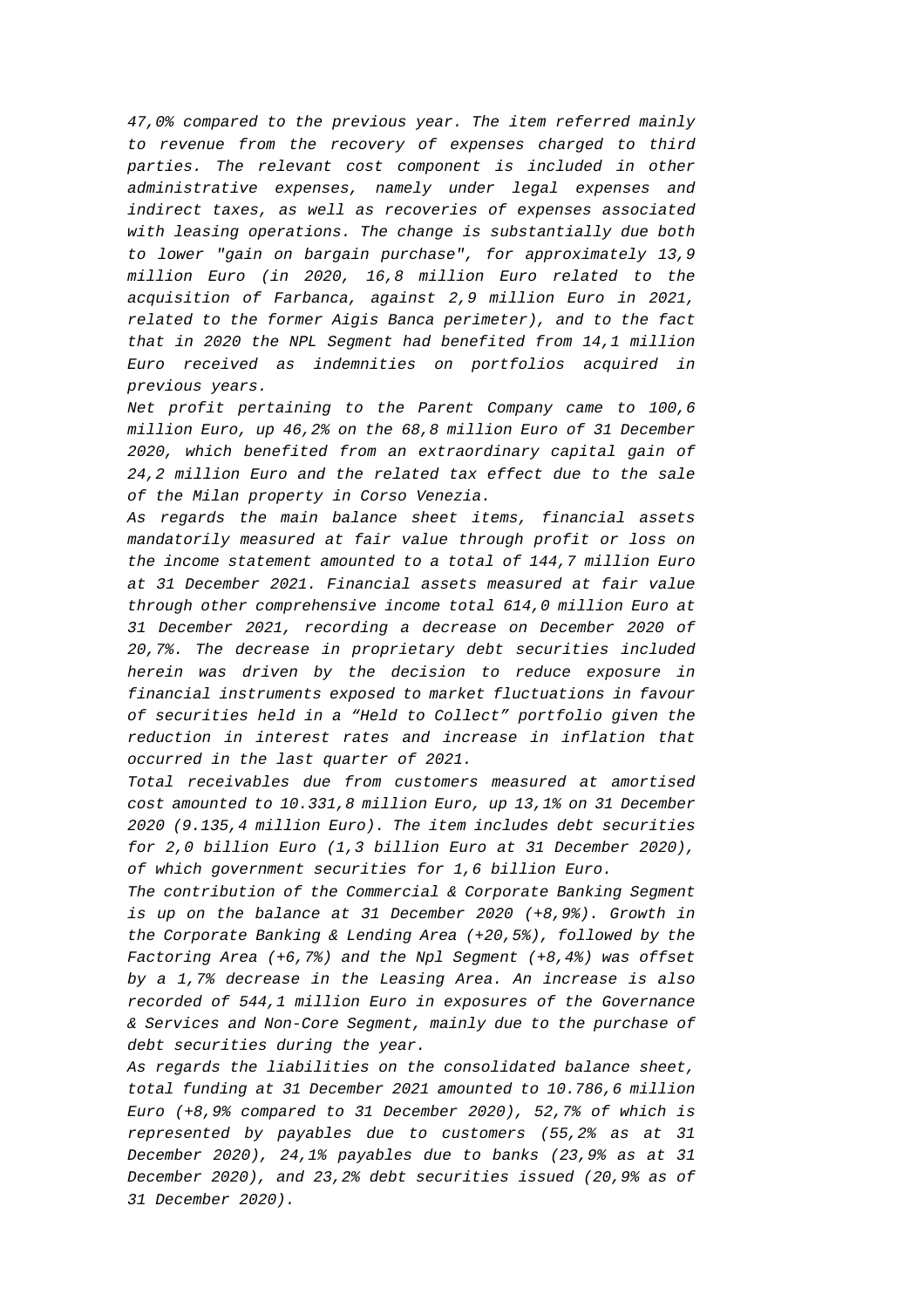*47,0% compared to the previous year. The item referred mainly to revenue from the recovery of expenses charged to third parties. The relevant cost component is included in other administrative expenses, namely under legal expenses and indirect taxes, as well as recoveries of expenses associated with leasing operations. The change is substantially due both to lower "gain on bargain purchase", for approximately 13,9 million Euro (in 2020, 16,8 million Euro related to the acquisition of Farbanca, against 2,9 million Euro in 2021, related to the former Aigis Banca perimeter), and to the fact that in 2020 the NPL Segment had benefited from 14,1 million Euro received as indemnities on portfolios acquired in previous years.*

*Net profit pertaining to the Parent Company came to 100,6 million Euro, up 46,2% on the 68,8 million Euro of 31 December 2020, which benefited from an extraordinary capital gain of 24,2 million Euro and the related tax effect due to the sale of the Milan property in Corso Venezia.*

*As regards the main balance sheet items, financial assets mandatorily measured at fair value through profit or loss on the income statement amounted to a total of 144,7 million Euro at 31 December 2021. Financial assets measured at fair value through other comprehensive income total 614,0 million Euro at 31 December 2021, recording a decrease on December 2020 of 20,7%. The decrease in proprietary debt securities included herein was driven by the decision to reduce exposure in financial instruments exposed to market fluctuations in favour of securities held in a "Held to Collect" portfolio given the reduction in interest rates and increase in inflation that occurred in the last quarter of 2021.*

*Total receivables due from customers measured at amortised cost amounted to 10.331,8 million Euro, up 13,1% on 31 December 2020 (9.135,4 million Euro). The item includes debt securities for 2,0 billion Euro (1,3 billion Euro at 31 December 2020), of which government securities for 1,6 billion Euro.*

*The contribution of the Commercial & Corporate Banking Segment is up on the balance at 31 December 2020 (+8,9%). Growth in the Corporate Banking & Lending Area (+20,5%), followed by the Factoring Area (+6,7%) and the Npl Segment (+8,4%) was offset by a 1,7% decrease in the Leasing Area. An increase is also recorded of 544,1 million Euro in exposures of the Governance & Services and Non-Core Segment, mainly due to the purchase of debt securities during the year.*

*As regards the liabilities on the consolidated balance sheet, total funding at 31 December 2021 amounted to 10.786,6 million Euro (+8,9% compared to 31 December 2020), 52,7% of which is represented by payables due to customers (55,2% as at 31 December 2020), 24,1% payables due to banks (23,9% as at 31 December 2020), and 23,2% debt securities issued (20,9% as of 31 December 2020).*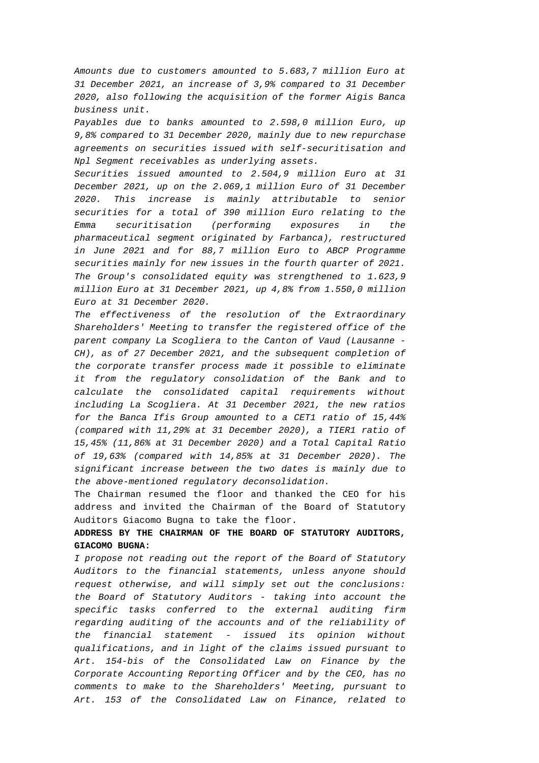*Amounts due to customers amounted to 5.683,7 million Euro at 31 December 2021, an increase of 3,9% compared to 31 December 2020, also following the acquisition of the former Aigis Banca business unit.*

*Payables due to banks amounted to 2.598,0 million Euro, up 9,8% compared to 31 December 2020, mainly due to new repurchase agreements on securities issued with self-securitisation and Npl Segment receivables as underlying assets.*

*Securities issued amounted to 2.504,9 million Euro at 31 December 2021, up on the 2.069,1 million Euro of 31 December 2020. This increase is mainly attributable to senior securities for a total of 390 million Euro relating to the Emma securitisation (performing exposures in the pharmaceutical segment originated by Farbanca), restructured in June 2021 and for 88,7 million Euro to ABCP Programme securities mainly for new issues in the fourth quarter of 2021.*

*The Group's consolidated equity was strengthened to 1.623,9 million Euro at 31 December 2021, up 4,8% from 1.550,0 million Euro at 31 December 2020.*

*The effectiveness of the resolution of the Extraordinary Shareholders' Meeting to transfer the registered office of the parent company La Scogliera to the Canton of Vaud (Lausanne - CH), as of 27 December 2021, and the subsequent completion of the corporate transfer process made it possible to eliminate it from the regulatory consolidation of the Bank and to calculate the consolidated capital requirements without including La Scogliera. At 31 December 2021, the new ratios for the Banca Ifis Group amounted to a CET1 ratio of 15,44% (compared with 11,29% at 31 December 2020), a TIER1 ratio of 15,45% (11,86% at 31 December 2020) and a Total Capital Ratio of 19,63% (compared with 14,85% at 31 December 2020). The significant increase between the two dates is mainly due to the above-mentioned regulatory deconsolidation.*

The Chairman resumed the floor and thanked the CEO for his address and invited the Chairman of the Board of Statutory Auditors Giacomo Bugna to take the floor.

**ADDRESS BY THE CHAIRMAN OF THE BOARD OF STATUTORY AUDITORS, GIACOMO BUGNA:**

*I propose not reading out the report of the Board of Statutory Auditors to the financial statements, unless anyone should request otherwise, and will simply set out the conclusions: the Board of Statutory Auditors - taking into account the specific tasks conferred to the external auditing firm regarding auditing of the accounts and of the reliability of the financial statement - issued its opinion without qualifications, and in light of the claims issued pursuant to Art. 154-bis of the Consolidated Law on Finance by the Corporate Accounting Reporting Officer and by the CEO, has no comments to make to the Shareholders' Meeting, pursuant to Art. 153 of the Consolidated Law on Finance, related to*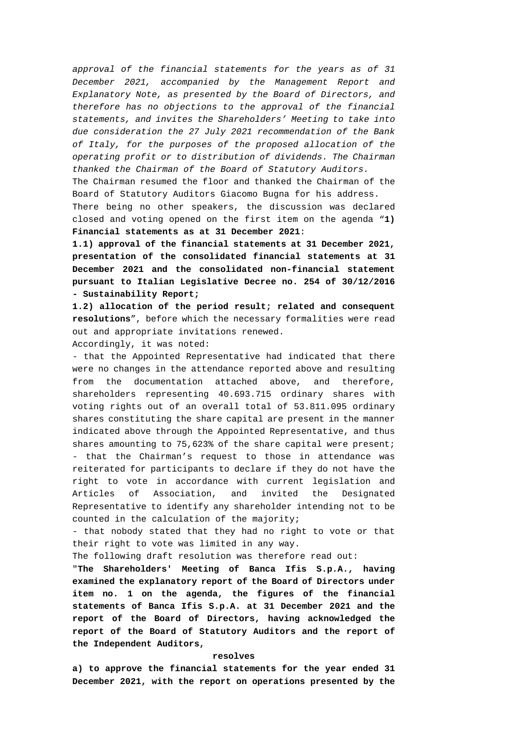*approval of the financial statements for the years as of 31 December 2021, accompanied by the Management Report and Explanatory Note, as presented by the Board of Directors, and therefore has no objections to the approval of the financial statements, and invites the Shareholders' Meeting to take into due consideration the 27 July 2021 recommendation of the Bank of Italy, for the purposes of the proposed allocation of the operating profit or to distribution of dividends. The Chairman thanked the Chairman of the Board of Statutory Auditors.*

The Chairman resumed the floor and thanked the Chairman of the Board of Statutory Auditors Giacomo Bugna for his address.

There being no other speakers, the discussion was declared closed and voting opened on the first item on the agenda "**1) Financial statements as at 31 December 2021**:

**1.1) approval of the financial statements at 31 December 2021, presentation of the consolidated financial statements at 31 December 2021 and the consolidated non-financial statement pursuant to Italian Legislative Decree no. 254 of 30/12/2016 - Sustainability Report;**

**1.2) allocation of the period result; related and consequent resolutions**", before which the necessary formalities were read out and appropriate invitations renewed.

Accordingly, it was noted:

- that the Appointed Representative had indicated that there were no changes in the attendance reported above and resulting from the documentation attached above, and therefore, shareholders representing 40.693.715 ordinary shares with voting rights out of an overall total of 53.811.095 ordinary shares constituting the share capital are present in the manner indicated above through the Appointed Representative, and thus shares amounting to 75,623% of the share capital were present;
- that the Chairman's request to those in attendance was reiterated for participants to declare if they do not have the right to vote in accordance with current legislation and Articles of Association, and invited the Designated Representative to identify any shareholder intending not to be counted in the calculation of the majority;
- that nobody stated that they had no right to vote or that their right to vote was limited in any way.

The following draft resolution was therefore read out:

"**The Shareholders' Meeting of Banca Ifis S.p.A., having examined the explanatory report of the Board of Directors under item no. 1 on the agenda, the figures of the financial statements of Banca Ifis S.p.A. at 31 December 2021 and the report of the Board of Directors, having acknowledged the report of the Board of Statutory Auditors and the report of the Independent Auditors,**

**resolves**

**a) to approve the financial statements for the year ended 31 December 2021, with the report on operations presented by the**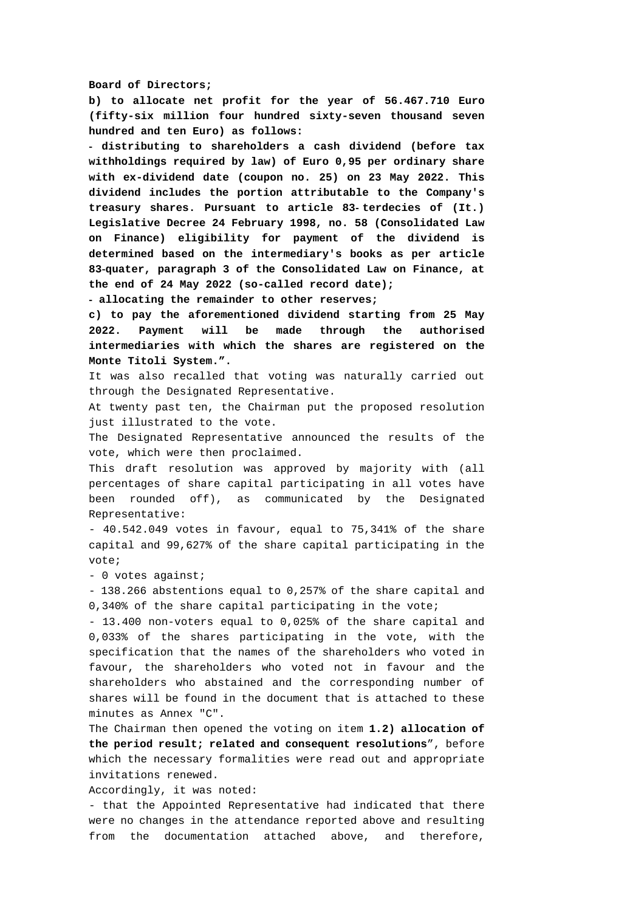**Board of Directors;**

**b) to allocate net profit for the year of 56.467.710 Euro (fifty-six million four hundred sixty-seven thousand seven hundred and ten Euro) as follows:**

**- distributing to shareholders a cash dividend (before tax withholdings required by law) of Euro 0,95 per ordinary share with ex-dividend date (coupon no. 25) on 23 May 2022. This dividend includes the portion attributable to the Company's treasury shares. Pursuant to article 83-terdecies of (It.) Legislative Decree 24 February 1998, no. 58 (Consolidated Law on Finance) eligibility for payment of the dividend is determined based on the intermediary's books as per article 83-quater, paragraph 3 of the Consolidated Law on Finance, at the end of 24 May 2022 (so-called record date);**

**- allocating the remainder to other reserves;**

**c) to pay the aforementioned dividend starting from 25 May 2022. Payment will be made through the authorised intermediaries with which the shares are registered on the Monte Titoli System.".**

It was also recalled that voting was naturally carried out through the Designated Representative.

At twenty past ten, the Chairman put the proposed resolution just illustrated to the vote.

The Designated Representative announced the results of the vote, which were then proclaimed.

This draft resolution was approved by majority with (all percentages of share capital participating in all votes have been rounded off), as communicated by the Designated Representative:

- 40.542.049 votes in favour, equal to 75,341% of the share capital and 99,627% of the share capital participating in the vote;
- 0 votes against;
- 138.266 abstentions equal to 0,257% of the share capital and 0,340% of the share capital participating in the vote;
- 13.400 non-voters equal to 0,025% of the share capital and 0,033% of the shares participating in the vote, with the specification that the names of the shareholders who voted in favour, the shareholders who voted not in favour and the shareholders who abstained and the corresponding number of shares will be found in the document that is attached to these minutes as Annex "C".

The Chairman then opened the voting on item **1.2) allocation of the period result; related and consequent resolutions**", before which the necessary formalities were read out and appropriate invitations renewed.

Accordingly, it was noted:

- that the Appointed Representative had indicated that there were no changes in the attendance reported above and resulting from the documentation attached above, and therefore,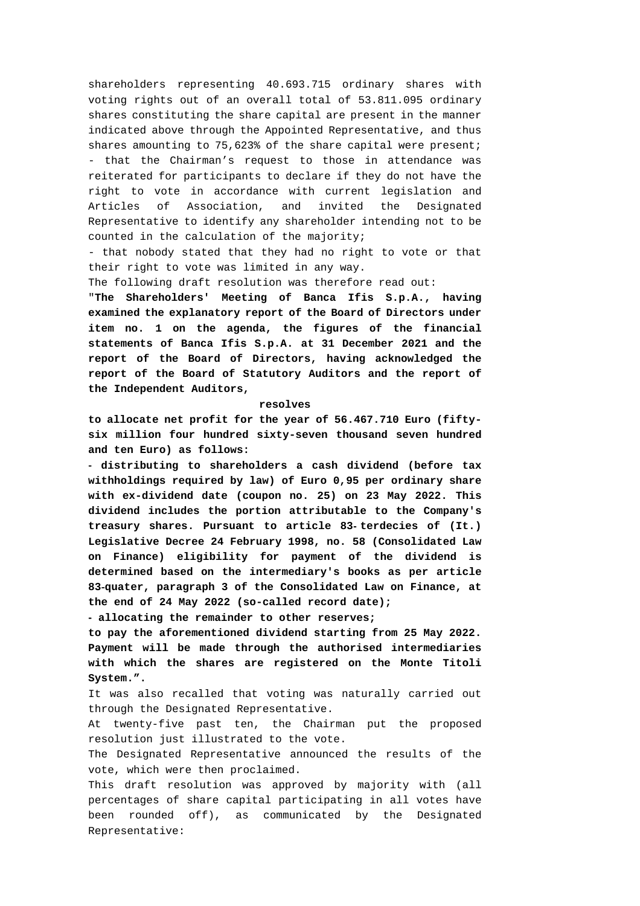shareholders representing 40.693.715 ordinary shares with voting rights out of an overall total of 53.811.095 ordinary shares constituting the share capital are present in the manner indicated above through the Appointed Representative, and thus shares amounting to 75,623% of the share capital were present;

- that the Chairman's request to those in attendance was reiterated for participants to declare if they do not have the right to vote in accordance with current legislation and Articles of Association, and invited the Designated Representative to identify any shareholder intending not to be counted in the calculation of the majority;
- that nobody stated that they had no right to vote or that their right to vote was limited in any way.

The following draft resolution was therefore read out:

"**The Shareholders' Meeting of Banca Ifis S.p.A., having examined the explanatory report of the Board of Directors under item no. 1 on the agenda, the figures of the financial statements of Banca Ifis S.p.A. at 31 December 2021 and the report of the Board of Directors, having acknowledged the report of the Board of Statutory Auditors and the report of the Independent Auditors,**

**resolves**

**to allocate net profit for the year of 56.467.710 Euro (fifty-six million four hundred sixty-seven thousand seven hundred and ten Euro) as follows:**

**- distributing to shareholders a cash dividend (before tax withholdings required by law) of Euro 0,95 per ordinary share with ex-dividend date (coupon no. 25) on 23 May 2022. This dividend includes the portion attributable to the Company's treasury shares. Pursuant to article 83-terdecies of (It.) Legislative Decree 24 February 1998, no. 58 (Consolidated Law on Finance) eligibility for payment of the dividend is determined based on the intermediary's books as per article 83-quater, paragraph 3 of the Consolidated Law on Finance, at the end of 24 May 2022 (so-called record date);**

**- allocating the remainder to other reserves;**

**to pay the aforementioned dividend starting from 25 May 2022. Payment will be made through the authorised intermediaries with which the shares are registered on the Monte Titoli System.".**

It was also recalled that voting was naturally carried out through the Designated Representative.

At twenty-five past ten, the Chairman put the proposed resolution just illustrated to the vote.

The Designated Representative announced the results of the vote, which were then proclaimed.

This draft resolution was approved by majority with (all percentages of share capital participating in all votes have been rounded off), as communicated by the Designated Representative: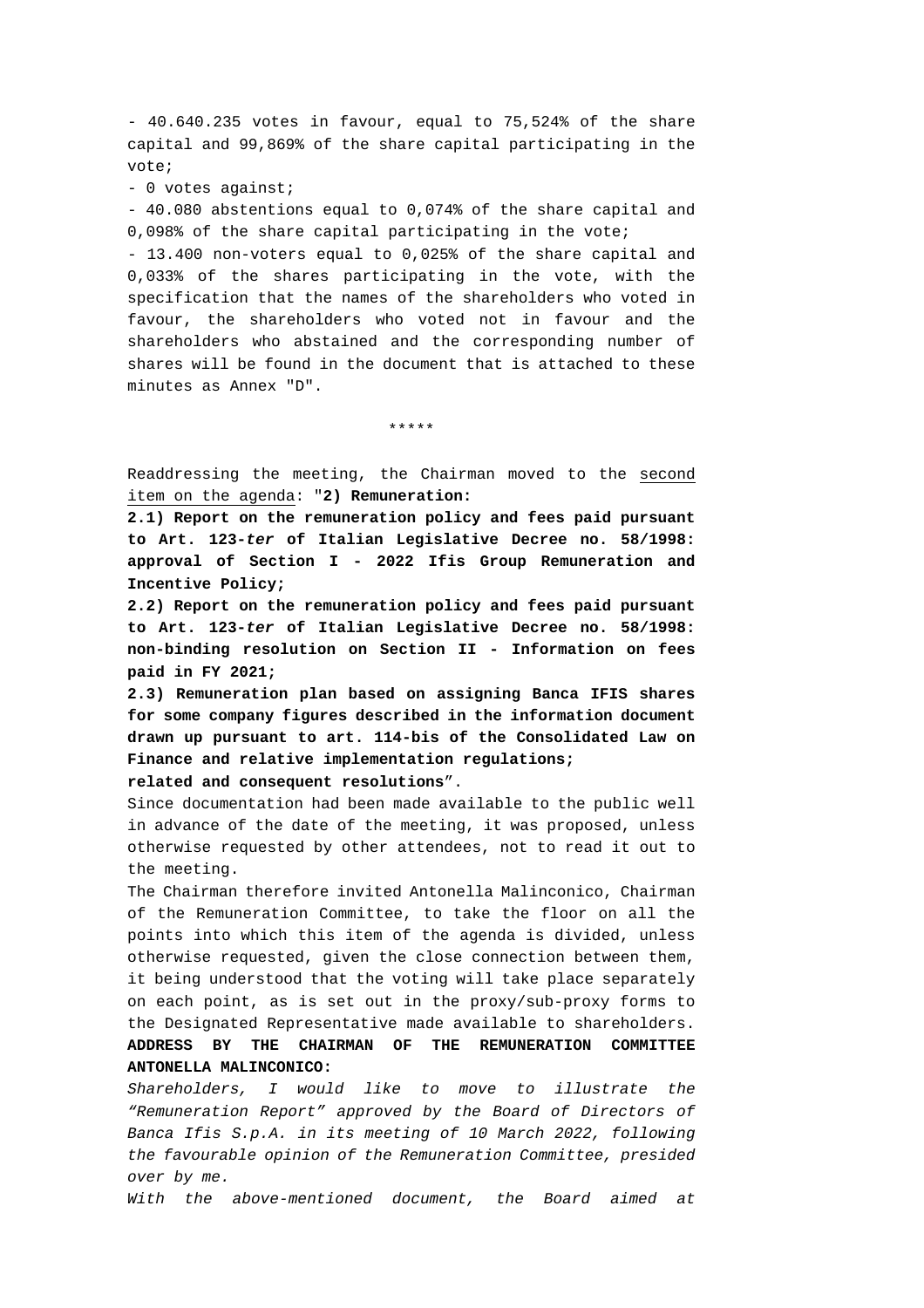- 40.640.235 votes in favour, equal to 75,524% of the share capital and 99,869% of the share capital participating in the vote;

- 0 votes against;

- 40.080 abstentions equal to 0,074% of the share capital and 0,098% of the share capital participating in the vote;

- 13.400 non-voters equal to 0,025% of the share capital and 0,033% of the shares participating in the vote, with the specification that the names of the shareholders who voted in favour, the shareholders who voted not in favour and the shareholders who abstained and the corresponding number of shares will be found in the document that is attached to these minutes as Annex "D".

\*\*\*\*\*

Readdressing the meeting, the Chairman moved to the second item on the agenda: "**2) Remuneration:**

**2.1) Report on the remuneration policy and fees paid pursuant to Art. 123-*ter* of Italian Legislative Decree no. 58/1998: approval of Section I - 2022 Ifis Group Remuneration and Incentive Policy;**

**2.2) Report on the remuneration policy and fees paid pursuant to Art. 123-*ter* of Italian Legislative Decree no. 58/1998: non-binding resolution on Section II - Information on fees paid in FY 2021;**

**2.3) Remuneration plan based on assigning Banca IFIS shares for some company figures described in the information document drawn up pursuant to art. 114-bis of the Consolidated Law on Finance and relative implementation regulations;**

**related and consequent resolutions**".

Since documentation had been made available to the public well in advance of the date of the meeting, it was proposed, unless otherwise requested by other attendees, not to read it out to the meeting.

The Chairman therefore invited Antonella Malinconico, Chairman of the Remuneration Committee, to take the floor on all the points into which this item of the agenda is divided, unless otherwise requested, given the close connection between them, it being understood that the voting will take place separately on each point, as is set out in the proxy/sub-proxy forms to the Designated Representative made available to shareholders.

**ADDRESS BY THE CHAIRMAN OF THE REMUNERATION COMMITTEE ANTONELLA MALINCONICO:**

*Shareholders, I would like to move to illustrate the "Remuneration Report" approved by the Board of Directors of Banca Ifis S.p.A. in its meeting of 10 March 2022, following the favourable opinion of the Remuneration Committee, presided over by me.*

*With the above-mentioned document, the Board aimed at*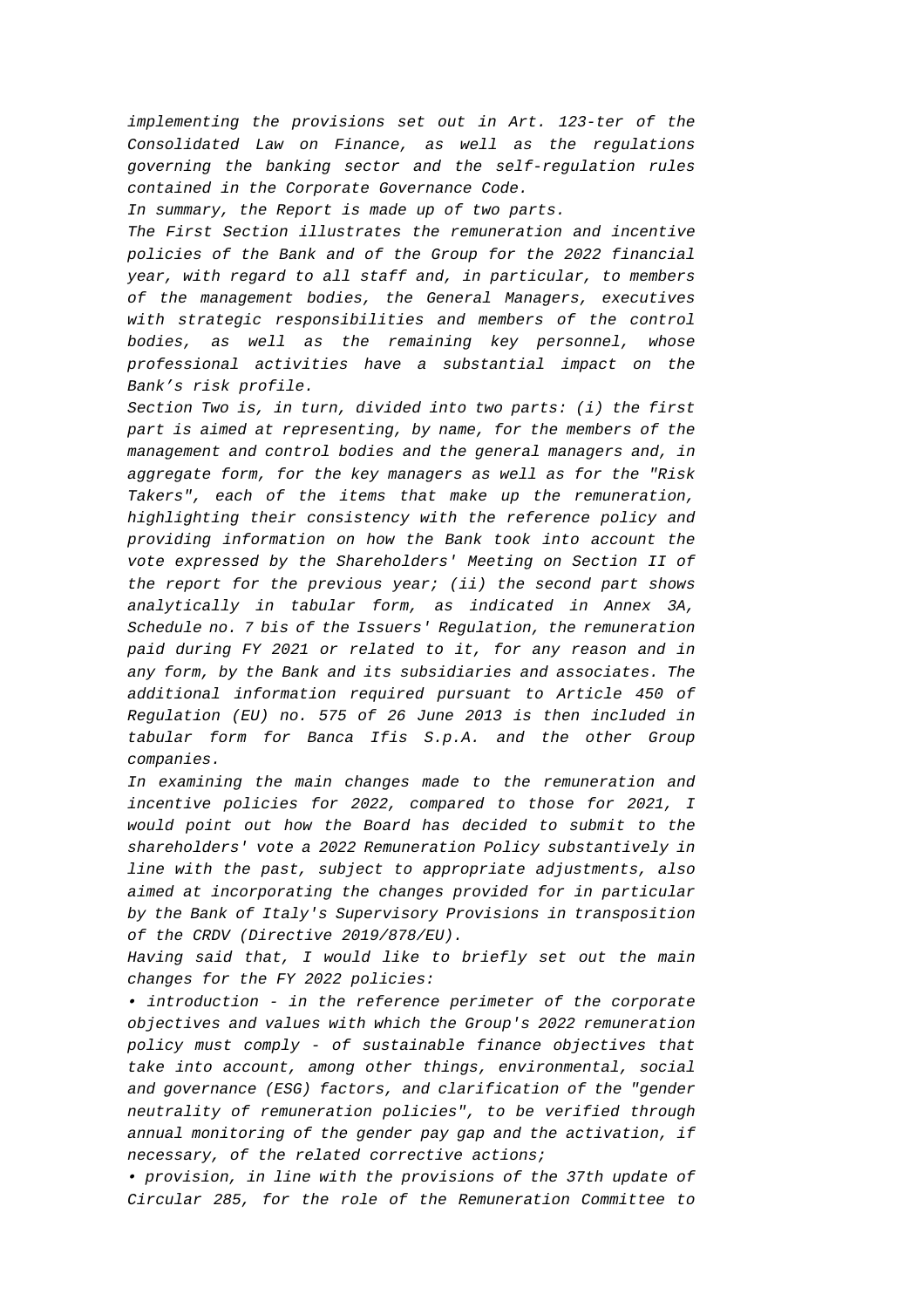*implementing the provisions set out in Art. 123-ter of the Consolidated Law on Finance, as well as the regulations governing the banking sector and the self-regulation rules contained in the Corporate Governance Code.*

*In summary, the Report is made up of two parts.*

*The First Section illustrates the remuneration and incentive policies of the Bank and of the Group for the 2022 financial year, with regard to all staff and, in particular, to members of the management bodies, the General Managers, executives with strategic responsibilities and members of the control bodies, as well as the remaining key personnel, whose professional activities have a substantial impact on the Bank's risk profile.*

*Section Two is, in turn, divided into two parts: (i) the first part is aimed at representing, by name, for the members of the management and control bodies and the general managers and, in aggregate form, for the key managers as well as for the "Risk Takers", each of the items that make up the remuneration, highlighting their consistency with the reference policy and providing information on how the Bank took into account the vote expressed by the Shareholders' Meeting on Section II of the report for the previous year; (ii) the second part shows analytically in tabular form, as indicated in Annex 3A, Schedule no. 7 bis of the Issuers' Regulation, the remuneration paid during FY 2021 or related to it, for any reason and in any form, by the Bank and its subsidiaries and associates. The additional information required pursuant to Article 450 of Regulation (EU) no. 575 of 26 June 2013 is then included in tabular form for Banca Ifis S.p.A. and the other Group companies.*

*In examining the main changes made to the remuneration and incentive policies for 2022, compared to those for 2021, I would point out how the Board has decided to submit to the shareholders' vote a 2022 Remuneration Policy substantively in line with the past, subject to appropriate adjustments, also aimed at incorporating the changes provided for in particular by the Bank of Italy's Supervisory Provisions in transposition of the CRDV (Directive 2019/878/EU).*

*Having said that, I would like to briefly set out the main changes for the FY 2022 policies:*

- *introduction - in the reference perimeter of the corporate objectives and values with which the Group's 2022 remuneration policy must comply - of sustainable finance objectives that take into account, among other things, environmental, social and governance (ESG) factors, and clarification of the "gender neutrality of remuneration policies", to be verified through annual monitoring of the gender pay gap and the activation, if necessary, of the related corrective actions;*
- *provision, in line with the provisions of the 37th update of Circular 285, for the role of the Remuneration Committee to*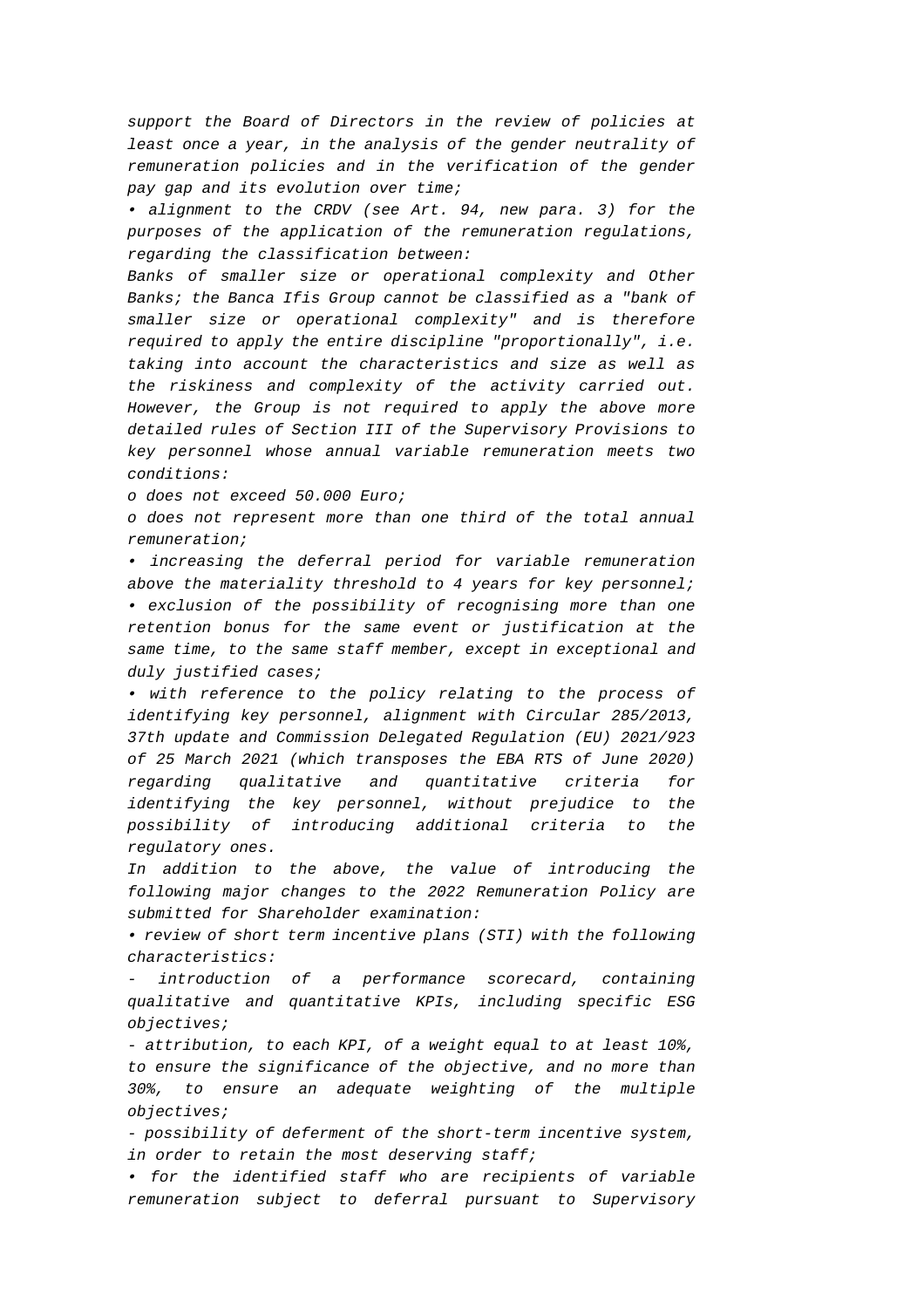*support the Board of Directors in the review of policies at least once a year, in the analysis of the gender neutrality of remuneration policies and in the verification of the gender pay gap and its evolution over time;*

*• alignment to the CRDV (see Art. 94, new para. 3) for the purposes of the application of the remuneration regulations, regarding the classification between:*

*Banks of smaller size or operational complexity and Other Banks; the Banca Ifis Group cannot be classified as a "bank of smaller size or operational complexity" and is therefore required to apply the entire discipline "proportionally", i.e. taking into account the characteristics and size as well as the riskiness and complexity of the activity carried out. However, the Group is not required to apply the above more detailed rules of Section III of the Supervisory Provisions to key personnel whose annual variable remuneration meets two conditions:*

*o does not exceed 50.000 Euro;*

*o does not represent more than one third of the total annual remuneration;*

*• increasing the deferral period for variable remuneration above the materiality threshold to 4 years for key personnel;*

*• exclusion of the possibility of recognising more than one retention bonus for the same event or justification at the same time, to the same staff member, except in exceptional and duly justified cases;*

*• with reference to the policy relating to the process of identifying key personnel, alignment with Circular 285/2013, 37th update and Commission Delegated Regulation (EU) 2021/923 of 25 March 2021 (which transposes the EBA RTS of June 2020) regarding qualitative and quantitative criteria for identifying the key personnel, without prejudice to the possibility of introducing additional criteria to the regulatory ones.*

*In addition to the above, the value of introducing the following major changes to the 2022 Remuneration Policy are submitted for Shareholder examination:*

*• review of short term incentive plans (STI) with the following characteristics:*

*- introduction of a performance scorecard, containing qualitative and quantitative KPIs, including specific ESG objectives;*

*- attribution, to each KPI, of a weight equal to at least 10%, to ensure the significance of the objective, and no more than 30%, to ensure an adequate weighting of the multiple objectives;*

*- possibility of deferment of the short-term incentive system, in order to retain the most deserving staff;*

*• for the identified staff who are recipients of variable remuneration subject to deferral pursuant to Supervisory*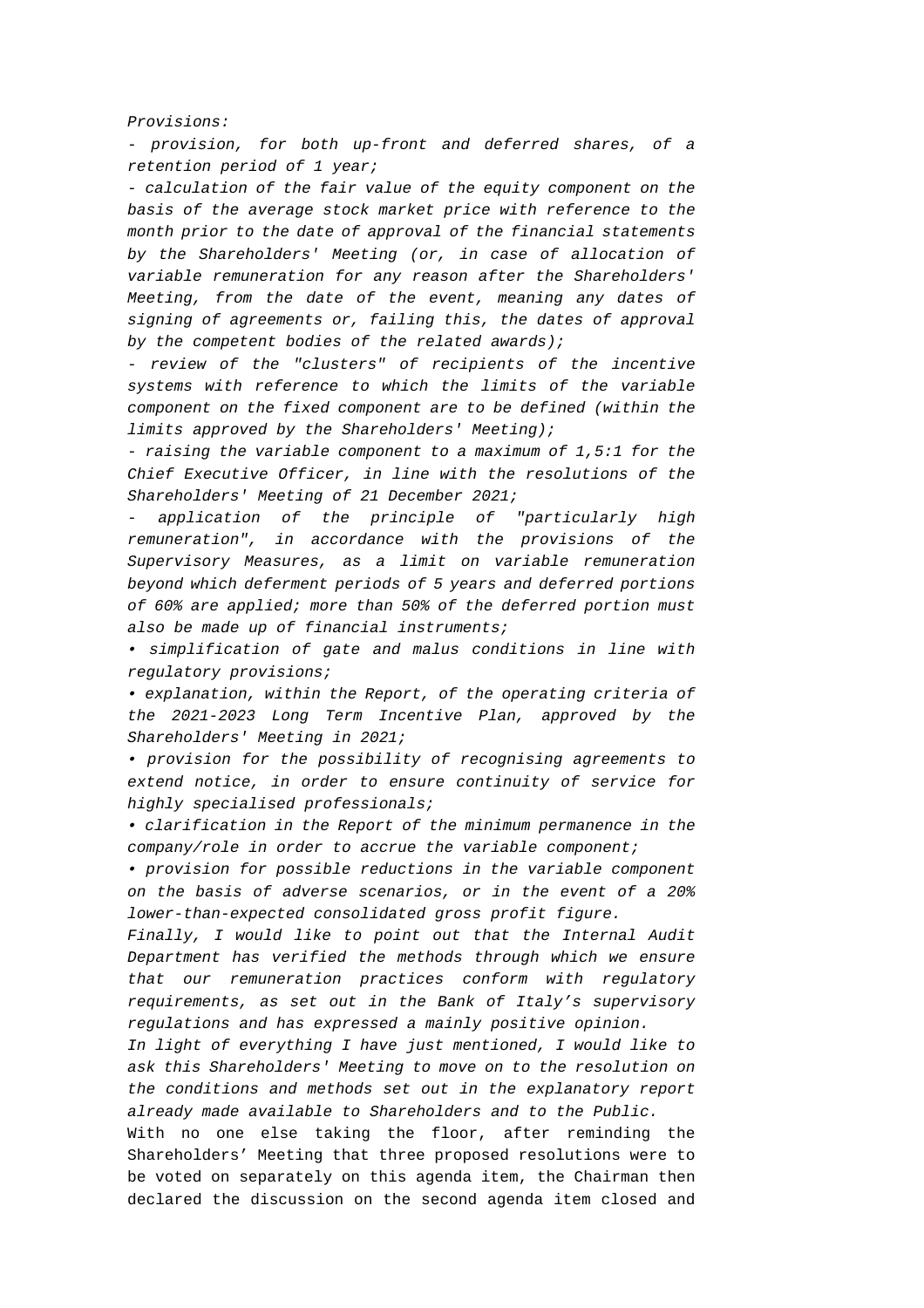*Provisions:*

*- provision, for both up-front and deferred shares, of a retention period of 1 year;*

*- calculation of the fair value of the equity component on the basis of the average stock market price with reference to the month prior to the date of approval of the financial statements by the Shareholders' Meeting (or, in case of allocation of variable remuneration for any reason after the Shareholders' Meeting, from the date of the event, meaning any dates of signing of agreements or, failing this, the dates of approval by the competent bodies of the related awards);*

*- review of the "clusters" of recipients of the incentive systems with reference to which the limits of the variable component on the fixed component are to be defined (within the limits approved by the Shareholders' Meeting);*

*- raising the variable component to a maximum of 1,5:1 for the Chief Executive Officer, in line with the resolutions of the Shareholders' Meeting of 21 December 2021;*

*- application of the principle of "particularly high remuneration", in accordance with the provisions of the Supervisory Measures, as a limit on variable remuneration beyond which deferment periods of 5 years and deferred portions of 60% are applied; more than 50% of the deferred portion must also be made up of financial instruments;*

*• simplification of gate and malus conditions in line with regulatory provisions;*

*• explanation, within the Report, of the operating criteria of the 2021-2023 Long Term Incentive Plan, approved by the Shareholders' Meeting in 2021;*

*• provision for the possibility of recognising agreements to extend notice, in order to ensure continuity of service for highly specialised professionals;*

*• clarification in the Report of the minimum permanence in the company/role in order to accrue the variable component;*

*• provision for possible reductions in the variable component on the basis of adverse scenarios, or in the event of a 20% lower-than-expected consolidated gross profit figure.*

*Finally, I would like to point out that the Internal Audit Department has verified the methods through which we ensure that our remuneration practices conform with regulatory requirements, as set out in the Bank of Italy's supervisory regulations and has expressed a mainly positive opinion.*

*In light of everything I have just mentioned, I would like to ask this Shareholders' Meeting to move on to the resolution on the conditions and methods set out in the explanatory report already made available to Shareholders and to the Public.*

With no one else taking the floor, after reminding the Shareholders' Meeting that three proposed resolutions were to be voted on separately on this agenda item, the Chairman then declared the discussion on the second agenda item closed and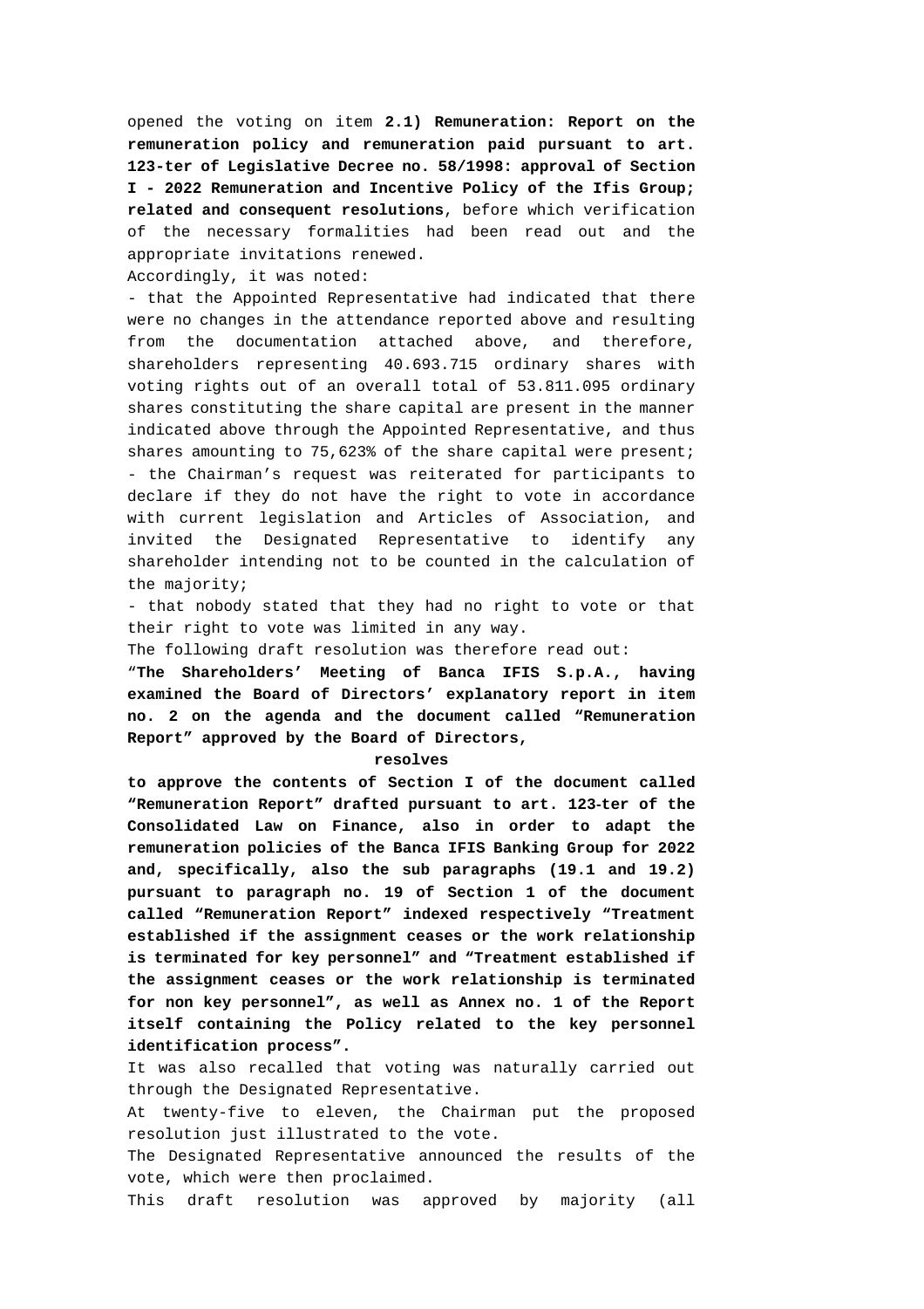opened the voting on item **2.1) Remuneration: Report on the remuneration policy and remuneration paid pursuant to art. 123-ter of Legislative Decree no. 58/1998: approval of Section I - 2022 Remuneration and Incentive Policy of the Ifis Group; related and consequent resolutions**, before which verification of the necessary formalities had been read out and the appropriate invitations renewed.

Accordingly, it was noted:

- that the Appointed Representative had indicated that there were no changes in the attendance reported above and resulting from the documentation attached above, and therefore, shareholders representing 40.693.715 ordinary shares with voting rights out of an overall total of 53.811.095 ordinary shares constituting the share capital are present in the manner indicated above through the Appointed Representative, and thus shares amounting to 75,623% of the share capital were present;
- the Chairman's request was reiterated for participants to declare if they do not have the right to vote in accordance with current legislation and Articles of Association, and invited the Designated Representative to identify any shareholder intending not to be counted in the calculation of the majority;
- that nobody stated that they had no right to vote or that their right to vote was limited in any way.

The following draft resolution was therefore read out:

"**The Shareholders' Meeting of Banca IFIS S.p.A., having examined the Board of Directors' explanatory report in item no. 2 on the agenda and the document called "Remuneration Report" approved by the Board of Directors,**

**resolves**

**to approve the contents of Section I of the document called "Remuneration Report" drafted pursuant to art. 123-ter of the Consolidated Law on Finance, also in order to adapt the remuneration policies of the Banca IFIS Banking Group for 2022 and, specifically, also the sub paragraphs (19.1 and 19.2) pursuant to paragraph no. 19 of Section 1 of the document called "Remuneration Report" indexed respectively "Treatment established if the assignment ceases or the work relationship is terminated for key personnel" and "Treatment established if the assignment ceases or the work relationship is terminated for non key personnel", as well as Annex no. 1 of the Report itself containing the Policy related to the key personnel identification process".**

It was also recalled that voting was naturally carried out through the Designated Representative.

At twenty-five to eleven, the Chairman put the proposed resolution just illustrated to the vote.

The Designated Representative announced the results of the vote, which were then proclaimed.

This draft resolution was approved by majority (all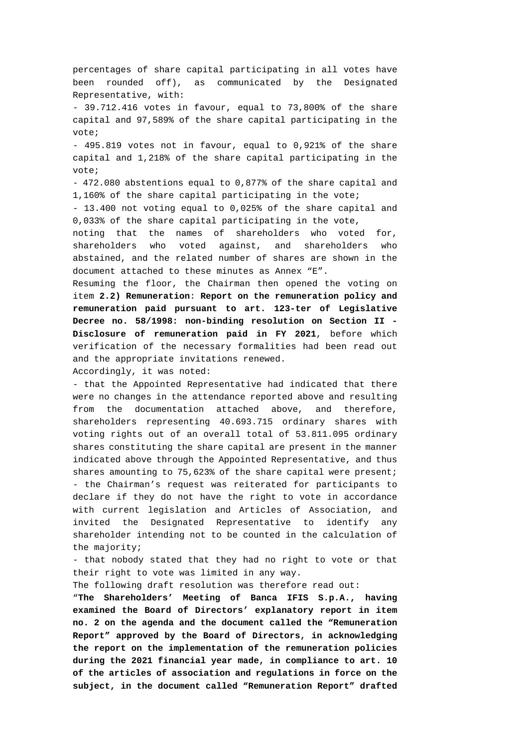percentages of share capital participating in all votes have been rounded off), as communicated by the Designated Representative, with:

- 39.712.416 votes in favour, equal to 73,800% of the share capital and 97,589% of the share capital participating in the vote;
- 495.819 votes not in favour, equal to 0,921% of the share capital and 1,218% of the share capital participating in the vote;
- 472.080 abstentions equal to 0,877% of the share capital and 1,160% of the share capital participating in the vote;
- 13.400 not voting equal to 0,025% of the share capital and 0,033% of the share capital participating in the vote,

noting that the names of shareholders who voted for, shareholders who voted against, and shareholders who abstained, and the related number of shares are shown in the document attached to these minutes as Annex "E".

Resuming the floor, the Chairman then opened the voting on item **2.2) Remuneration**: **Report on the remuneration policy and remuneration paid pursuant to art. 123-ter of Legislative Decree no. 58/1998: non-binding resolution on Section II - Disclosure of remuneration paid in FY 2021**, before which verification of the necessary formalities had been read out and the appropriate invitations renewed.

Accordingly, it was noted:

- that the Appointed Representative had indicated that there were no changes in the attendance reported above and resulting from the documentation attached above, and therefore, shareholders representing 40.693.715 ordinary shares with voting rights out of an overall total of 53.811.095 ordinary shares constituting the share capital are present in the manner indicated above through the Appointed Representative, and thus shares amounting to 75,623% of the share capital were present;
- the Chairman's request was reiterated for participants to declare if they do not have the right to vote in accordance with current legislation and Articles of Association, and invited the Designated Representative to identify any shareholder intending not to be counted in the calculation of the majority;
- that nobody stated that they had no right to vote or that their right to vote was limited in any way.

The following draft resolution was therefore read out:

"**The Shareholders' Meeting of Banca IFIS S.p.A., having examined the Board of Directors' explanatory report in item no. 2 on the agenda and the document called the "Remuneration Report" approved by the Board of Directors, in acknowledging the report on the implementation of the remuneration policies during the 2021 financial year made, in compliance to art. 10 of the articles of association and regulations in force on the subject, in the document called "Remuneration Report" drafted**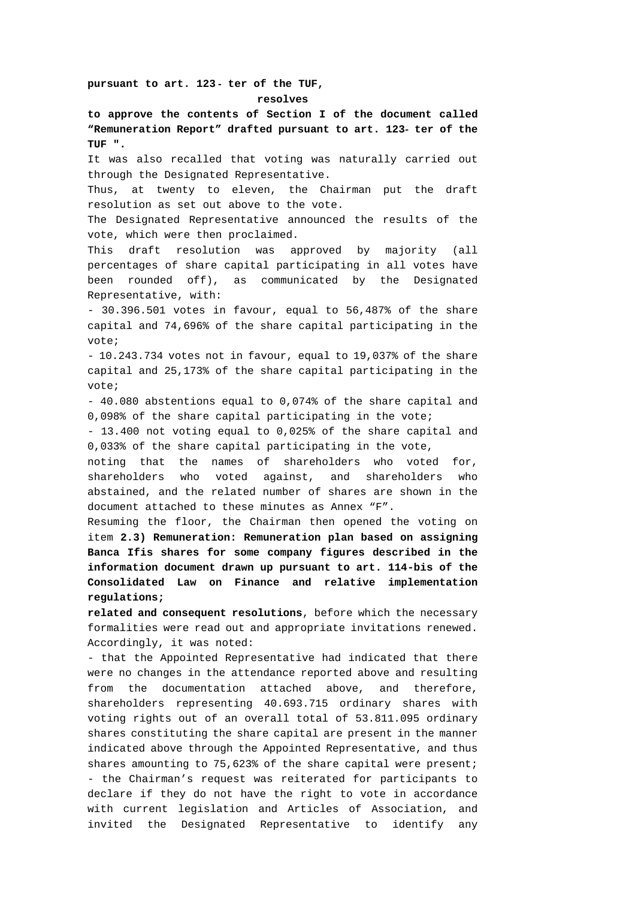**pursuant to art. 123- ter of the TUF,**

**resolves**

**to approve the contents of Section I of the document called "Remuneration Report" drafted pursuant to art. 123- ter of the TUF ".**

It was also recalled that voting was naturally carried out through the Designated Representative.

Thus, at twenty to eleven, the Chairman put the draft resolution as set out above to the vote.

The Designated Representative announced the results of the vote, which were then proclaimed.

This draft resolution was approved by majority (all percentages of share capital participating in all votes have been rounded off), as communicated by the Designated Representative, with:

- 30.396.501 votes in favour, equal to 56,487% of the share capital and 74,696% of the share capital participating in the vote;
- 10.243.734 votes not in favour, equal to 19,037% of the share capital and 25,173% of the share capital participating in the vote;
- 40.080 abstentions equal to 0,074% of the share capital and 0,098% of the share capital participating in the vote;
- 13.400 not voting equal to 0,025% of the share capital and 0,033% of the share capital participating in the vote,

noting that the names of shareholders who voted for, shareholders who voted against, and shareholders who abstained, and the related number of shares are shown in the document attached to these minutes as Annex "F".

Resuming the floor, the Chairman then opened the voting on item **2.3) Remuneration: Remuneration plan based on assigning Banca Ifis shares for some company figures described in the information document drawn up pursuant to art. 114-bis of the Consolidated Law on Finance and relative implementation regulations;**

**related and consequent resolutions**, before which the necessary formalities were read out and appropriate invitations renewed.

Accordingly, it was noted:

- that the Appointed Representative had indicated that there were no changes in the attendance reported above and resulting from the documentation attached above, and therefore, shareholders representing 40.693.715 ordinary shares with voting rights out of an overall total of 53.811.095 ordinary shares constituting the share capital are present in the manner indicated above through the Appointed Representative, and thus shares amounting to 75,623% of the share capital were present;
- the Chairman's request was reiterated for participants to declare if they do not have the right to vote in accordance with current legislation and Articles of Association, and invited the Designated Representative to identify any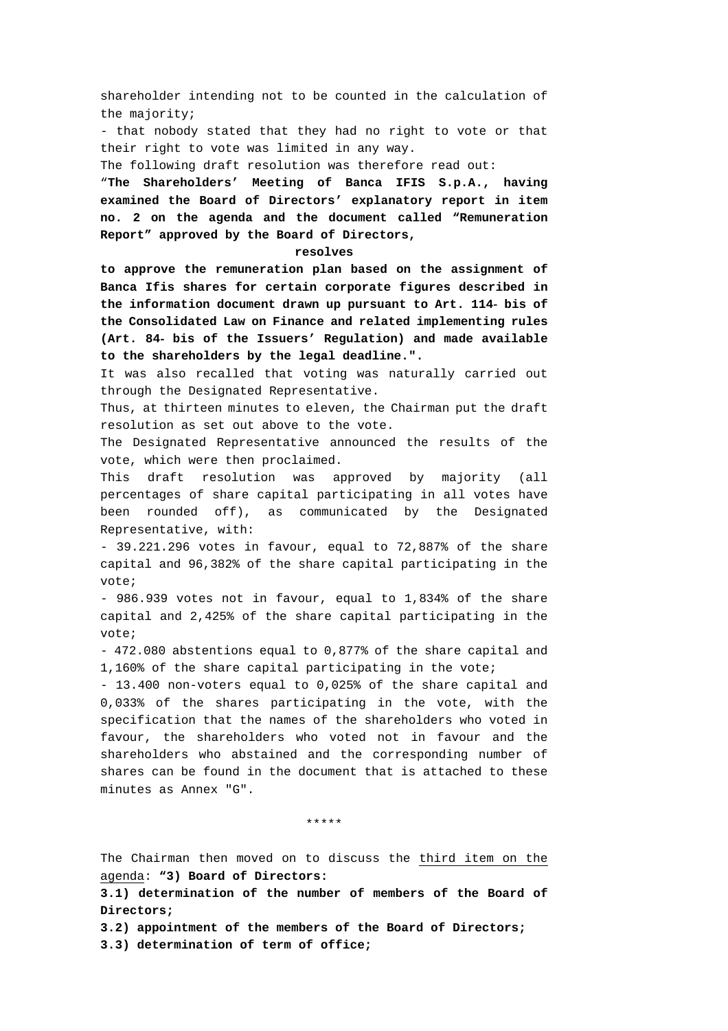shareholder intending not to be counted in the calculation of the majority;

- that nobody stated that they had no right to vote or that their right to vote was limited in any way.

The following draft resolution was therefore read out:

"**The Shareholders' Meeting of Banca IFIS S.p.A., having examined the Board of Directors' explanatory report in item no. 2 on the agenda and the document called "Remuneration Report" approved by the Board of Directors,**

**resolves**

**to approve the remuneration plan based on the assignment of Banca Ifis shares for certain corporate figures described in the information document drawn up pursuant to Art. 114- bis of the Consolidated Law on Finance and related implementing rules (Art. 84- bis of the Issuers' Regulation) and made available to the shareholders by the legal deadline.".**

It was also recalled that voting was naturally carried out through the Designated Representative.

Thus, at thirteen minutes to eleven, the Chairman put the draft resolution as set out above to the vote.

The Designated Representative announced the results of the vote, which were then proclaimed.

This draft resolution was approved by majority (all percentages of share capital participating in all votes have been rounded off), as communicated by the Designated Representative, with:

- 39.221.296 votes in favour, equal to 72,887% of the share capital and 96,382% of the share capital participating in the vote;
- 986.939 votes not in favour, equal to 1,834% of the share capital and 2,425% of the share capital participating in the vote;
- 472.080 abstentions equal to 0,877% of the share capital and 1,160% of the share capital participating in the vote;
- 13.400 non-voters equal to 0,025% of the share capital and 0,033% of the shares participating in the vote, with the specification that the names of the shareholders who voted in favour, the shareholders who voted not in favour and the shareholders who abstained and the corresponding number of shares can be found in the document that is attached to these minutes as Annex "G".

\*\*\*\*\*

The Chairman then moved on to discuss the third item on the agenda: **"3) Board of Directors:**

**3.1) determination of the number of members of the Board of Directors;**

**3.2) appointment of the members of the Board of Directors;**

**3.3) determination of term of office;**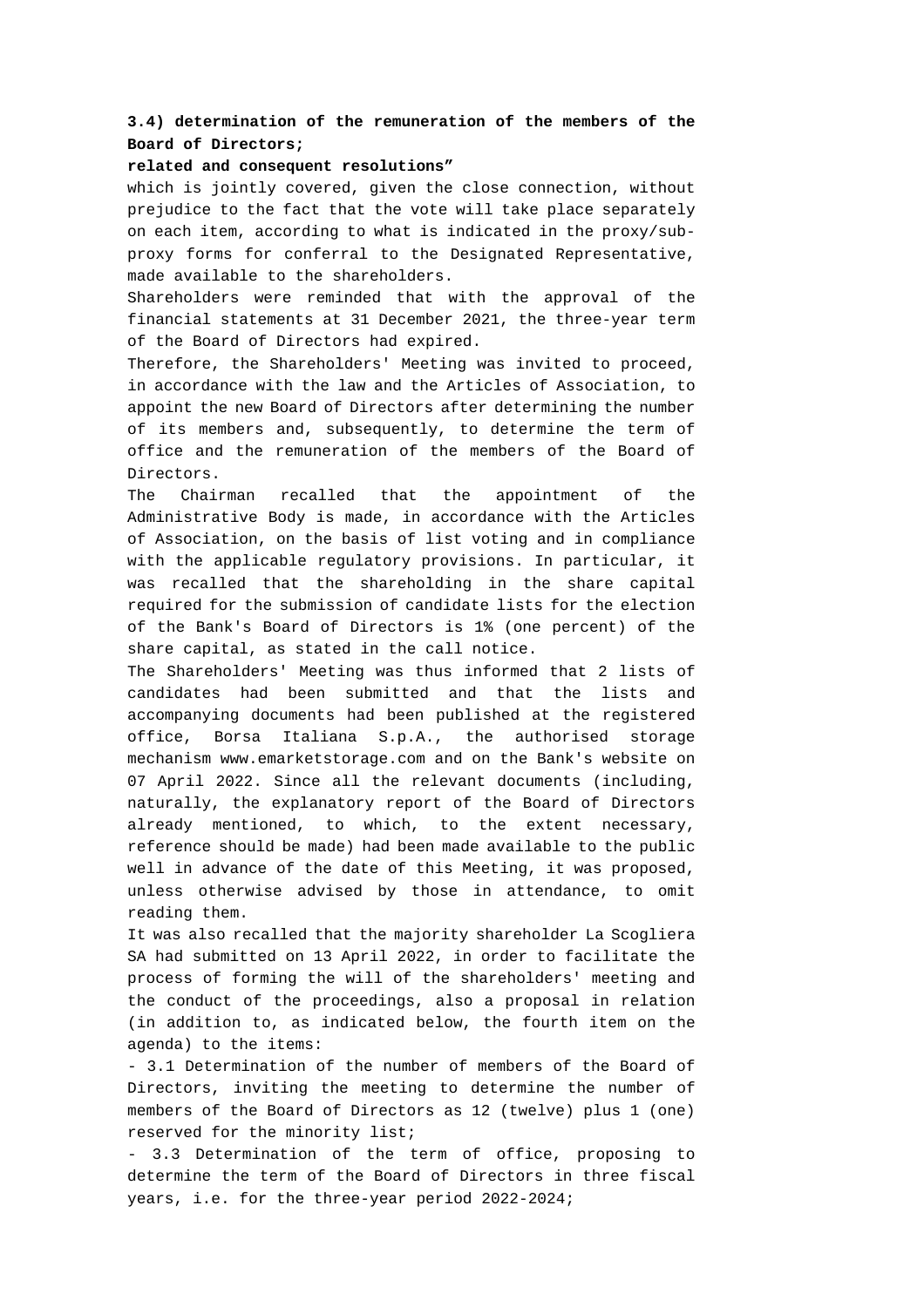**3.4) determination of the remuneration of the members of the Board of Directors;**

**related and consequent resolutions”**

which is jointly covered, given the close connection, without prejudice to the fact that the vote will take place separately on each item, according to what is indicated in the proxy/sub-proxy forms for conferral to the Designated Representative, made available to the shareholders.

Shareholders were reminded that with the approval of the financial statements at 31 December 2021, the three-year term of the Board of Directors had expired.

Therefore, the Shareholders' Meeting was invited to proceed, in accordance with the law and the Articles of Association, to appoint the new Board of Directors after determining the number of its members and, subsequently, to determine the term of office and the remuneration of the members of the Board of Directors.

The Chairman recalled that the appointment of the Administrative Body is made, in accordance with the Articles of Association, on the basis of list voting and in compliance with the applicable regulatory provisions. In particular, it was recalled that the shareholding in the share capital required for the submission of candidate lists for the election of the Bank's Board of Directors is 1% (one percent) of the share capital, as stated in the call notice.

The Shareholders' Meeting was thus informed that 2 lists of candidates had been submitted and that the lists and accompanying documents had been published at the registered office, Borsa Italiana S.p.A., the authorised storage mechanism www.emarketstorage.com and on the Bank's website on 07 April 2022. Since all the relevant documents (including, naturally, the explanatory report of the Board of Directors already mentioned, to which, to the extent necessary, reference should be made) had been made available to the public well in advance of the date of this Meeting, it was proposed, unless otherwise advised by those in attendance, to omit reading them.

It was also recalled that the majority shareholder La Scogliera SA had submitted on 13 April 2022, in order to facilitate the process of forming the will of the shareholders' meeting and the conduct of the proceedings, also a proposal in relation (in addition to, as indicated below, the fourth item on the agenda) to the items:

- 3.1 Determination of the number of members of the Board of Directors, inviting the meeting to determine the number of members of the Board of Directors as 12 (twelve) plus 1 (one) reserved for the minority list;
- 3.3 Determination of the term of office, proposing to determine the term of the Board of Directors in three fiscal years, i.e. for the three-year period 2022-2024;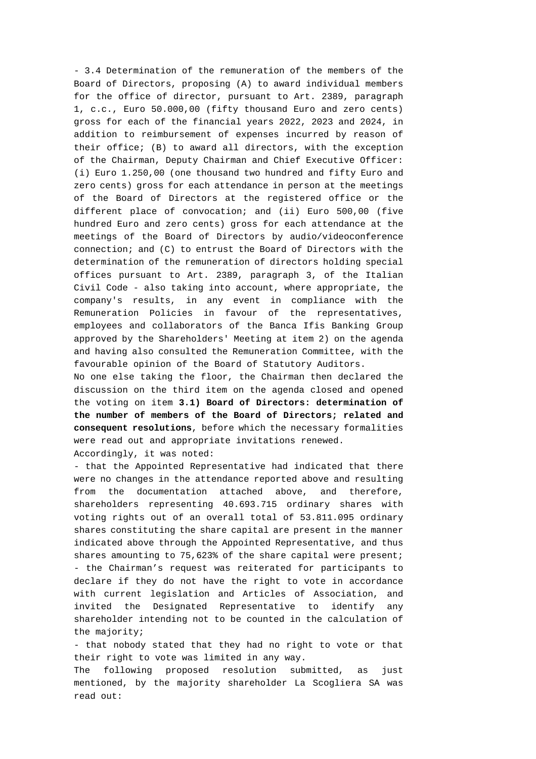- 3.4 Determination of the remuneration of the members of the Board of Directors, proposing (A) to award individual members for the office of director, pursuant to Art. 2389, paragraph 1, c.c., Euro 50.000,00 (fifty thousand Euro and zero cents) gross for each of the financial years 2022, 2023 and 2024, in addition to reimbursement of expenses incurred by reason of their office; (B) to award all directors, with the exception of the Chairman, Deputy Chairman and Chief Executive Officer: (i) Euro 1.250,00 (one thousand two hundred and fifty Euro and zero cents) gross for each attendance in person at the meetings of the Board of Directors at the registered office or the different place of convocation; and (ii) Euro 500,00 (five hundred Euro and zero cents) gross for each attendance at the meetings of the Board of Directors by audio/videoconference connection; and (C) to entrust the Board of Directors with the determination of the remuneration of directors holding special offices pursuant to Art. 2389, paragraph 3, of the Italian Civil Code - also taking into account, where appropriate, the company's results, in any event in compliance with the Remuneration Policies in favour of the representatives, employees and collaborators of the Banca Ifis Banking Group approved by the Shareholders' Meeting at item 2) on the agenda and having also consulted the Remuneration Committee, with the favourable opinion of the Board of Statutory Auditors.

No one else taking the floor, the Chairman then declared the discussion on the third item on the agenda closed and opened the voting on item **3.1) Board of Directors: determination of the number of members of the Board of Directors; related and consequent resolutions**, before which the necessary formalities were read out and appropriate invitations renewed.

Accordingly, it was noted:

- that the Appointed Representative had indicated that there were no changes in the attendance reported above and resulting from the documentation attached above, and therefore, shareholders representing 40.693.715 ordinary shares with voting rights out of an overall total of 53.811.095 ordinary shares constituting the share capital are present in the manner indicated above through the Appointed Representative, and thus shares amounting to 75,623% of the share capital were present;
- the Chairman's request was reiterated for participants to declare if they do not have the right to vote in accordance with current legislation and Articles of Association, and invited the Designated Representative to identify any shareholder intending not to be counted in the calculation of the majority;
- that nobody stated that they had no right to vote or that their right to vote was limited in any way.

The following proposed resolution submitted, as just mentioned, by the majority shareholder La Scogliera SA was read out: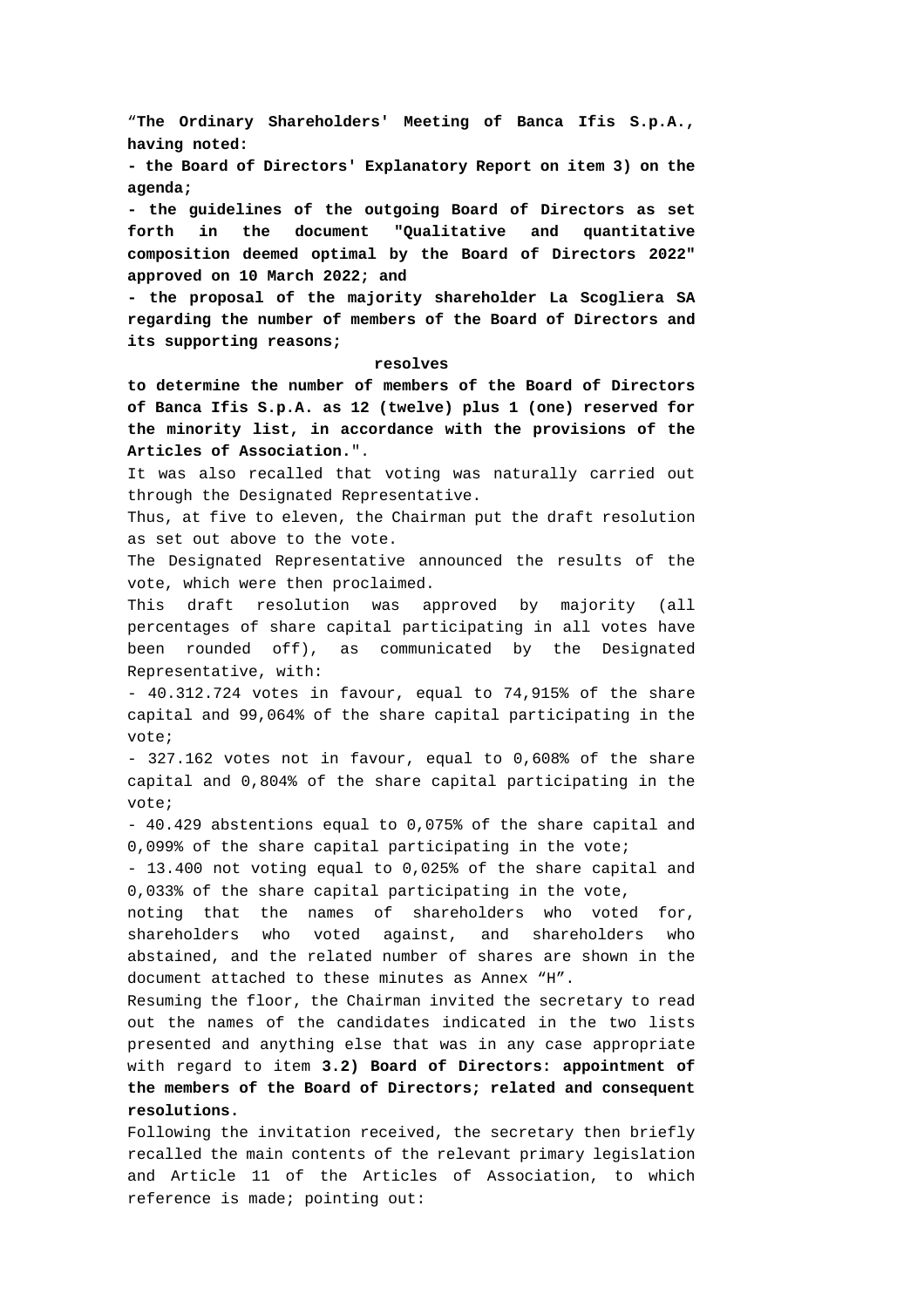"**The Ordinary Shareholders' Meeting of Banca Ifis S.p.A., having noted:**

**- the Board of Directors' Explanatory Report on item 3) on the agenda;**

**- the guidelines of the outgoing Board of Directors as set forth in the document "Qualitative and quantitative composition deemed optimal by the Board of Directors 2022" approved on 10 March 2022; and**

**- the proposal of the majority shareholder La Scogliera SA regarding the number of members of the Board of Directors and its supporting reasons;**

**resolves**

**to determine the number of members of the Board of Directors of Banca Ifis S.p.A. as 12 (twelve) plus 1 (one) reserved for the minority list, in accordance with the provisions of the Articles of Association.**".

It was also recalled that voting was naturally carried out through the Designated Representative.

Thus, at five to eleven, the Chairman put the draft resolution as set out above to the vote.

The Designated Representative announced the results of the vote, which were then proclaimed.

This draft resolution was approved by majority (all percentages of share capital participating in all votes have been rounded off), as communicated by the Designated Representative, with:

- 40.312.724 votes in favour, equal to 74,915% of the share capital and 99,064% of the share capital participating in the vote;
- 327.162 votes not in favour, equal to 0,608% of the share capital and 0,804% of the share capital participating in the vote;
- 40.429 abstentions equal to 0,075% of the share capital and 0,099% of the share capital participating in the vote;
- 13.400 not voting equal to 0,025% of the share capital and 0,033% of the share capital participating in the vote,

noting that the names of shareholders who voted for, shareholders who voted against, and shareholders who abstained, and the related number of shares are shown in the document attached to these minutes as Annex "H".

Resuming the floor, the Chairman invited the secretary to read out the names of the candidates indicated in the two lists presented and anything else that was in any case appropriate with regard to item **3.2) Board of Directors: appointment of the members of the Board of Directors; related and consequent resolutions.**

Following the invitation received, the secretary then briefly recalled the main contents of the relevant primary legislation and Article 11 of the Articles of Association, to which reference is made; pointing out: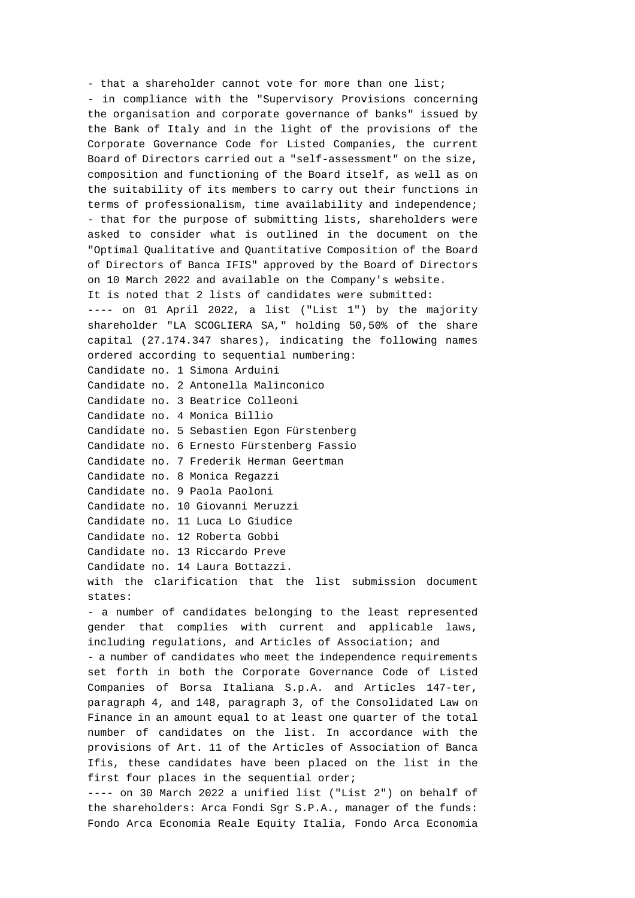- that a shareholder cannot vote for more than one list;

- in compliance with the "Supervisory Provisions concerning the organisation and corporate governance of banks" issued by the Bank of Italy and in the light of the provisions of the Corporate Governance Code for Listed Companies, the current Board of Directors carried out a "self-assessment" on the size, composition and functioning of the Board itself, as well as on the suitability of its members to carry out their functions in terms of professionalism, time availability and independence;

- that for the purpose of submitting lists, shareholders were asked to consider what is outlined in the document on the "Optimal Qualitative and Quantitative Composition of the Board of Directors of Banca IFIS" approved by the Board of Directors on 10 March 2022 and available on the Company's website.

It is noted that 2 lists of candidates were submitted:

---- on 01 April 2022, a list ("List 1") by the majority shareholder "LA SCOGLIERA SA," holding 50,50% of the share capital (27.174.347 shares), indicating the following names ordered according to sequential numbering:

Candidate no. 1 Simona Arduini
Candidate no. 2 Antonella Malinconico
Candidate no. 3 Beatrice Colleoni
Candidate no. 4 Monica Billio
Candidate no. 5 Sebastien Egon Fürstenberg
Candidate no. 6 Ernesto Fürstenberg Fassio
Candidate no. 7 Frederik Herman Geertman
Candidate no. 8 Monica Regazzi
Candidate no. 9 Paola Paoloni
Candidate no. 10 Giovanni Meruzzi
Candidate no. 11 Luca Lo Giudice
Candidate no. 12 Roberta Gobbi
Candidate no. 13 Riccardo Preve
Candidate no. 14 Laura Bottazzi.

with the clarification that the list submission document states:

- a number of candidates belonging to the least represented gender that complies with current and applicable laws, including regulations, and Articles of Association; and

- a number of candidates who meet the independence requirements set forth in both the Corporate Governance Code of Listed Companies of Borsa Italiana S.p.A. and Articles 147-ter, paragraph 4, and 148, paragraph 3, of the Consolidated Law on Finance in an amount equal to at least one quarter of the total number of candidates on the list. In accordance with the provisions of Art. 11 of the Articles of Association of Banca Ifis, these candidates have been placed on the list in the first four places in the sequential order;

---- on 30 March 2022 a unified list ("List 2") on behalf of the shareholders: Arca Fondi Sgr S.P.A., manager of the funds: Fondo Arca Economia Reale Equity Italia, Fondo Arca Economia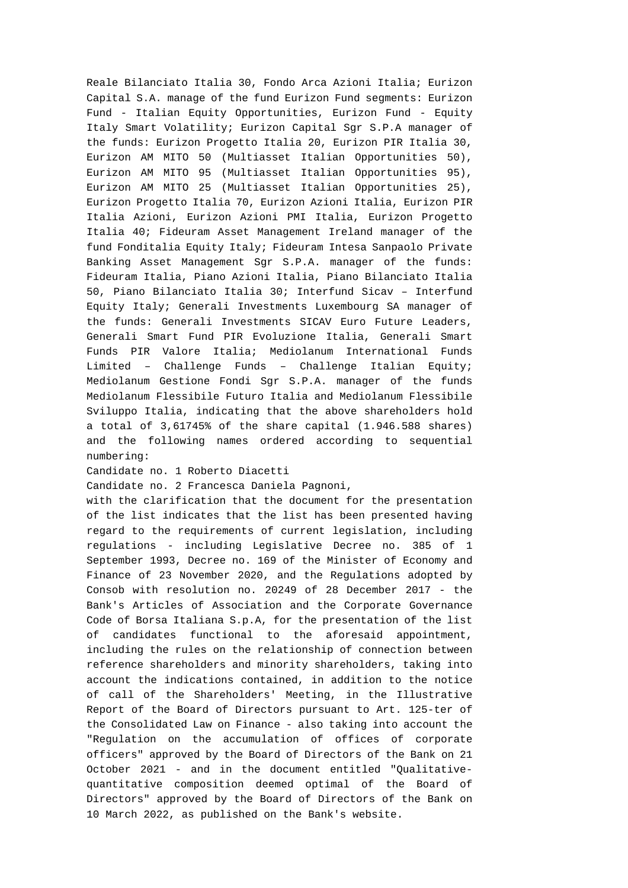Reale Bilanciato Italia 30, Fondo Arca Azioni Italia; Eurizon Capital S.A. manage of the fund Eurizon Fund segments: Eurizon Fund - Italian Equity Opportunities, Eurizon Fund - Equity Italy Smart Volatility; Eurizon Capital Sgr S.P.A manager of the funds: Eurizon Progetto Italia 20, Eurizon PIR Italia 30, Eurizon AM MITO 50 (Multiasset Italian Opportunities 50), Eurizon AM MITO 95 (Multiasset Italian Opportunities 95), Eurizon AM MITO 25 (Multiasset Italian Opportunities 25), Eurizon Progetto Italia 70, Eurizon Azioni Italia, Eurizon PIR Italia Azioni, Eurizon Azioni PMI Italia, Eurizon Progetto Italia 40; Fideuram Asset Management Ireland manager of the fund Fonditalia Equity Italy; Fideuram Intesa Sanpaolo Private Banking Asset Management Sgr S.P.A. manager of the funds: Fideuram Italia, Piano Azioni Italia, Piano Bilanciato Italia 50, Piano Bilanciato Italia 30; Interfund Sicav – Interfund Equity Italy; Generali Investments Luxembourg SA manager of the funds: Generali Investments SICAV Euro Future Leaders, Generali Smart Fund PIR Evoluzione Italia, Generali Smart Funds PIR Valore Italia; Mediolanum International Funds Limited – Challenge Funds – Challenge Italian Equity; Mediolanum Gestione Fondi Sgr S.P.A. manager of the funds Mediolanum Flessibile Futuro Italia and Mediolanum Flessibile Sviluppo Italia, indicating that the above shareholders hold a total of 3,61745% of the share capital (1.946.588 shares) and the following names ordered according to sequential numbering:

Candidate no. 1 Roberto Diacetti

Candidate no. 2 Francesca Daniela Pagnoni,

with the clarification that the document for the presentation of the list indicates that the list has been presented having regard to the requirements of current legislation, including regulations - including Legislative Decree no. 385 of 1 September 1993, Decree no. 169 of the Minister of Economy and Finance of 23 November 2020, and the Regulations adopted by Consob with resolution no. 20249 of 28 December 2017 - the Bank's Articles of Association and the Corporate Governance Code of Borsa Italiana S.p.A, for the presentation of the list of candidates functional to the aforesaid appointment, including the rules on the relationship of connection between reference shareholders and minority shareholders, taking into account the indications contained, in addition to the notice of call of the Shareholders' Meeting, in the Illustrative Report of the Board of Directors pursuant to Art. 125-ter of the Consolidated Law on Finance - also taking into account the "Regulation on the accumulation of offices of corporate officers" approved by the Board of Directors of the Bank on 21 October 2021 - and in the document entitled "Qualitative-quantitative composition deemed optimal of the Board of Directors" approved by the Board of Directors of the Bank on 10 March 2022, as published on the Bank's website.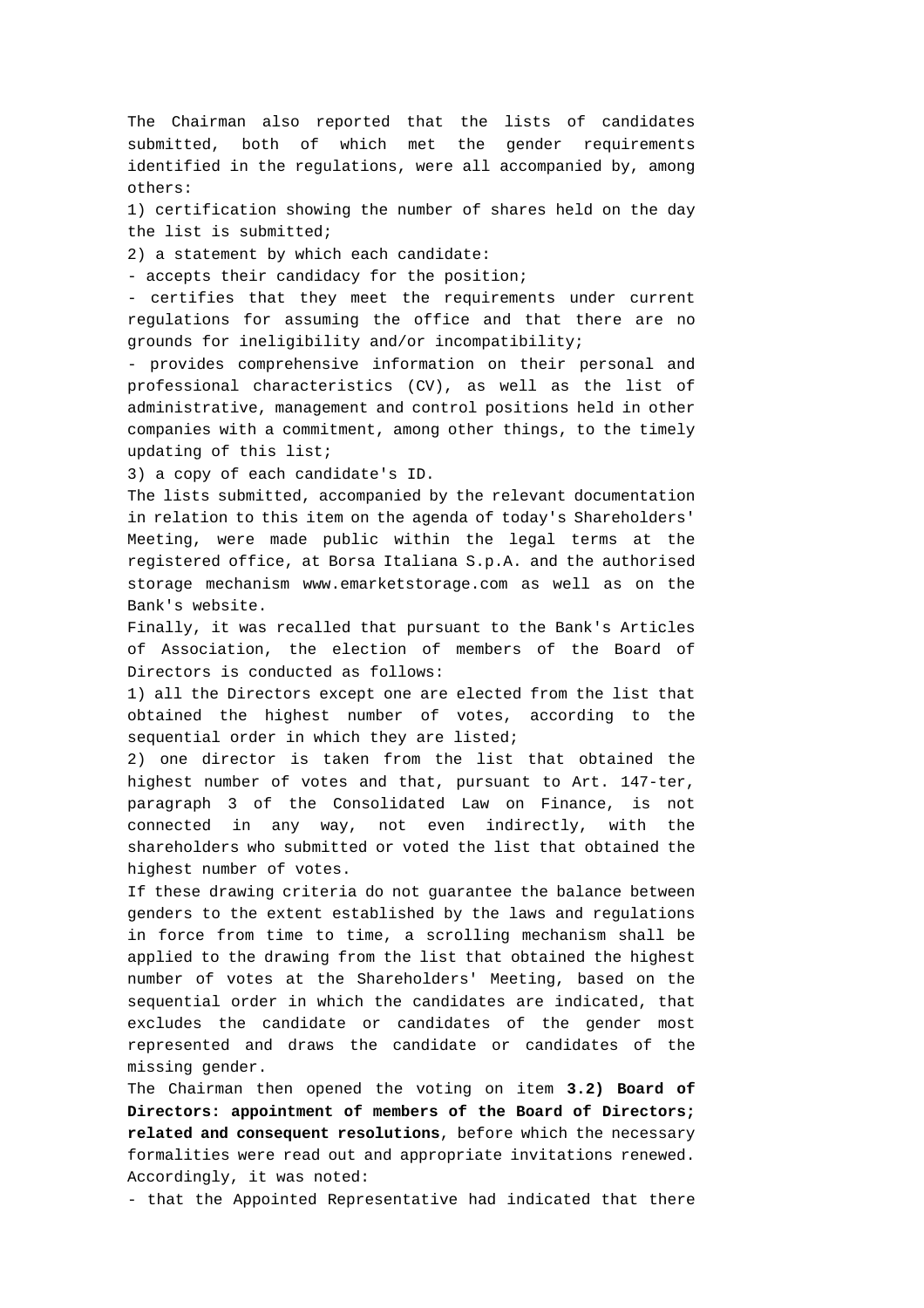The Chairman also reported that the lists of candidates submitted, both of which met the gender requirements identified in the regulations, were all accompanied by, among others:

1) certification showing the number of shares held on the day the list is submitted;

2) a statement by which each candidate:

- accepts their candidacy for the position;
- certifies that they meet the requirements under current regulations for assuming the office and that there are no grounds for ineligibility and/or incompatibility;
- provides comprehensive information on their personal and professional characteristics (CV), as well as the list of administrative, management and control positions held in other companies with a commitment, among other things, to the timely updating of this list;

3) a copy of each candidate's ID.

The lists submitted, accompanied by the relevant documentation in relation to this item on the agenda of today's Shareholders' Meeting, were made public within the legal terms at the registered office, at Borsa Italiana S.p.A. and the authorised storage mechanism www.emarketstorage.com as well as on the Bank's website.

Finally, it was recalled that pursuant to the Bank's Articles of Association, the election of members of the Board of Directors is conducted as follows:

1) all the Directors except one are elected from the list that obtained the highest number of votes, according to the sequential order in which they are listed;

2) one director is taken from the list that obtained the highest number of votes and that, pursuant to Art. 147-ter, paragraph 3 of the Consolidated Law on Finance, is not connected in any way, not even indirectly, with the shareholders who submitted or voted the list that obtained the highest number of votes.

If these drawing criteria do not guarantee the balance between genders to the extent established by the laws and regulations in force from time to time, a scrolling mechanism shall be applied to the drawing from the list that obtained the highest number of votes at the Shareholders' Meeting, based on the sequential order in which the candidates are indicated, that excludes the candidate or candidates of the gender most represented and draws the candidate or candidates of the missing gender.

The Chairman then opened the voting on item **3.2) Board of Directors: appointment of members of the Board of Directors; related and consequent resolutions**, before which the necessary formalities were read out and appropriate invitations renewed.

Accordingly, it was noted:

- that the Appointed Representative had indicated that there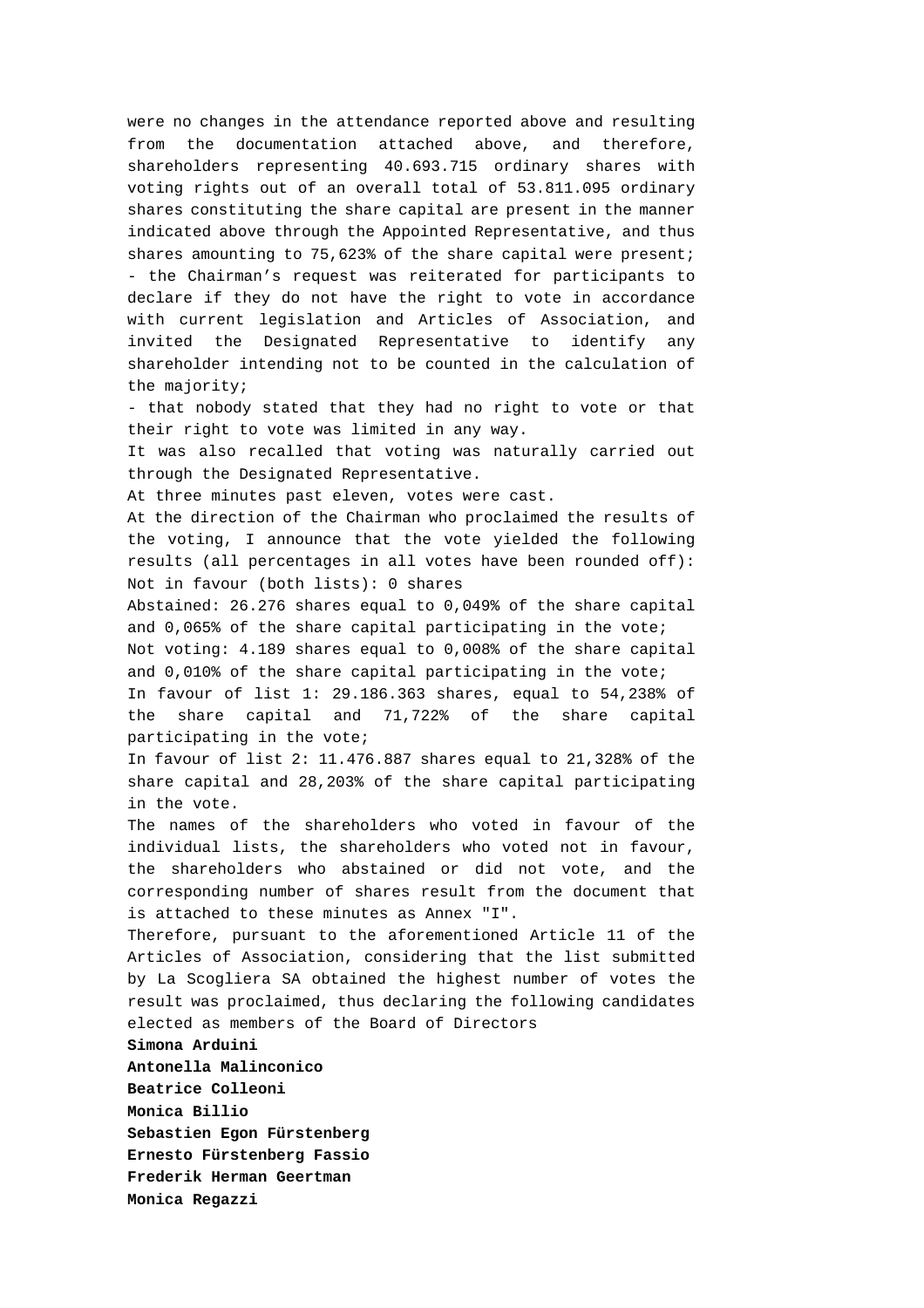were no changes in the attendance reported above and resulting from the documentation attached above, and therefore, shareholders representing 40.693.715 ordinary shares with voting rights out of an overall total of 53.811.095 ordinary shares constituting the share capital are present in the manner indicated above through the Appointed Representative, and thus shares amounting to 75,623% of the share capital were present;

- the Chairman's request was reiterated for participants to declare if they do not have the right to vote in accordance with current legislation and Articles of Association, and invited the Designated Representative to identify any shareholder intending not to be counted in the calculation of the majority;
- that nobody stated that they had no right to vote or that their right to vote was limited in any way.

It was also recalled that voting was naturally carried out through the Designated Representative.

At three minutes past eleven, votes were cast.

At the direction of the Chairman who proclaimed the results of the voting, I announce that the vote yielded the following results (all percentages in all votes have been rounded off):

Not in favour (both lists): 0 shares

Abstained: 26.276 shares equal to 0,049% of the share capital and 0,065% of the share capital participating in the vote;

Not voting: 4.189 shares equal to 0,008% of the share capital and 0,010% of the share capital participating in the vote;

In favour of list 1: 29.186.363 shares, equal to 54,238% of the share capital and 71,722% of the share capital participating in the vote;

In favour of list 2: 11.476.887 shares equal to 21,328% of the share capital and 28,203% of the share capital participating in the vote.

The names of the shareholders who voted in favour of the individual lists, the shareholders who voted not in favour, the shareholders who abstained or did not vote, and the corresponding number of shares result from the document that is attached to these minutes as Annex "I".

Therefore, pursuant to the aforementioned Article 11 of the Articles of Association, considering that the list submitted by La Scogliera SA obtained the highest number of votes the result was proclaimed, thus declaring the following candidates elected as members of the Board of Directors

**Simona Arduini**

**Antonella Malinconico**

**Beatrice Colleoni**

**Monica Billio**

**Sebastien Egon Fürstenberg**

**Ernesto Fürstenberg Fassio**

**Frederik Herman Geertman**

**Monica Regazzi**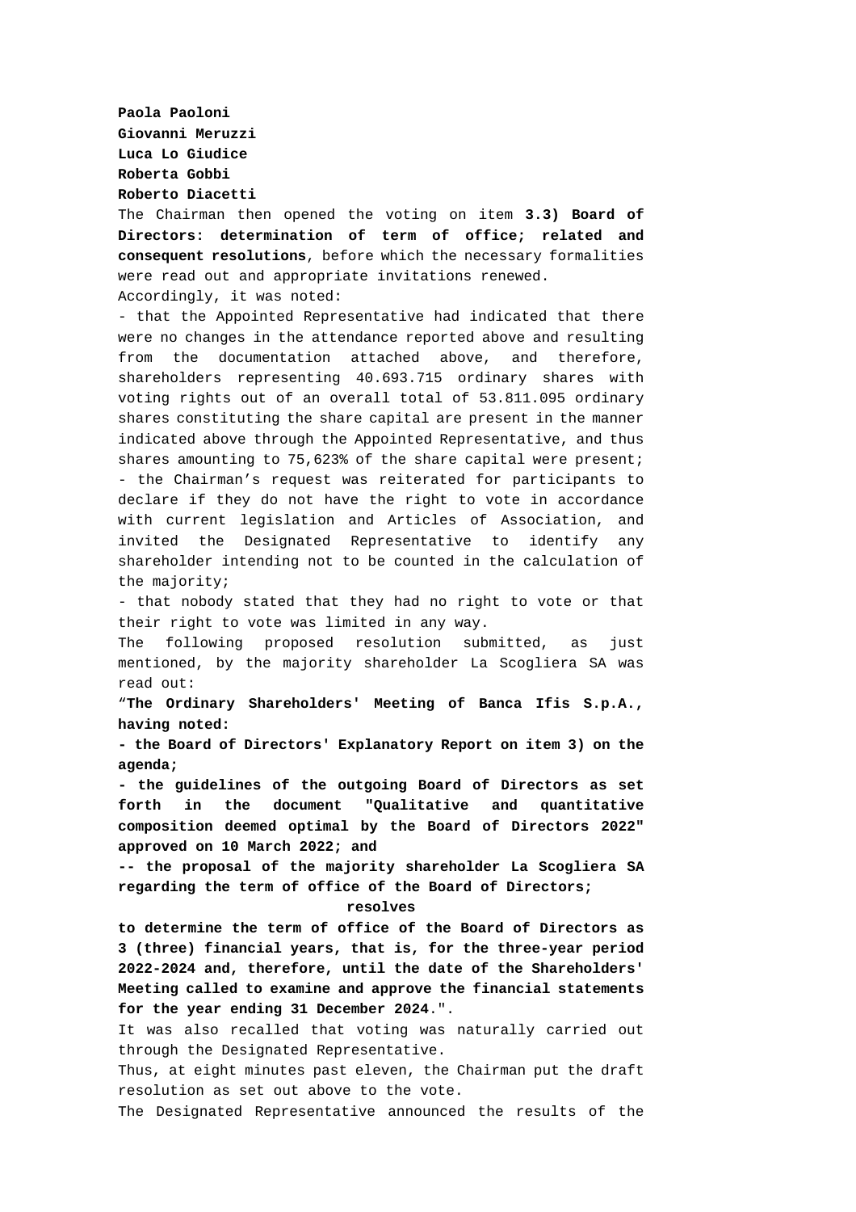**Paola Paoloni**

**Giovanni Meruzzi**

**Luca Lo Giudice**

**Roberta Gobbi**

**Roberto Diacetti**

The Chairman then opened the voting on item **3.3) Board of Directors: determination of term of office; related and consequent resolutions**, before which the necessary formalities were read out and appropriate invitations renewed.

Accordingly, it was noted:

- that the Appointed Representative had indicated that there were no changes in the attendance reported above and resulting from the documentation attached above, and therefore, shareholders representing 40.693.715 ordinary shares with voting rights out of an overall total of 53.811.095 ordinary shares constituting the share capital are present in the manner indicated above through the Appointed Representative, and thus shares amounting to 75,623% of the share capital were present;
- the Chairman's request was reiterated for participants to declare if they do not have the right to vote in accordance with current legislation and Articles of Association, and invited the Designated Representative to identify any shareholder intending not to be counted in the calculation of the majority;
- that nobody stated that they had no right to vote or that their right to vote was limited in any way.

The following proposed resolution submitted, as just mentioned, by the majority shareholder La Scogliera SA was read out:

"**The Ordinary Shareholders' Meeting of Banca Ifis S.p.A., having noted:**

**- the Board of Directors' Explanatory Report on item 3) on the agenda;**

**- the guidelines of the outgoing Board of Directors as set forth in the document "Qualitative and quantitative composition deemed optimal by the Board of Directors 2022" approved on 10 March 2022; and**

**-- the proposal of the majority shareholder La Scogliera SA regarding the term of office of the Board of Directors;**

**resolves**

**to determine the term of office of the Board of Directors as 3 (three) financial years, that is, for the three-year period 2022-2024 and, therefore, until the date of the Shareholders' Meeting called to examine and approve the financial statements for the year ending 31 December 2024**.".

It was also recalled that voting was naturally carried out through the Designated Representative.

Thus, at eight minutes past eleven, the Chairman put the draft resolution as set out above to the vote.

The Designated Representative announced the results of the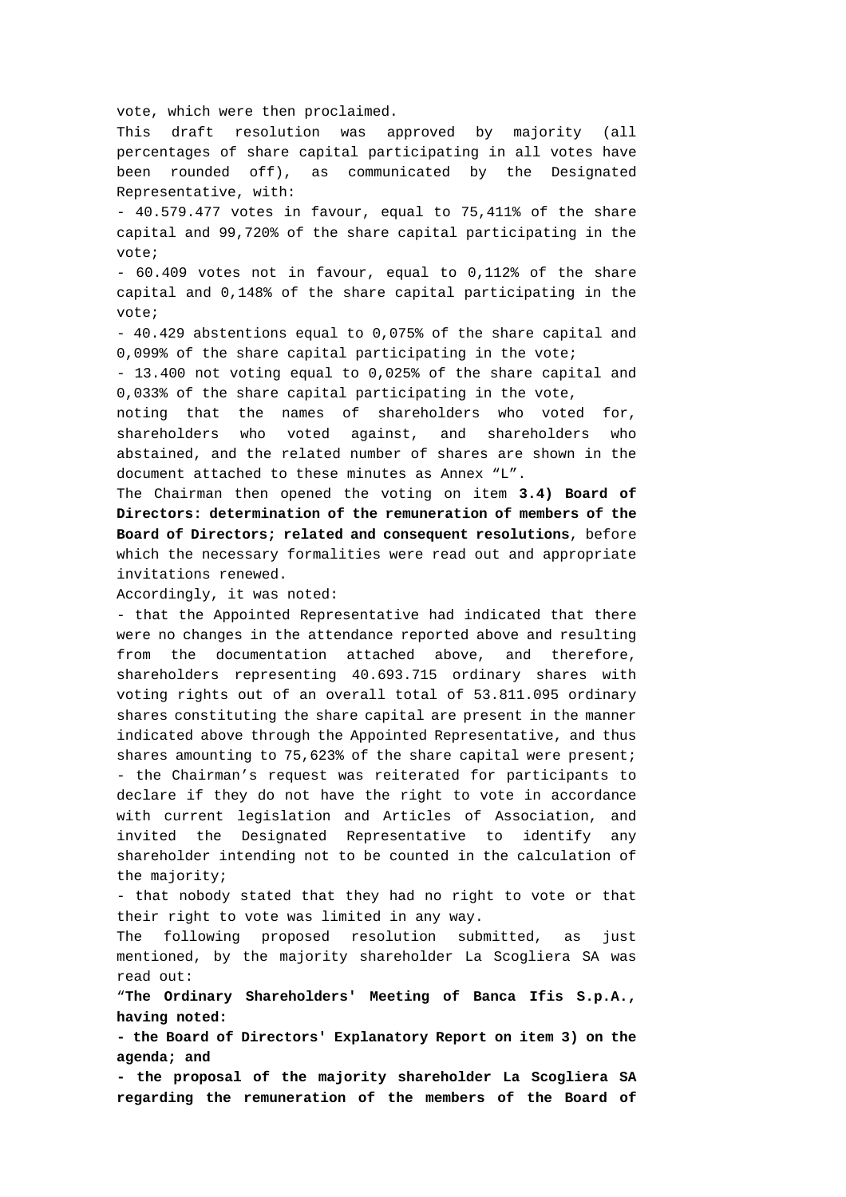vote, which were then proclaimed.

This draft resolution was approved by majority (all percentages of share capital participating in all votes have been rounded off), as communicated by the Designated Representative, with:

- 40.579.477 votes in favour, equal to 75,411% of the share capital and 99,720% of the share capital participating in the vote;
- 60.409 votes not in favour, equal to 0,112% of the share capital and 0,148% of the share capital participating in the vote;
- 40.429 abstentions equal to 0,075% of the share capital and 0,099% of the share capital participating in the vote;
- 13.400 not voting equal to 0,025% of the share capital and 0,033% of the share capital participating in the vote,

noting that the names of shareholders who voted for, shareholders who voted against, and shareholders who abstained, and the related number of shares are shown in the document attached to these minutes as Annex "L".

The Chairman then opened the voting on item **3.4) Board of Directors: determination of the remuneration of members of the Board of Directors; related and consequent resolutions**, before which the necessary formalities were read out and appropriate invitations renewed.

Accordingly, it was noted:

- that the Appointed Representative had indicated that there were no changes in the attendance reported above and resulting from the documentation attached above, and therefore, shareholders representing 40.693.715 ordinary shares with voting rights out of an overall total of 53.811.095 ordinary shares constituting the share capital are present in the manner indicated above through the Appointed Representative, and thus shares amounting to 75,623% of the share capital were present;
- the Chairman's request was reiterated for participants to declare if they do not have the right to vote in accordance with current legislation and Articles of Association, and invited the Designated Representative to identify any shareholder intending not to be counted in the calculation of the majority;
- that nobody stated that they had no right to vote or that their right to vote was limited in any way.

The following proposed resolution submitted, as just mentioned, by the majority shareholder La Scogliera SA was read out:

"**The Ordinary Shareholders' Meeting of Banca Ifis S.p.A., having noted:**

**- the Board of Directors' Explanatory Report on item 3) on the agenda; and**

**- the proposal of the majority shareholder La Scogliera SA regarding the remuneration of the members of the Board of**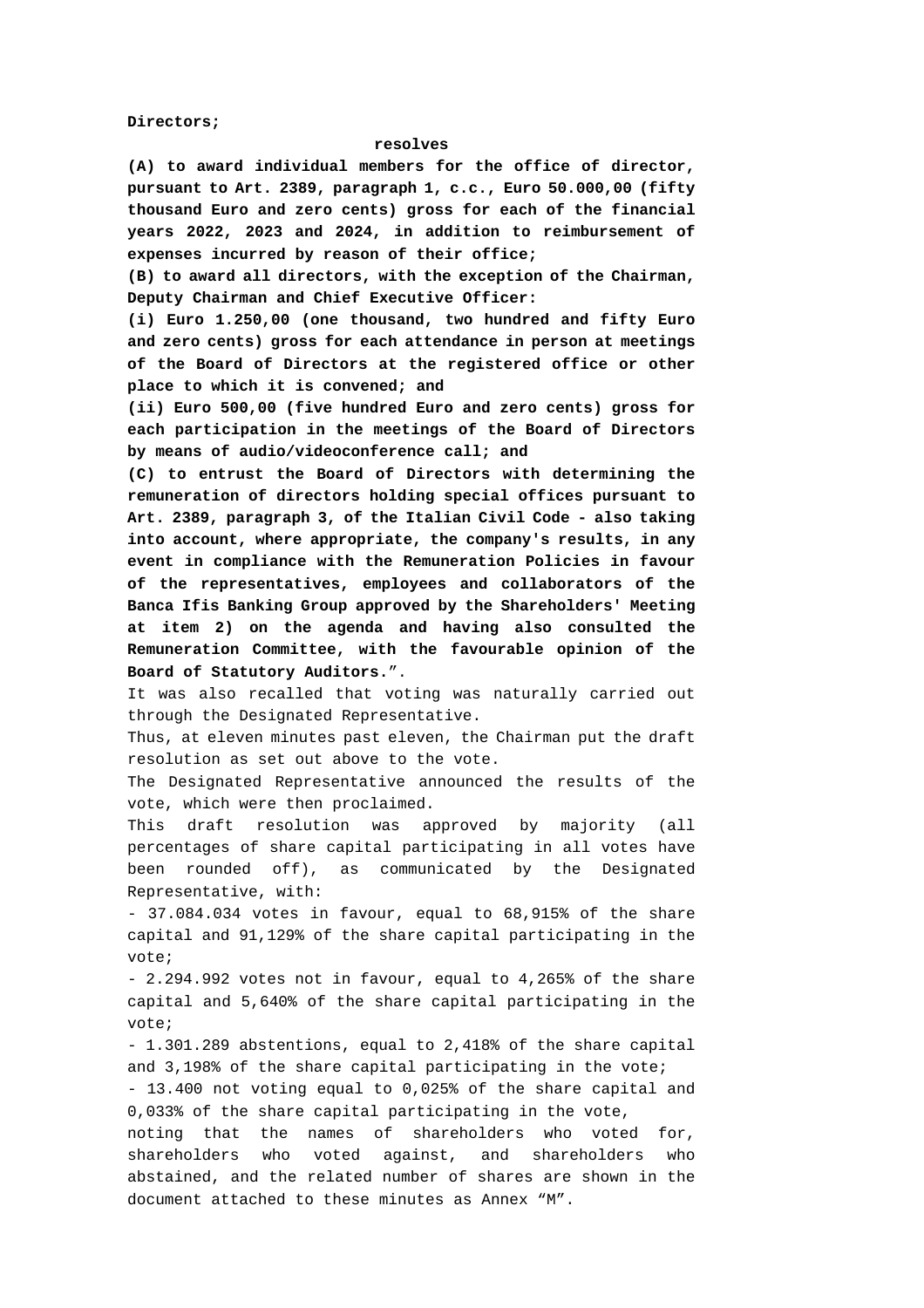**Directors;**

**resolves**

**(A) to award individual members for the office of director, pursuant to Art. 2389, paragraph 1, c.c., Euro 50.000,00 (fifty thousand Euro and zero cents) gross for each of the financial years 2022, 2023 and 2024, in addition to reimbursement of expenses incurred by reason of their office;**

**(B) to award all directors, with the exception of the Chairman, Deputy Chairman and Chief Executive Officer:**

**(i) Euro 1.250,00 (one thousand, two hundred and fifty Euro and zero cents) gross for each attendance in person at meetings of the Board of Directors at the registered office or other place to which it is convened; and**

**(ii) Euro 500,00 (five hundred Euro and zero cents) gross for each participation in the meetings of the Board of Directors by means of audio/videoconference call; and**

**(C) to entrust the Board of Directors with determining the remuneration of directors holding special offices pursuant to Art. 2389, paragraph 3, of the Italian Civil Code - also taking into account, where appropriate, the company's results, in any event in compliance with the Remuneration Policies in favour of the representatives, employees and collaborators of the Banca Ifis Banking Group approved by the Shareholders' Meeting at item 2) on the agenda and having also consulted the Remuneration Committee, with the favourable opinion of the Board of Statutory Auditors.**”.

It was also recalled that voting was naturally carried out through the Designated Representative.

Thus, at eleven minutes past eleven, the Chairman put the draft resolution as set out above to the vote.

The Designated Representative announced the results of the vote, which were then proclaimed.

This draft resolution was approved by majority (all percentages of share capital participating in all votes have been rounded off), as communicated by the Designated Representative, with:

- 37.084.034 votes in favour, equal to 68,915% of the share capital and 91,129% of the share capital participating in the vote;
- 2.294.992 votes not in favour, equal to 4,265% of the share capital and 5,640% of the share capital participating in the vote;
- 1.301.289 abstentions, equal to 2,418% of the share capital and 3,198% of the share capital participating in the vote;
- 13.400 not voting equal to 0,025% of the share capital and 0,033% of the share capital participating in the vote,

noting that the names of shareholders who voted for, shareholders who voted against, and shareholders who abstained, and the related number of shares are shown in the document attached to these minutes as Annex “M”.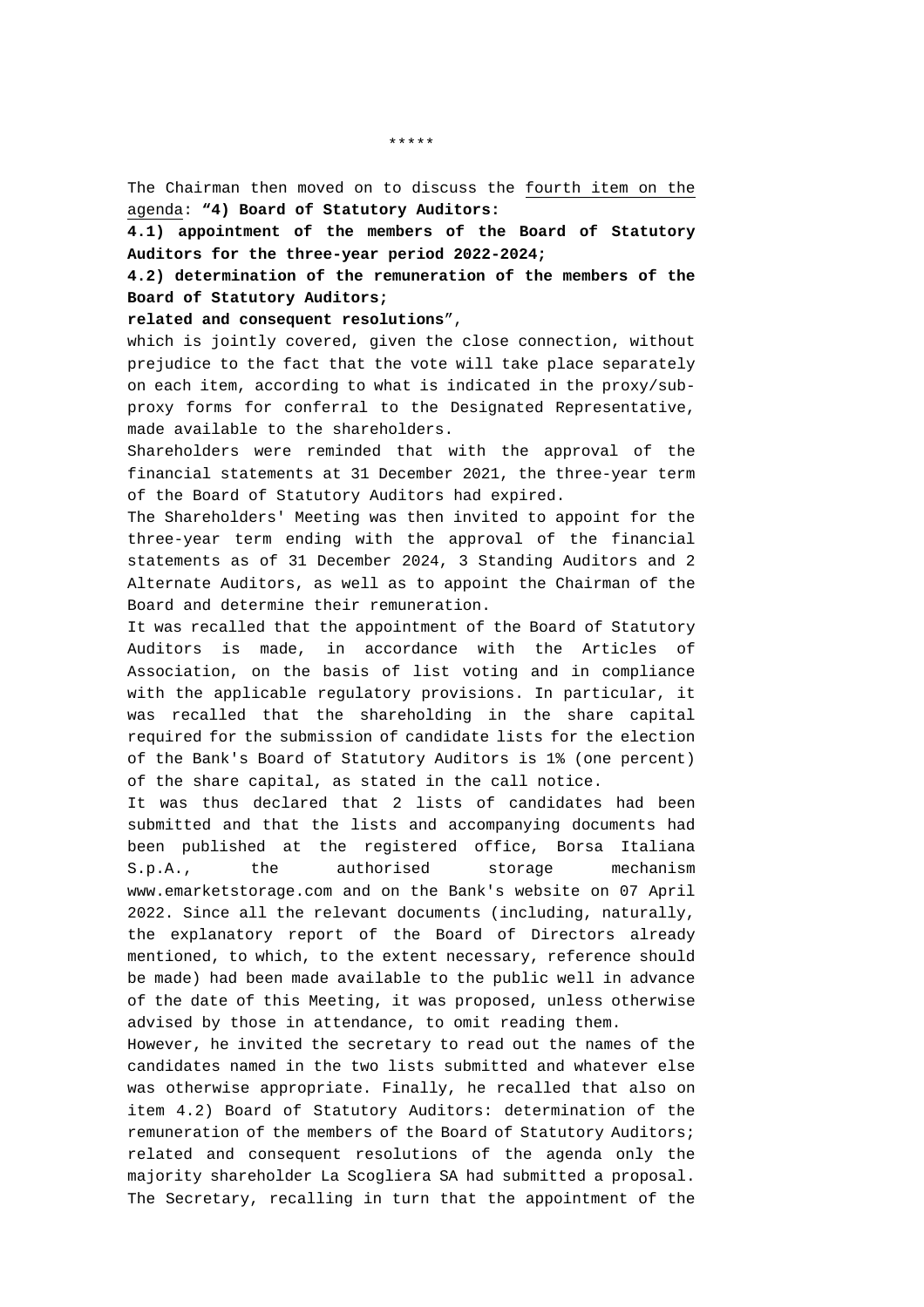\*\*\*\*\*

The Chairman then moved on to discuss the fourth item on the agenda: **"4) Board of Statutory Auditors:**

**4.1) appointment of the members of the Board of Statutory Auditors for the three-year period 2022-2024;**

**4.2) determination of the remuneration of the members of the Board of Statutory Auditors;**

**related and consequent resolutions**",

which is jointly covered, given the close connection, without prejudice to the fact that the vote will take place separately on each item, according to what is indicated in the proxy/sub-proxy forms for conferral to the Designated Representative, made available to the shareholders.

Shareholders were reminded that with the approval of the financial statements at 31 December 2021, the three-year term of the Board of Statutory Auditors had expired.

The Shareholders' Meeting was then invited to appoint for the three-year term ending with the approval of the financial statements as of 31 December 2024, 3 Standing Auditors and 2 Alternate Auditors, as well as to appoint the Chairman of the Board and determine their remuneration.

It was recalled that the appointment of the Board of Statutory Auditors is made, in accordance with the Articles of Association, on the basis of list voting and in compliance with the applicable regulatory provisions. In particular, it was recalled that the shareholding in the share capital required for the submission of candidate lists for the election of the Bank's Board of Statutory Auditors is 1% (one percent) of the share capital, as stated in the call notice.

It was thus declared that 2 lists of candidates had been submitted and that the lists and accompanying documents had been published at the registered office, Borsa Italiana S.p.A., the authorised storage mechanism www.emarketstorage.com and on the Bank's website on 07 April 2022. Since all the relevant documents (including, naturally, the explanatory report of the Board of Directors already mentioned, to which, to the extent necessary, reference should be made) had been made available to the public well in advance of the date of this Meeting, it was proposed, unless otherwise advised by those in attendance, to omit reading them.

However, he invited the secretary to read out the names of the candidates named in the two lists submitted and whatever else was otherwise appropriate. Finally, he recalled that also on item 4.2) Board of Statutory Auditors: determination of the remuneration of the members of the Board of Statutory Auditors; related and consequent resolutions of the agenda only the majority shareholder La Scogliera SA had submitted a proposal.

The Secretary, recalling in turn that the appointment of the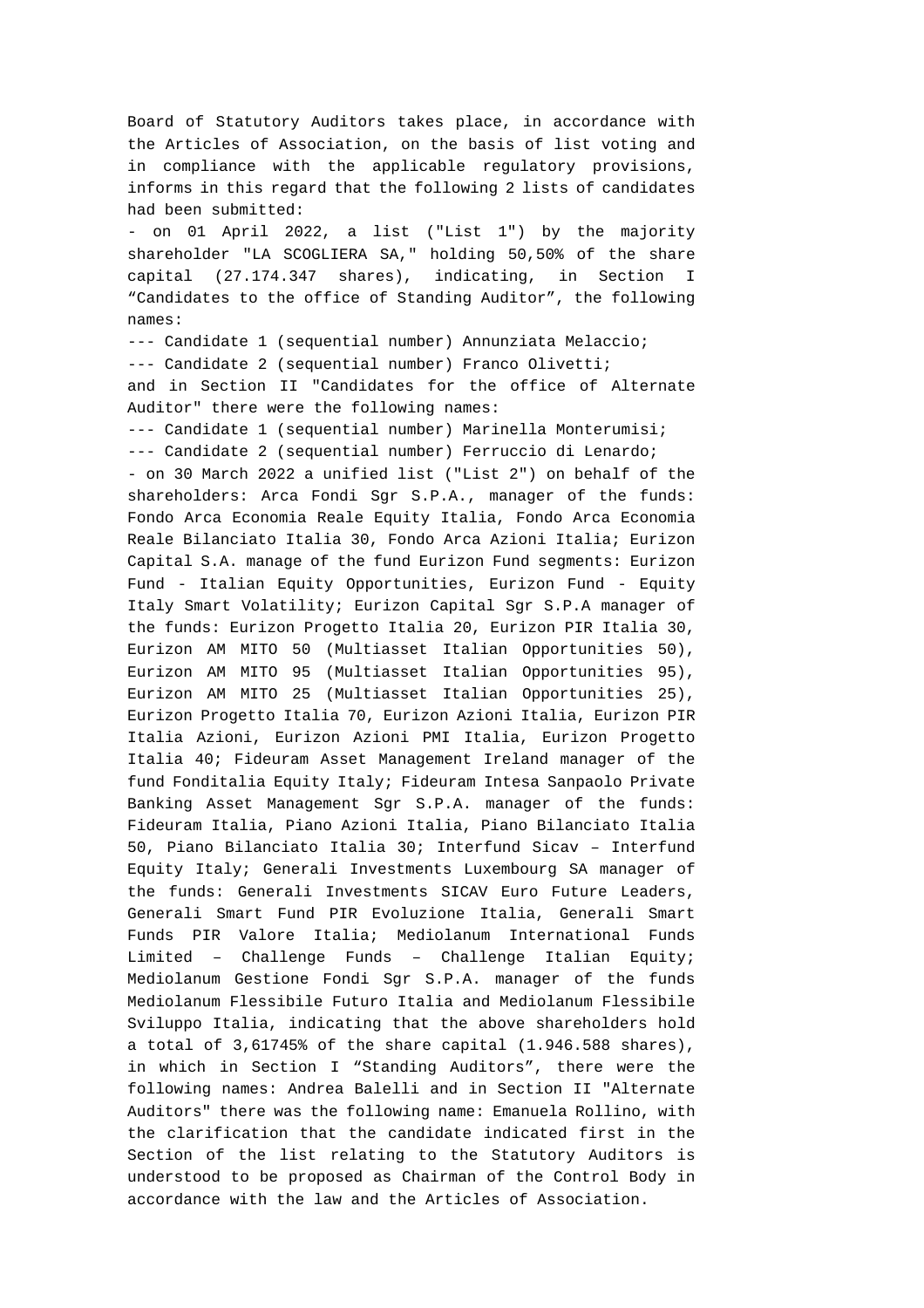Board of Statutory Auditors takes place, in accordance with the Articles of Association, on the basis of list voting and in compliance with the applicable regulatory provisions, informs in this regard that the following 2 lists of candidates had been submitted:

- on 01 April 2022, a list ("List 1") by the majority shareholder "LA SCOGLIERA SA," holding 50,50% of the share capital (27.174.347 shares), indicating, in Section I “Candidates to the office of Standing Auditor”, the following names:

--- Candidate 1 (sequential number) Annunziata Melaccio;

--- Candidate 2 (sequential number) Franco Olivetti;

and in Section II "Candidates for the office of Alternate Auditor" there were the following names:

--- Candidate 1 (sequential number) Marinella Monterumisi;

--- Candidate 2 (sequential number) Ferruccio di Lenardo;

- on 30 March 2022 a unified list ("List 2") on behalf of the shareholders: Arca Fondi Sgr S.P.A., manager of the funds: Fondo Arca Economia Reale Equity Italia, Fondo Arca Economia Reale Bilanciato Italia 30, Fondo Arca Azioni Italia; Eurizon Capital S.A. manage of the fund Eurizon Fund segments: Eurizon Fund - Italian Equity Opportunities, Eurizon Fund - Equity Italy Smart Volatility; Eurizon Capital Sgr S.P.A manager of the funds: Eurizon Progetto Italia 20, Eurizon PIR Italia 30, Eurizon AM MITO 50 (Multiasset Italian Opportunities 50), Eurizon AM MITO 95 (Multiasset Italian Opportunities 95), Eurizon AM MITO 25 (Multiasset Italian Opportunities 25), Eurizon Progetto Italia 70, Eurizon Azioni Italia, Eurizon PIR Italia Azioni, Eurizon Azioni PMI Italia, Eurizon Progetto Italia 40; Fideuram Asset Management Ireland manager of the fund Fonditalia Equity Italy; Fideuram Intesa Sanpaolo Private Banking Asset Management Sgr S.P.A. manager of the funds: Fideuram Italia, Piano Azioni Italia, Piano Bilanciato Italia 50, Piano Bilanciato Italia 30; Interfund Sicav – Interfund Equity Italy; Generali Investments Luxembourg SA manager of the funds: Generali Investments SICAV Euro Future Leaders, Generali Smart Fund PIR Evoluzione Italia, Generali Smart Funds PIR Valore Italia; Mediolanum International Funds Limited – Challenge Funds – Challenge Italian Equity; Mediolanum Gestione Fondi Sgr S.P.A. manager of the funds Mediolanum Flessibile Futuro Italia and Mediolanum Flessibile Sviluppo Italia, indicating that the above shareholders hold a total of 3,61745% of the share capital (1.946.588 shares), in which in Section I “Standing Auditors”, there were the following names: Andrea Balelli and in Section II "Alternate Auditors" there was the following name: Emanuela Rollino, with the clarification that the candidate indicated first in the Section of the list relating to the Statutory Auditors is understood to be proposed as Chairman of the Control Body in accordance with the law and the Articles of Association.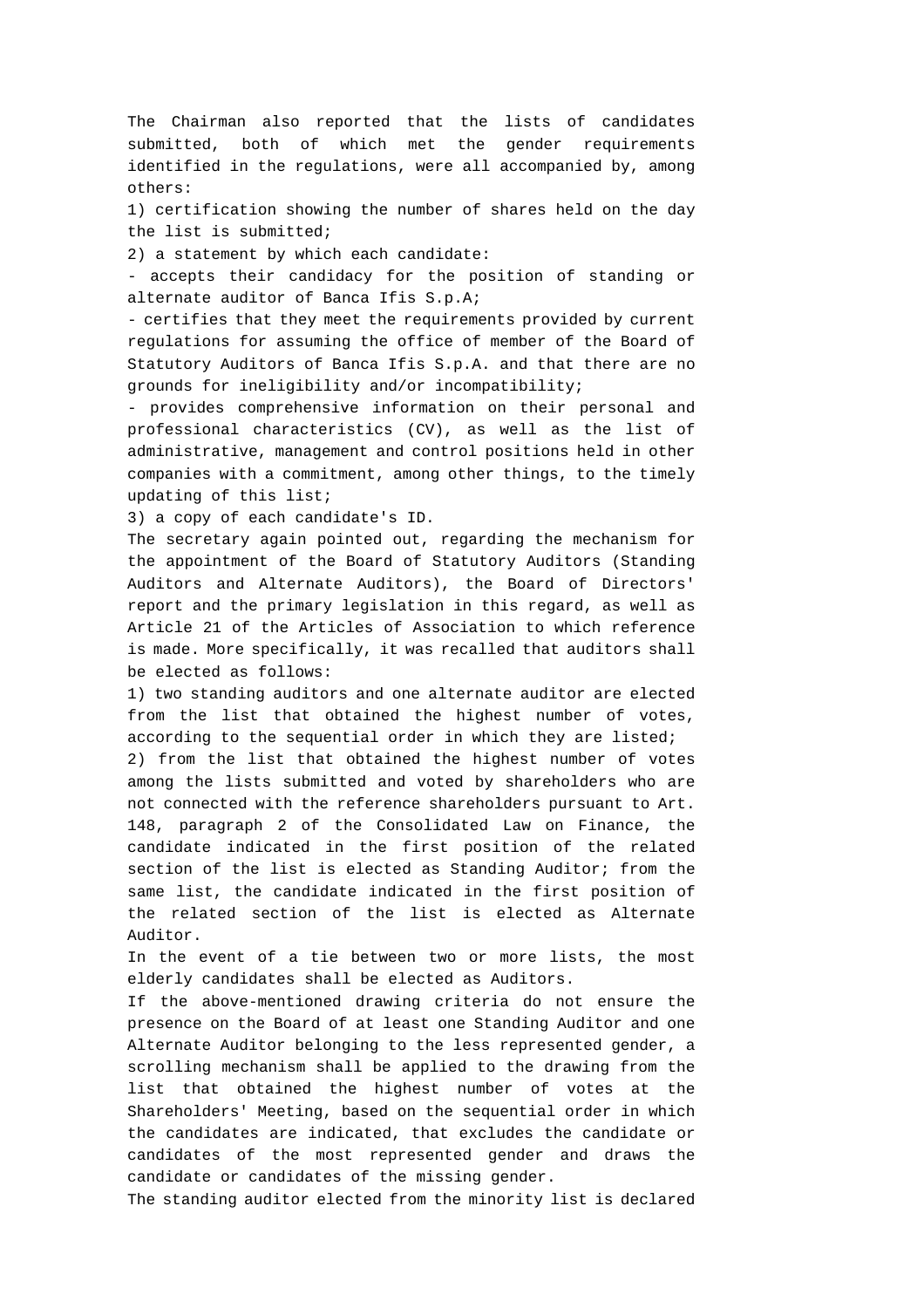The Chairman also reported that the lists of candidates submitted, both of which met the gender requirements identified in the regulations, were all accompanied by, among others:

1) certification showing the number of shares held on the day the list is submitted;

2) a statement by which each candidate:

- accepts their candidacy for the position of standing or alternate auditor of Banca Ifis S.p.A;
- certifies that they meet the requirements provided by current regulations for assuming the office of member of the Board of Statutory Auditors of Banca Ifis S.p.A. and that there are no grounds for ineligibility and/or incompatibility;
- provides comprehensive information on their personal and professional characteristics (CV), as well as the list of administrative, management and control positions held in other companies with a commitment, among other things, to the timely updating of this list;

3) a copy of each candidate's ID.

The secretary again pointed out, regarding the mechanism for the appointment of the Board of Statutory Auditors (Standing Auditors and Alternate Auditors), the Board of Directors' report and the primary legislation in this regard, as well as Article 21 of the Articles of Association to which reference is made. More specifically, it was recalled that auditors shall be elected as follows:

1) two standing auditors and one alternate auditor are elected from the list that obtained the highest number of votes, according to the sequential order in which they are listed;

2) from the list that obtained the highest number of votes among the lists submitted and voted by shareholders who are not connected with the reference shareholders pursuant to Art. 148, paragraph 2 of the Consolidated Law on Finance, the candidate indicated in the first position of the related section of the list is elected as Standing Auditor; from the same list, the candidate indicated in the first position of the related section of the list is elected as Alternate Auditor.

In the event of a tie between two or more lists, the most elderly candidates shall be elected as Auditors.

If the above-mentioned drawing criteria do not ensure the presence on the Board of at least one Standing Auditor and one Alternate Auditor belonging to the less represented gender, a scrolling mechanism shall be applied to the drawing from the list that obtained the highest number of votes at the Shareholders' Meeting, based on the sequential order in which the candidates are indicated, that excludes the candidate or candidates of the most represented gender and draws the candidate or candidates of the missing gender.

The standing auditor elected from the minority list is declared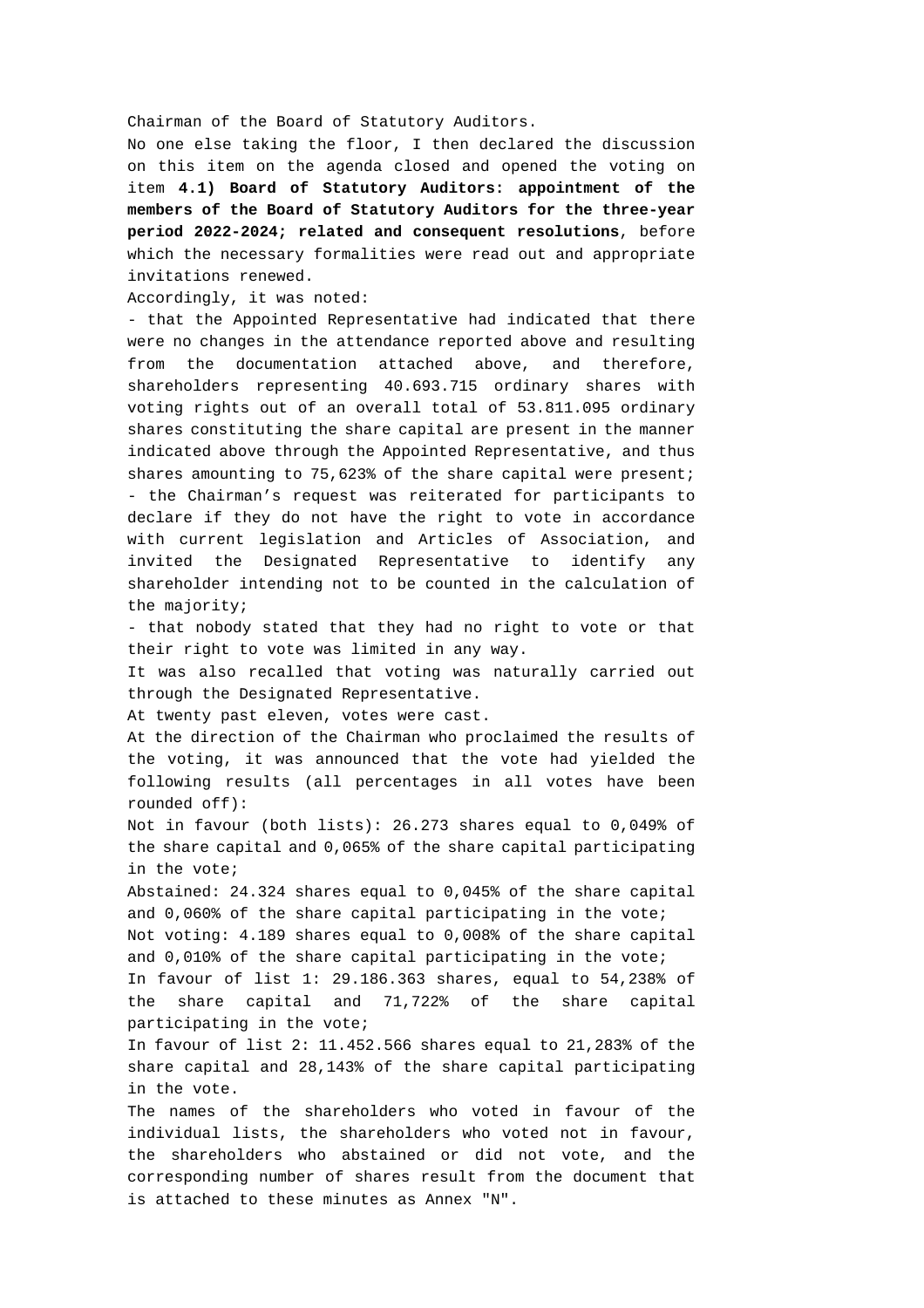Chairman of the Board of Statutory Auditors.

No one else taking the floor, I then declared the discussion on this item on the agenda closed and opened the voting on item **4.1) Board of Statutory Auditors: appointment of the members of the Board of Statutory Auditors for the three-year period 2022-2024; related and consequent resolutions**, before which the necessary formalities were read out and appropriate invitations renewed.

Accordingly, it was noted:

- that the Appointed Representative had indicated that there were no changes in the attendance reported above and resulting from the documentation attached above, and therefore, shareholders representing 40.693.715 ordinary shares with voting rights out of an overall total of 53.811.095 ordinary shares constituting the share capital are present in the manner indicated above through the Appointed Representative, and thus shares amounting to 75,623% of the share capital were present;
- the Chairman's request was reiterated for participants to declare if they do not have the right to vote in accordance with current legislation and Articles of Association, and invited the Designated Representative to identify any shareholder intending not to be counted in the calculation of the majority;
- that nobody stated that they had no right to vote or that their right to vote was limited in any way.

It was also recalled that voting was naturally carried out through the Designated Representative.

At twenty past eleven, votes were cast.

At the direction of the Chairman who proclaimed the results of the voting, it was announced that the vote had yielded the following results (all percentages in all votes have been rounded off):

Not in favour (both lists): 26.273 shares equal to 0,049% of the share capital and 0,065% of the share capital participating in the vote;

Abstained: 24.324 shares equal to 0,045% of the share capital and 0,060% of the share capital participating in the vote;

Not voting: 4.189 shares equal to 0,008% of the share capital and 0,010% of the share capital participating in the vote;

In favour of list 1: 29.186.363 shares, equal to 54,238% of the share capital and 71,722% of the share capital participating in the vote;

In favour of list 2: 11.452.566 shares equal to 21,283% of the share capital and 28,143% of the share capital participating in the vote.

The names of the shareholders who voted in favour of the individual lists, the shareholders who voted not in favour, the shareholders who abstained or did not vote, and the corresponding number of shares result from the document that is attached to these minutes as Annex "N".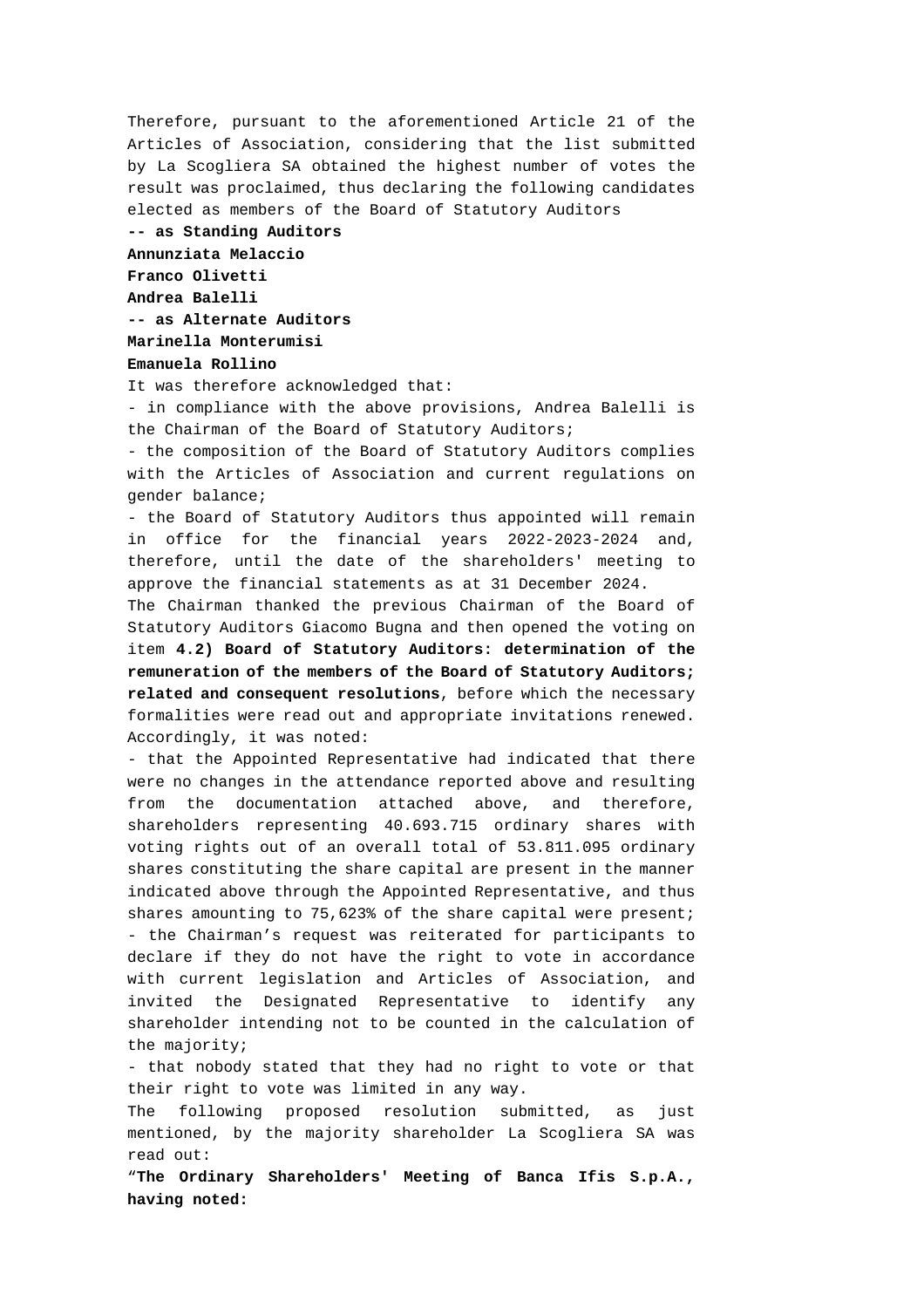Therefore, pursuant to the aforementioned Article 21 of the Articles of Association, considering that the list submitted by La Scogliera SA obtained the highest number of votes the result was proclaimed, thus declaring the following candidates elected as members of the Board of Statutory Auditors

**-- as Standing Auditors**

**Annunziata Melaccio**

**Franco Olivetti**

**Andrea Balelli**

**-- as Alternate Auditors**

**Marinella Monterumisi**

**Emanuela Rollino**

It was therefore acknowledged that:

- in compliance with the above provisions, Andrea Balelli is the Chairman of the Board of Statutory Auditors;
- the composition of the Board of Statutory Auditors complies with the Articles of Association and current regulations on gender balance;
- the Board of Statutory Auditors thus appointed will remain in office for the financial years 2022-2023-2024 and, therefore, until the date of the shareholders' meeting to approve the financial statements as at 31 December 2024.

The Chairman thanked the previous Chairman of the Board of Statutory Auditors Giacomo Bugna and then opened the voting on item **4.2) Board of Statutory Auditors: determination of the remuneration of the members of the Board of Statutory Auditors; related and consequent resolutions**, before which the necessary formalities were read out and appropriate invitations renewed. Accordingly, it was noted:

- that the Appointed Representative had indicated that there were no changes in the attendance reported above and resulting from the documentation attached above, and therefore, shareholders representing 40.693.715 ordinary shares with voting rights out of an overall total of 53.811.095 ordinary shares constituting the share capital are present in the manner indicated above through the Appointed Representative, and thus shares amounting to 75,623% of the share capital were present;
- the Chairman’s request was reiterated for participants to declare if they do not have the right to vote in accordance with current legislation and Articles of Association, and invited the Designated Representative to identify any shareholder intending not to be counted in the calculation of the majority;
- that nobody stated that they had no right to vote or that their right to vote was limited in any way.

The following proposed resolution submitted, as just mentioned, by the majority shareholder La Scogliera SA was read out:

“**The Ordinary Shareholders' Meeting of Banca Ifis S.p.A., having noted:**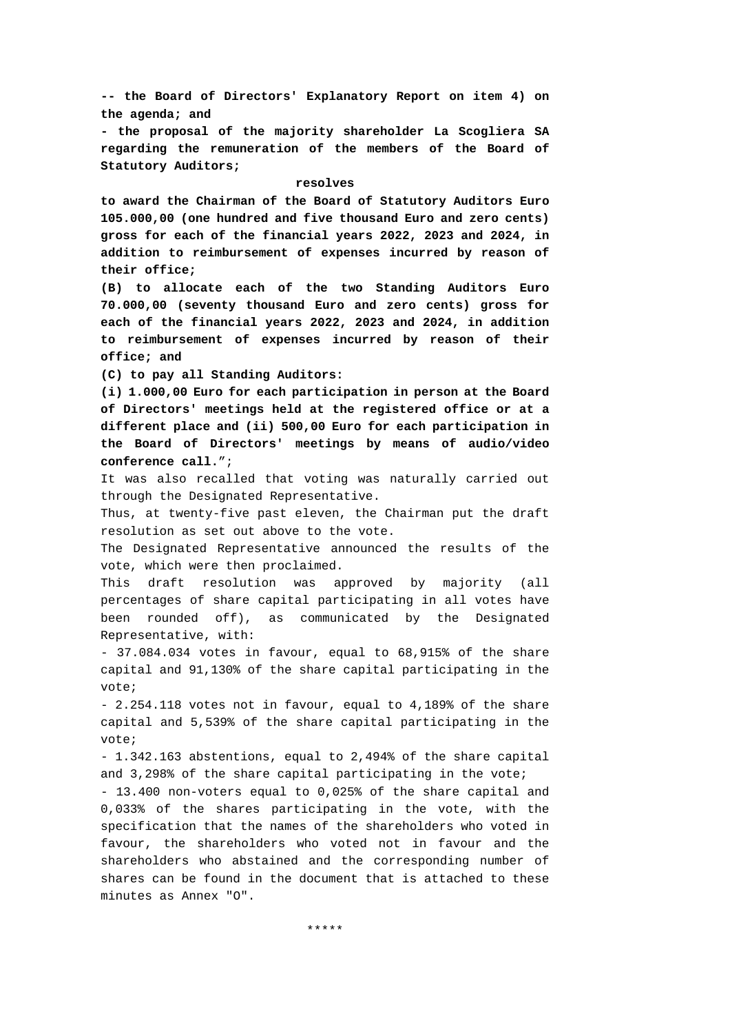**-- the Board of Directors' Explanatory Report on item 4) on the agenda; and**

**- the proposal of the majority shareholder La Scogliera SA regarding the remuneration of the members of the Board of Statutory Auditors;**

**resolves**

**to award the Chairman of the Board of Statutory Auditors Euro 105.000,00 (one hundred and five thousand Euro and zero cents) gross for each of the financial years 2022, 2023 and 2024, in addition to reimbursement of expenses incurred by reason of their office;**

**(B) to allocate each of the two Standing Auditors Euro 70.000,00 (seventy thousand Euro and zero cents) gross for each of the financial years 2022, 2023 and 2024, in addition to reimbursement of expenses incurred by reason of their office; and**

**(C) to pay all Standing Auditors:**

**(i) 1.000,00 Euro for each participation in person at the Board of Directors' meetings held at the registered office or at a different place and (ii) 500,00 Euro for each participation in the Board of Directors' meetings by means of audio/video conference call.**";

It was also recalled that voting was naturally carried out through the Designated Representative.

Thus, at twenty-five past eleven, the Chairman put the draft resolution as set out above to the vote.

The Designated Representative announced the results of the vote, which were then proclaimed.

This draft resolution was approved by majority (all percentages of share capital participating in all votes have been rounded off), as communicated by the Designated Representative, with:

- 37.084.034 votes in favour, equal to 68,915% of the share capital and 91,130% of the share capital participating in the vote;
- 2.254.118 votes not in favour, equal to 4,189% of the share capital and 5,539% of the share capital participating in the vote;
- 1.342.163 abstentions, equal to 2,494% of the share capital and 3,298% of the share capital participating in the vote;
- 13.400 non-voters equal to 0,025% of the share capital and 0,033% of the shares participating in the vote, with the specification that the names of the shareholders who voted in favour, the shareholders who voted not in favour and the shareholders who abstained and the corresponding number of shares can be found in the document that is attached to these minutes as Annex "O".

*****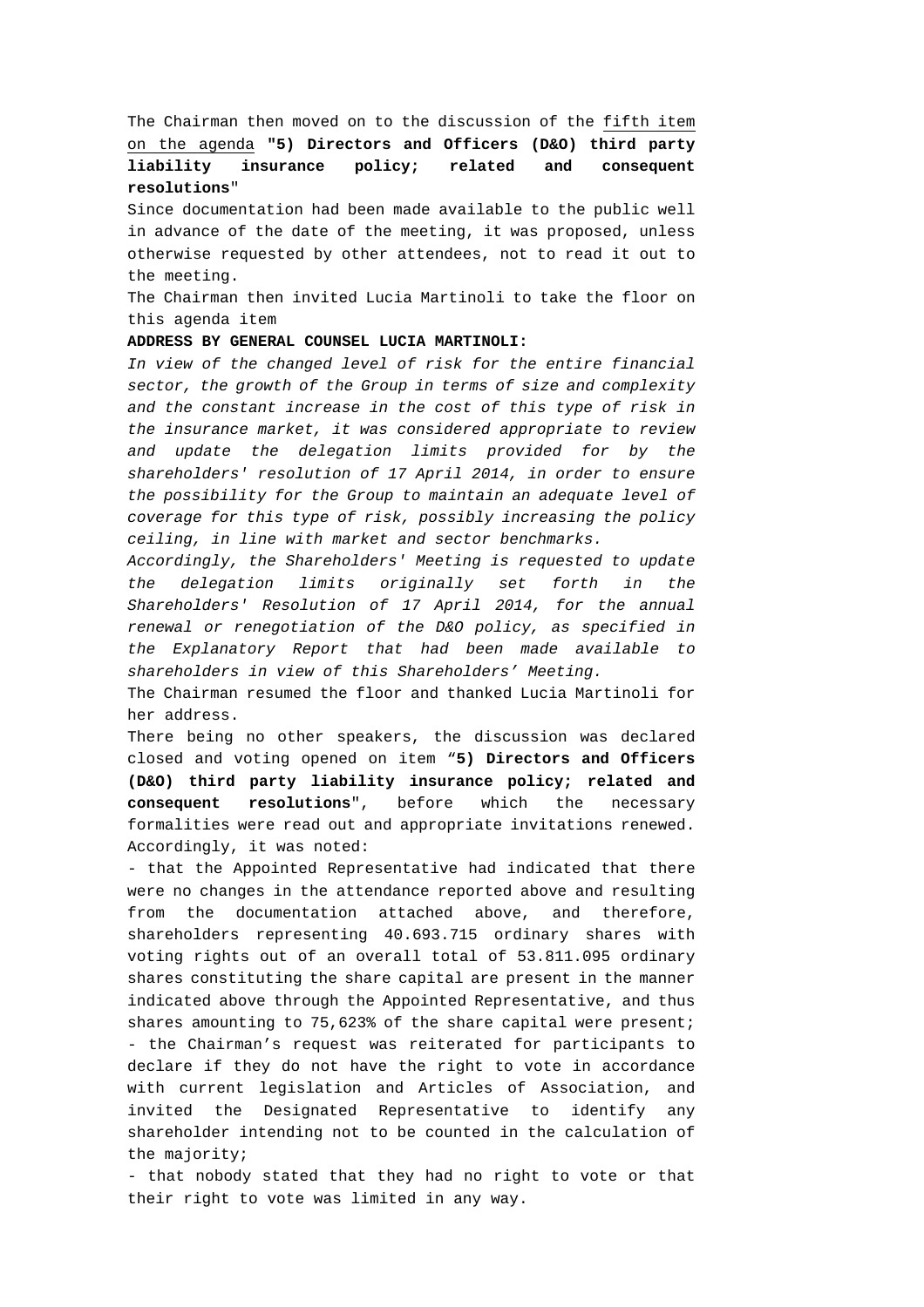The Chairman then moved on to the discussion of the fifth item on the agenda **"5) Directors and Officers (D&O) third party liability insurance policy; related and consequent resolutions"**

Since documentation had been made available to the public well in advance of the date of the meeting, it was proposed, unless otherwise requested by other attendees, not to read it out to the meeting.

The Chairman then invited Lucia Martinoli to take the floor on this agenda item

**ADDRESS BY GENERAL COUNSEL LUCIA MARTINOLI:**

*In view of the changed level of risk for the entire financial sector, the growth of the Group in terms of size and complexity and the constant increase in the cost of this type of risk in the insurance market, it was considered appropriate to review and update the delegation limits provided for by the shareholders' resolution of 17 April 2014, in order to ensure the possibility for the Group to maintain an adequate level of coverage for this type of risk, possibly increasing the policy ceiling, in line with market and sector benchmarks.*

*Accordingly, the Shareholders' Meeting is requested to update the delegation limits originally set forth in the Shareholders' Resolution of 17 April 2014, for the annual renewal or renegotiation of the D&O policy, as specified in the Explanatory Report that had been made available to shareholders in view of this Shareholders' Meeting.*

The Chairman resumed the floor and thanked Lucia Martinoli for her address.

There being no other speakers, the discussion was declared closed and voting opened on item "**5) Directors and Officers (D&O) third party liability insurance policy; related and consequent resolutions**", before which the necessary formalities were read out and appropriate invitations renewed. Accordingly, it was noted:

- that the Appointed Representative had indicated that there were no changes in the attendance reported above and resulting from the documentation attached above, and therefore, shareholders representing 40.693.715 ordinary shares with voting rights out of an overall total of 53.811.095 ordinary shares constituting the share capital are present in the manner indicated above through the Appointed Representative, and thus shares amounting to 75,623% of the share capital were present;
- the Chairman's request was reiterated for participants to declare if they do not have the right to vote in accordance with current legislation and Articles of Association, and invited the Designated Representative to identify any shareholder intending not to be counted in the calculation of the majority;
- that nobody stated that they had no right to vote or that their right to vote was limited in any way.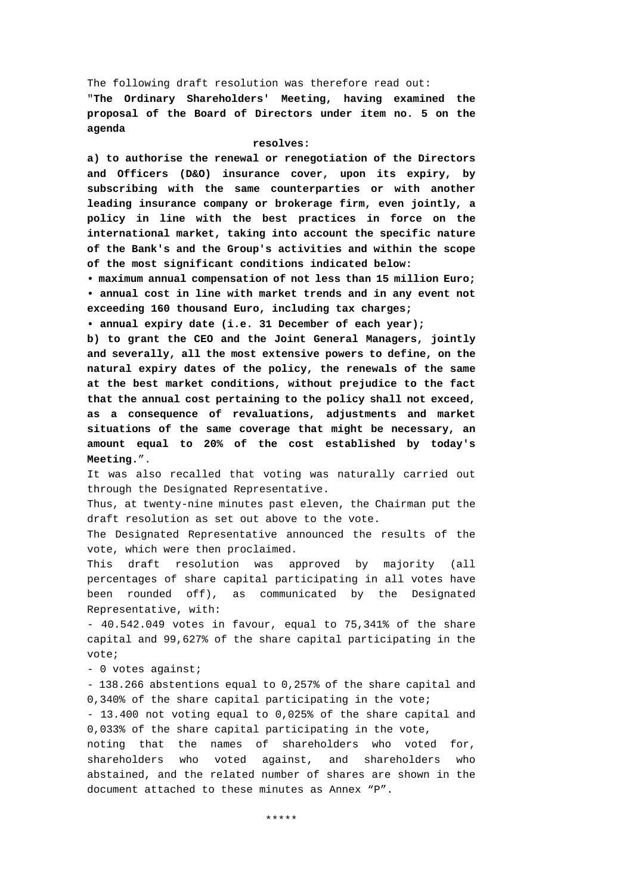The following draft resolution was therefore read out:

"**The Ordinary Shareholders' Meeting, having examined the proposal of the Board of Directors under item no. 5 on the agenda**

**resolves:**

**a) to authorise the renewal or renegotiation of the Directors and Officers (D&O) insurance cover, upon its expiry, by subscribing with the same counterparties or with another leading insurance company or brokerage firm, even jointly, a policy in line with the best practices in force on the international market, taking into account the specific nature of the Bank's and the Group's activities and within the scope of the most significant conditions indicated below:**

**• maximum annual compensation of not less than 15 million Euro;**

**• annual cost in line with market trends and in any event not exceeding 160 thousand Euro, including tax charges;**

**• annual expiry date (i.e. 31 December of each year);**

**b) to grant the CEO and the Joint General Managers, jointly and severally, all the most extensive powers to define, on the natural expiry dates of the policy, the renewals of the same at the best market conditions, without prejudice to the fact that the annual cost pertaining to the policy shall not exceed, as a consequence of revaluations, adjustments and market situations of the same coverage that might be necessary, an amount equal to 20% of the cost established by today's Meeting.**".

It was also recalled that voting was naturally carried out through the Designated Representative.

Thus, at twenty-nine minutes past eleven, the Chairman put the draft resolution as set out above to the vote.

The Designated Representative announced the results of the vote, which were then proclaimed.

This draft resolution was approved by majority (all percentages of share capital participating in all votes have been rounded off), as communicated by the Designated Representative, with:

- 40.542.049 votes in favour, equal to 75,341% of the share capital and 99,627% of the share capital participating in the vote;
- 0 votes against;
- 138.266 abstentions equal to 0,257% of the share capital and 0,340% of the share capital participating in the vote;
- 13.400 not voting equal to 0,025% of the share capital and 0,033% of the share capital participating in the vote,

noting that the names of shareholders who voted for, shareholders who voted against, and shareholders who abstained, and the related number of shares are shown in the document attached to these minutes as Annex "P".

*****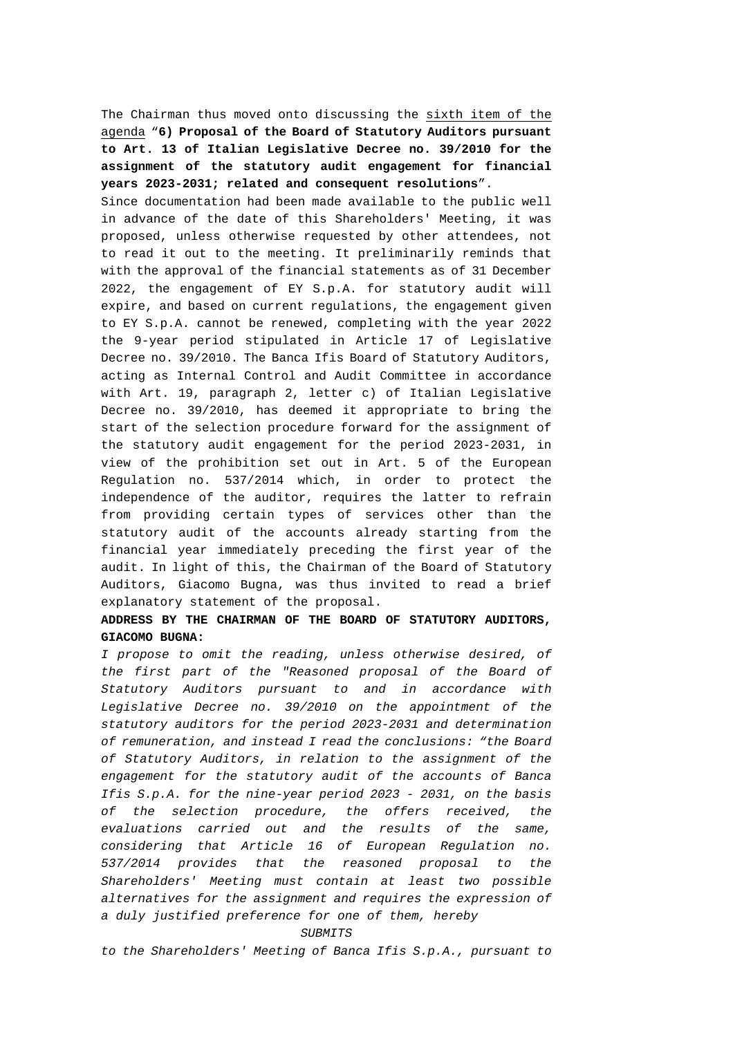The Chairman thus moved onto discussing the sixth item of the agenda “**6) Proposal of the Board of Statutory Auditors pursuant to Art. 13 of Italian Legislative Decree no. 39/2010 for the assignment of the statutory audit engagement for financial years 2023-2031; related and consequent resolutions**”.

Since documentation had been made available to the public well in advance of the date of this Shareholders' Meeting, it was proposed, unless otherwise requested by other attendees, not to read it out to the meeting. It preliminarily reminds that with the approval of the financial statements as of 31 December 2022, the engagement of EY S.p.A. for statutory audit will expire, and based on current regulations, the engagement given to EY S.p.A. cannot be renewed, completing with the year 2022 the 9-year period stipulated in Article 17 of Legislative Decree no. 39/2010. The Banca Ifis Board of Statutory Auditors, acting as Internal Control and Audit Committee in accordance with Art. 19, paragraph 2, letter c) of Italian Legislative Decree no. 39/2010, has deemed it appropriate to bring the start of the selection procedure forward for the assignment of the statutory audit engagement for the period 2023-2031, in view of the prohibition set out in Art. 5 of the European Regulation no. 537/2014 which, in order to protect the independence of the auditor, requires the latter to refrain from providing certain types of services other than the statutory audit of the accounts already starting from the financial year immediately preceding the first year of the audit. In light of this, the Chairman of the Board of Statutory Auditors, Giacomo Bugna, was thus invited to read a brief explanatory statement of the proposal.

**ADDRESS BY THE CHAIRMAN OF THE BOARD OF STATUTORY AUDITORS, GIACOMO BUGNA:**

*I propose to omit the reading, unless otherwise desired, of the first part of the "Reasoned proposal of the Board of Statutory Auditors pursuant to and in accordance with Legislative Decree no. 39/2010 on the appointment of the statutory auditors for the period 2023-2031 and determination of remuneration, and instead I read the conclusions: “the Board of Statutory Auditors, in relation to the assignment of the engagement for the statutory audit of the accounts of Banca Ifis S.p.A. for the nine-year period 2023 - 2031, on the basis of the selection procedure, the offers received, the evaluations carried out and the results of the same, considering that Article 16 of European Regulation no. 537/2014 provides that the reasoned proposal to the Shareholders' Meeting must contain at least two possible alternatives for the assignment and requires the expression of a duly justified preference for one of them, hereby*

*SUBMITS*

*to the Shareholders' Meeting of Banca Ifis S.p.A., pursuant to*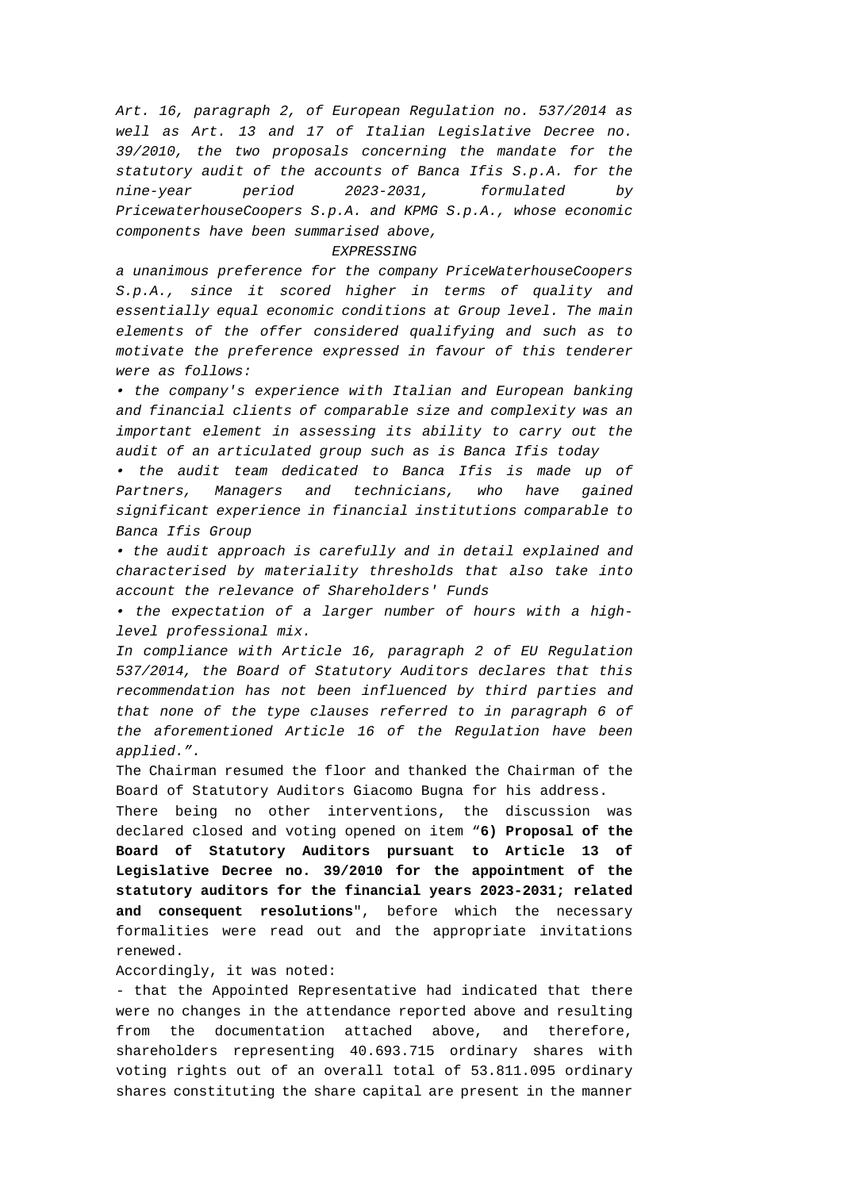*Art. 16, paragraph 2, of European Regulation no. 537/2014 as well as Art. 13 and 17 of Italian Legislative Decree no. 39/2010, the two proposals concerning the mandate for the statutory audit of the accounts of Banca Ifis S.p.A. for the nine-year period 2023-2031, formulated by PricewaterhouseCoopers S.p.A. and KPMG S.p.A., whose economic components have been summarised above,*

*EXPRESSING*

*a unanimous preference for the company PriceWaterhouseCoopers S.p.A., since it scored higher in terms of quality and essentially equal economic conditions at Group level. The main elements of the offer considered qualifying and such as to motivate the preference expressed in favour of this tenderer were as follows:*

*• the company's experience with Italian and European banking and financial clients of comparable size and complexity was an important element in assessing its ability to carry out the audit of an articulated group such as is Banca Ifis today*

*• the audit team dedicated to Banca Ifis is made up of Partners, Managers and technicians, who have gained significant experience in financial institutions comparable to Banca Ifis Group*

*• the audit approach is carefully and in detail explained and characterised by materiality thresholds that also take into account the relevance of Shareholders' Funds*

*• the expectation of a larger number of hours with a high-level professional mix.*

*In compliance with Article 16, paragraph 2 of EU Regulation 537/2014, the Board of Statutory Auditors declares that this recommendation has not been influenced by third parties and that none of the type clauses referred to in paragraph 6 of the aforementioned Article 16 of the Regulation have been applied.".*

The Chairman resumed the floor and thanked the Chairman of the Board of Statutory Auditors Giacomo Bugna for his address.

There being no other interventions, the discussion was declared closed and voting opened on item "**6) Proposal of the Board of Statutory Auditors pursuant to Article 13 of Legislative Decree no. 39/2010 for the appointment of the statutory auditors for the financial years 2023-2031; related and consequent resolutions**", before which the necessary formalities were read out and the appropriate invitations renewed.

Accordingly, it was noted:

- that the Appointed Representative had indicated that there were no changes in the attendance reported above and resulting from the documentation attached above, and therefore, shareholders representing 40.693.715 ordinary shares with voting rights out of an overall total of 53.811.095 ordinary shares constituting the share capital are present in the manner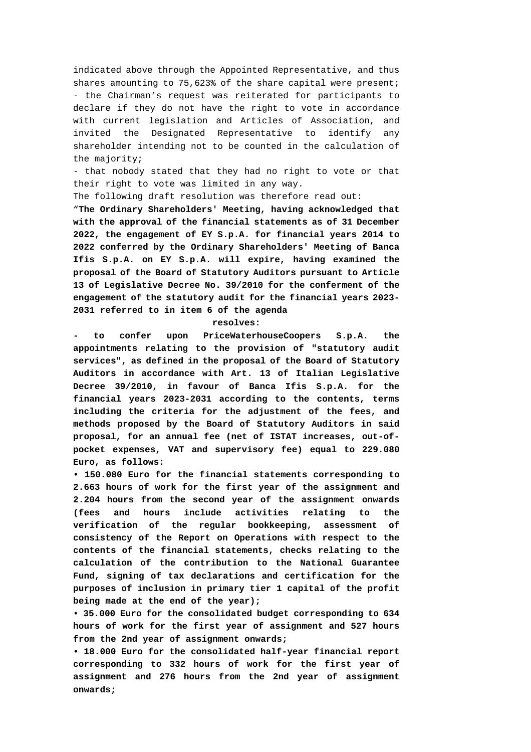indicated above through the Appointed Representative, and thus shares amounting to 75,623% of the share capital were present;

- the Chairman's request was reiterated for participants to declare if they do not have the right to vote in accordance with current legislation and Articles of Association, and invited the Designated Representative to identify any shareholder intending not to be counted in the calculation of the majority;
- that nobody stated that they had no right to vote or that their right to vote was limited in any way.

The following draft resolution was therefore read out:

"**The Ordinary Shareholders' Meeting, having acknowledged that with the approval of the financial statements as of 31 December 2022, the engagement of EY S.p.A. for financial years 2014 to 2022 conferred by the Ordinary Shareholders' Meeting of Banca Ifis S.p.A. on EY S.p.A. will expire, having examined the proposal of the Board of Statutory Auditors pursuant to Article 13 of Legislative Decree No. 39/2010 for the conferment of the engagement of the statutory audit for the financial years 2023-2031 referred to in item 6 of the agenda**

**resolves:**

**- to confer upon PriceWaterhouseCoopers S.p.A. the appointments relating to the provision of "statutory audit services", as defined in the proposal of the Board of Statutory Auditors in accordance with Art. 13 of Italian Legislative Decree 39/2010, in favour of Banca Ifis S.p.A. for the financial years 2023-2031 according to the contents, terms including the criteria for the adjustment of the fees, and methods proposed by the Board of Statutory Auditors in said proposal, for an annual fee (net of ISTAT increases, out-of-pocket expenses, VAT and supervisory fee) equal to 229.080 Euro, as follows:**

**• 150.080 Euro for the financial statements corresponding to 2.663 hours of work for the first year of the assignment and 2.204 hours from the second year of the assignment onwards (fees and hours include activities relating to the verification of the regular bookkeeping, assessment of consistency of the Report on Operations with respect to the contents of the financial statements, checks relating to the calculation of the contribution to the National Guarantee Fund, signing of tax declarations and certification for the purposes of inclusion in primary tier 1 capital of the profit being made at the end of the year);**

**• 35.000 Euro for the consolidated budget corresponding to 634 hours of work for the first year of assignment and 527 hours from the 2nd year of assignment onwards;**

**• 18.000 Euro for the consolidated half-year financial report corresponding to 332 hours of work for the first year of assignment and 276 hours from the 2nd year of assignment onwards;**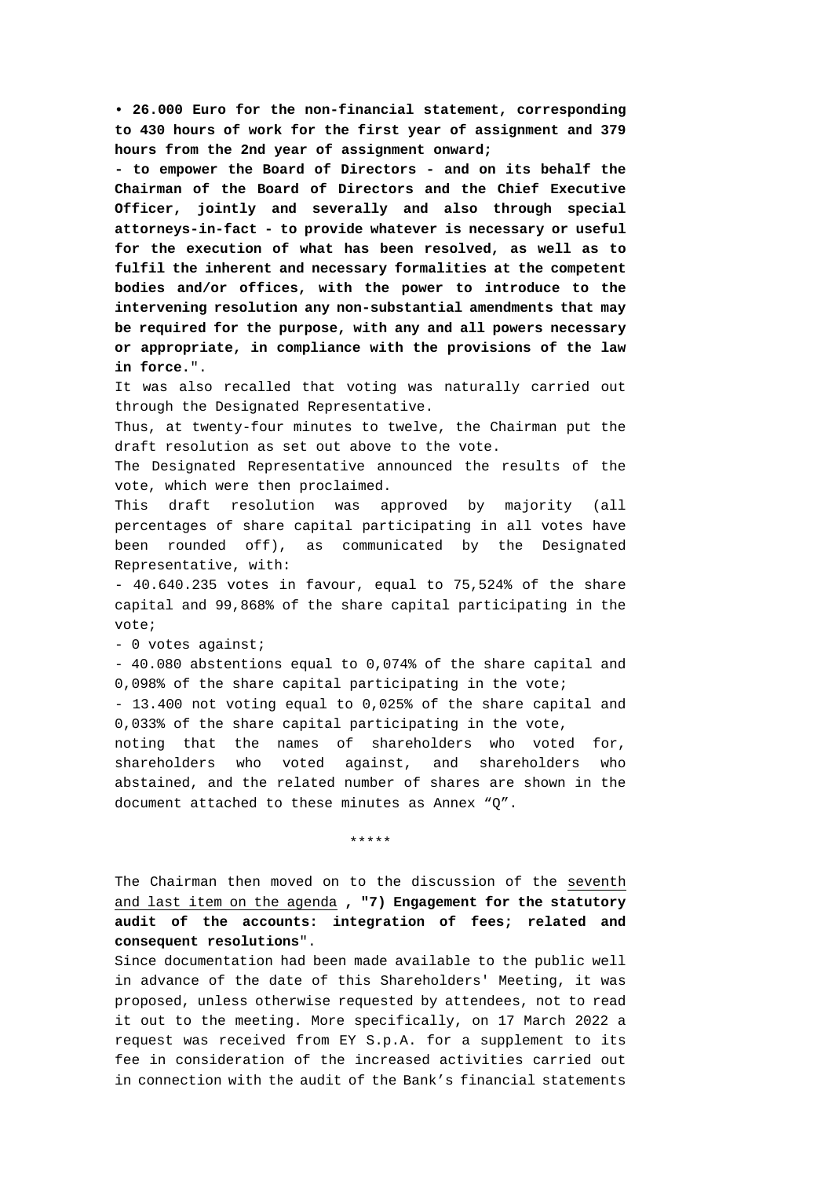**• 26.000 Euro for the non-financial statement, corresponding to 430 hours of work for the first year of assignment and 379 hours from the 2nd year of assignment onward;**

**- to empower the Board of Directors - and on its behalf the Chairman of the Board of Directors and the Chief Executive Officer, jointly and severally and also through special attorneys-in-fact - to provide whatever is necessary or useful for the execution of what has been resolved, as well as to fulfil the inherent and necessary formalities at the competent bodies and/or offices, with the power to introduce to the intervening resolution any non-substantial amendments that may be required for the purpose, with any and all powers necessary or appropriate, in compliance with the provisions of the law in force.**".

It was also recalled that voting was naturally carried out through the Designated Representative.

Thus, at twenty-four minutes to twelve, the Chairman put the draft resolution as set out above to the vote.

The Designated Representative announced the results of the vote, which were then proclaimed.

This draft resolution was approved by majority (all percentages of share capital participating in all votes have been rounded off), as communicated by the Designated Representative, with:

- 40.640.235 votes in favour, equal to 75,524% of the share capital and 99,868% of the share capital participating in the vote;
- 0 votes against;
- 40.080 abstentions equal to 0,074% of the share capital and 0,098% of the share capital participating in the vote;
- 13.400 not voting equal to 0,025% of the share capital and 0,033% of the share capital participating in the vote,

noting that the names of shareholders who voted for, shareholders who voted against, and shareholders who abstained, and the related number of shares are shown in the document attached to these minutes as Annex "Q".

*****

The Chairman then moved on to the discussion of the seventh and last item on the agenda **, "7) Engagement for the statutory audit of the accounts: integration of fees; related and consequent resolutions**".

Since documentation had been made available to the public well in advance of the date of this Shareholders' Meeting, it was proposed, unless otherwise requested by attendees, not to read it out to the meeting. More specifically, on 17 March 2022 a request was received from EY S.p.A. for a supplement to its fee in consideration of the increased activities carried out in connection with the audit of the Bank's financial statements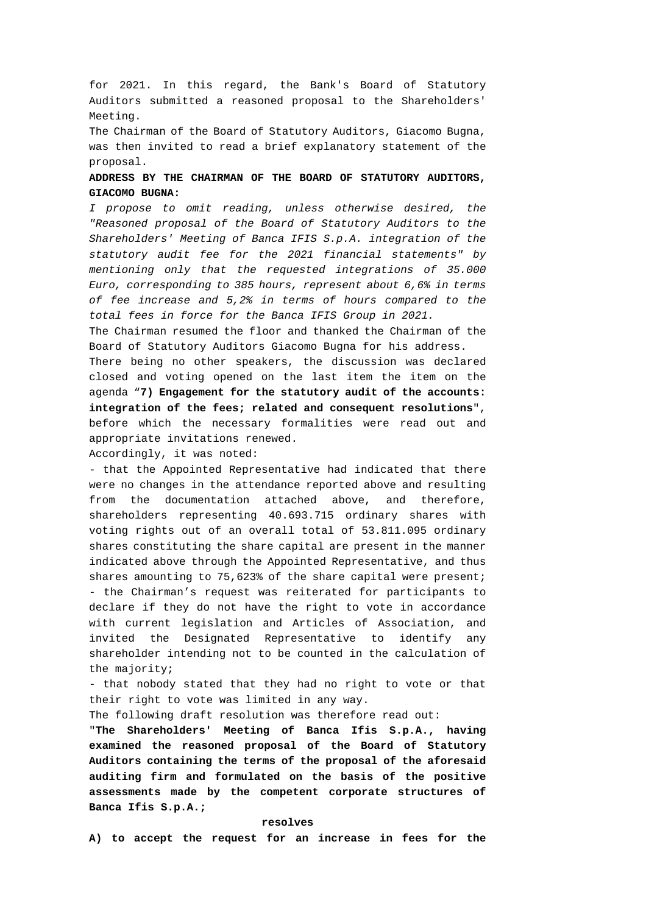for 2021. In this regard, the Bank's Board of Statutory Auditors submitted a reasoned proposal to the Shareholders' Meeting.

The Chairman of the Board of Statutory Auditors, Giacomo Bugna, was then invited to read a brief explanatory statement of the proposal.

**ADDRESS BY THE CHAIRMAN OF THE BOARD OF STATUTORY AUDITORS, GIACOMO BUGNA:**

*I propose to omit reading, unless otherwise desired, the "Reasoned proposal of the Board of Statutory Auditors to the Shareholders' Meeting of Banca IFIS S.p.A. integration of the statutory audit fee for the 2021 financial statements" by mentioning only that the requested integrations of 35.000 Euro, corresponding to 385 hours, represent about 6,6% in terms of fee increase and 5,2% in terms of hours compared to the total fees in force for the Banca IFIS Group in 2021.*

The Chairman resumed the floor and thanked the Chairman of the Board of Statutory Auditors Giacomo Bugna for his address.

There being no other speakers, the discussion was declared closed and voting opened on the last item the item on the agenda "**7) Engagement for the statutory audit of the accounts: integration of the fees; related and consequent resolutions**", before which the necessary formalities were read out and appropriate invitations renewed.

Accordingly, it was noted:

- that the Appointed Representative had indicated that there were no changes in the attendance reported above and resulting from the documentation attached above, and therefore, shareholders representing 40.693.715 ordinary shares with voting rights out of an overall total of 53.811.095 ordinary shares constituting the share capital are present in the manner indicated above through the Appointed Representative, and thus shares amounting to 75,623% of the share capital were present;
- the Chairman's request was reiterated for participants to declare if they do not have the right to vote in accordance with current legislation and Articles of Association, and invited the Designated Representative to identify any shareholder intending not to be counted in the calculation of the majority;
- that nobody stated that they had no right to vote or that their right to vote was limited in any way.

The following draft resolution was therefore read out:

"**The Shareholders' Meeting of Banca Ifis S.p.A., having examined the reasoned proposal of the Board of Statutory Auditors containing the terms of the proposal of the aforesaid auditing firm and formulated on the basis of the positive assessments made by the competent corporate structures of Banca Ifis S.p.A.;**

**resolves**

**A) to accept the request for an increase in fees for the**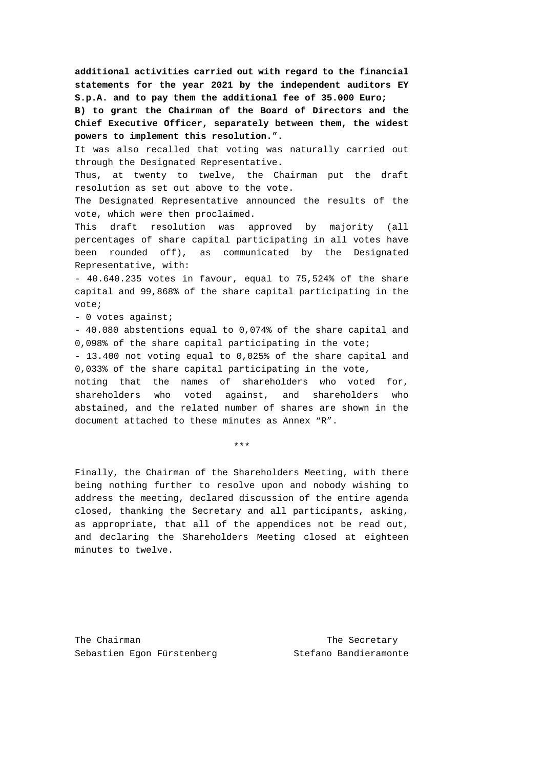**additional activities carried out with regard to the financial statements for the year 2021 by the independent auditors EY S.p.A. and to pay them the additional fee of 35.000 Euro;**

**B) to grant the Chairman of the Board of Directors and the Chief Executive Officer, separately between them, the widest powers to implement this resolution.**".

It was also recalled that voting was naturally carried out through the Designated Representative.

Thus, at twenty to twelve, the Chairman put the draft resolution as set out above to the vote.

The Designated Representative announced the results of the vote, which were then proclaimed.

This draft resolution was approved by majority (all percentages of share capital participating in all votes have been rounded off), as communicated by the Designated Representative, with:

- 40.640.235 votes in favour, equal to 75,524% of the share capital and 99,868% of the share capital participating in the vote;
- 0 votes against;
- 40.080 abstentions equal to 0,074% of the share capital and 0,098% of the share capital participating in the vote;
- 13.400 not voting equal to 0,025% of the share capital and 0,033% of the share capital participating in the vote,

noting that the names of shareholders who voted for, shareholders who voted against, and shareholders who abstained, and the related number of shares are shown in the document attached to these minutes as Annex "R".

\*\*\*

Finally, the Chairman of the Shareholders Meeting, with there being nothing further to resolve upon and nobody wishing to address the meeting, declared discussion of the entire agenda closed, thanking the Secretary and all participants, asking, as appropriate, that all of the appendices not be read out, and declaring the Shareholders Meeting closed at eighteen minutes to twelve.

| | |
|---|---|
| The Chairman | The Secretary |
| Sebastien Egon Fürstenberg | Stefano Bandieramonte |